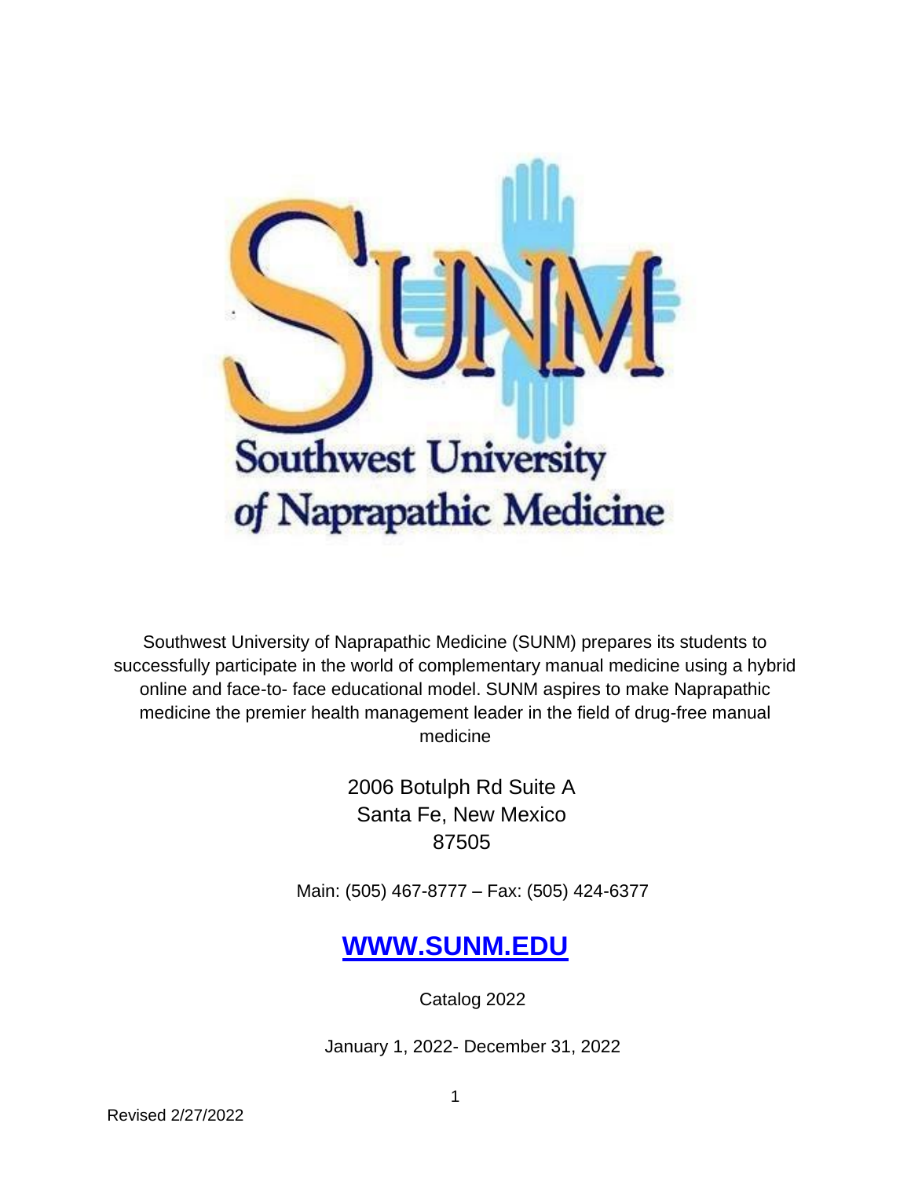# Southwest University of Naprapathic Medicine

Southwest University of Naprapathic Medicine (SUNM) prepares its students to successfully participate in the world of complementary manual medicine using a hybrid online and face-to- face educational model. SUNM aspires to make Naprapathic medicine the premier health management leader in the field of drug-free manual medicine

2006 Botulph Rd Suite A
Santa Fe, New Mexico
87505

Main: (505) 467-8777 – Fax: (505) 424-6377

**[WWW.SUNM.EDU](http://WWW.SUNM.EDU)**

Catalog 2022

January 1, 2022- December 31, 2022

Revised 2/27/2022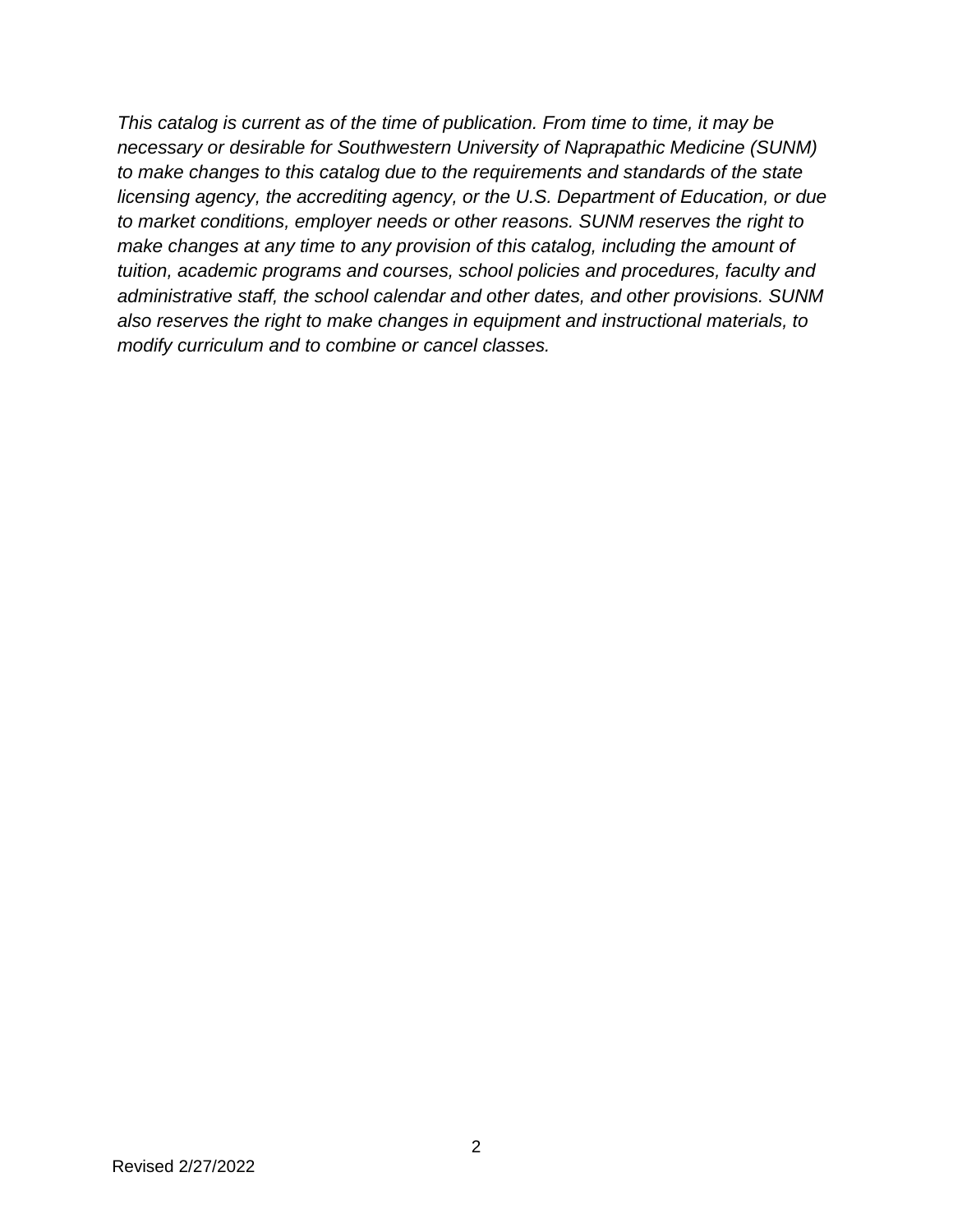*This catalog is current as of the time of publication. From time to time, it may be necessary or desirable for Southwestern University of Naprapathic Medicine (SUNM) to make changes to this catalog due to the requirements and standards of the state licensing agency, the accrediting agency, or the U.S. Department of Education, or due to market conditions, employer needs or other reasons. SUNM reserves the right to make changes at any time to any provision of this catalog, including the amount of tuition, academic programs and courses, school policies and procedures, faculty and administrative staff, the school calendar and other dates, and other provisions. SUNM also reserves the right to make changes in equipment and instructional materials, to modify curriculum and to combine or cancel classes.*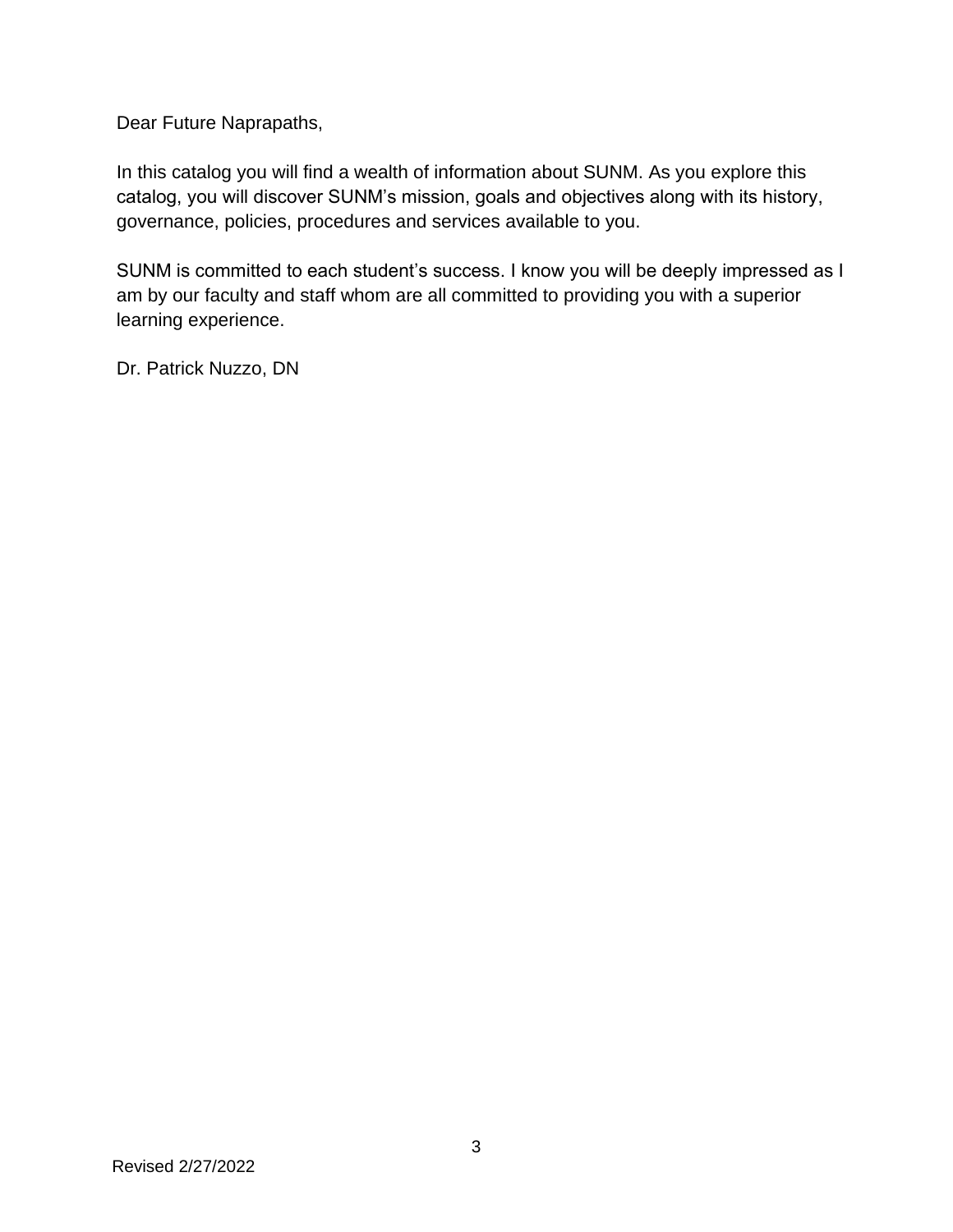Dear Future Naprapaths,

In this catalog you will find a wealth of information about SUNM. As you explore this catalog, you will discover SUNM's mission, goals and objectives along with its history, governance, policies, procedures and services available to you.

SUNM is committed to each student's success. I know you will be deeply impressed as I am by our faculty and staff whom are all committed to providing you with a superior learning experience.

Dr. Patrick Nuzzo, DN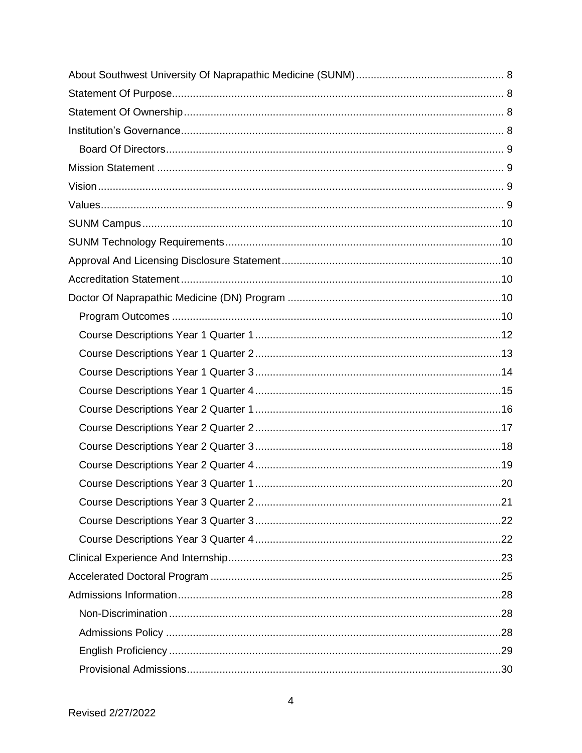About Southwest University Of Naprapathic Medicine (SUNM) ........ 8

Statement Of Purpose ........ 8

Statement Of Ownership ........ 8

Institution's Governance ........ 8

- Board Of Directors ........ 9

Mission Statement ........ 9

Vision ........ 9

Values ........ 9

SUNM Campus ........ 10

SUNM Technology Requirements ........ 10

Approval And Licensing Disclosure Statement ........ 10

Accreditation Statement ........ 10

Doctor Of Naprapathic Medicine (DN) Program ........ 10

- Program Outcomes ........ 10
- Course Descriptions Year 1 Quarter 1 ........ 12
- Course Descriptions Year 1 Quarter 2 ........ 13
- Course Descriptions Year 1 Quarter 3 ........ 14
- Course Descriptions Year 1 Quarter 4 ........ 15
- Course Descriptions Year 2 Quarter 1 ........ 16
- Course Descriptions Year 2 Quarter 2 ........ 17
- Course Descriptions Year 2 Quarter 3 ........ 18
- Course Descriptions Year 2 Quarter 4 ........ 19
- Course Descriptions Year 3 Quarter 1 ........ 20
- Course Descriptions Year 3 Quarter 2 ........ 21
- Course Descriptions Year 3 Quarter 3 ........ 22
- Course Descriptions Year 3 Quarter 4 ........ 22

Clinical Experience And Internship ........ 23

Accelerated Doctoral Program ........ 25

Admissions Information ........ 28

- Non-Discrimination ........ 28
- Admissions Policy ........ 28
- English Proficiency ........ 29
- Provisional Admissions ........ 30

Revised 2/27/2022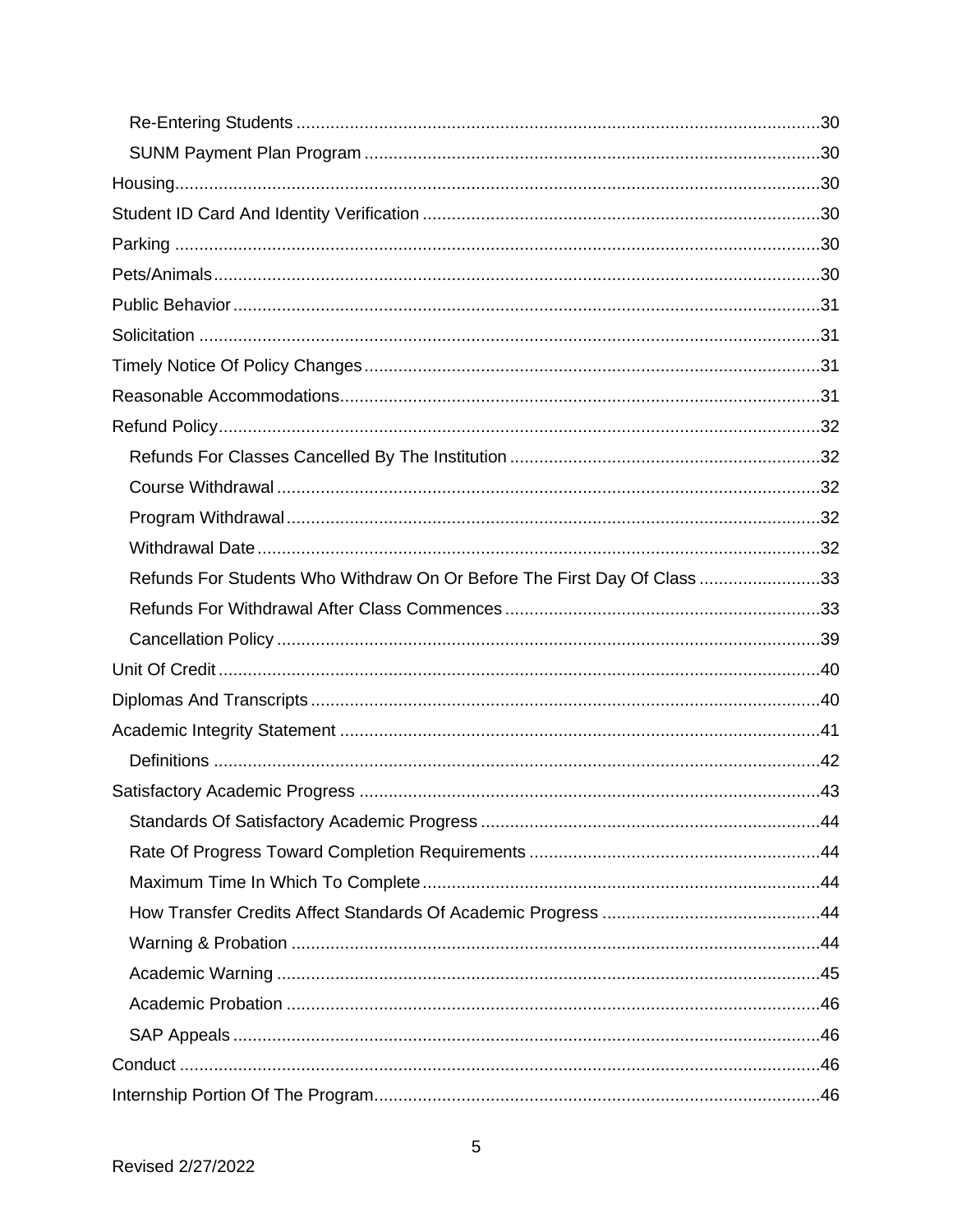- Re-Entering Students ... 30
- SUNM Payment Plan Program ... 30

Housing ... 30

Student ID Card And Identity Verification ... 30

Parking ... 30

Pets/Animals ... 30

Public Behavior ... 31

Solicitation ... 31

Timely Notice Of Policy Changes ... 31

Reasonable Accommodations ... 31

Refund Policy ... 32

- Refunds For Classes Cancelled By The Institution ... 32
- Course Withdrawal ... 32
- Program Withdrawal ... 32
- Withdrawal Date ... 32
- Refunds For Students Who Withdraw On Or Before The First Day Of Class ... 33
- Refunds For Withdrawal After Class Commences ... 33
- Cancellation Policy ... 39

Unit Of Credit ... 40

Diplomas And Transcripts ... 40

Academic Integrity Statement ... 41

- Definitions ... 42

Satisfactory Academic Progress ... 43

- Standards Of Satisfactory Academic Progress ... 44
- Rate Of Progress Toward Completion Requirements ... 44
- Maximum Time In Which To Complete ... 44
- How Transfer Credits Affect Standards Of Academic Progress ... 44
- Warning & Probation ... 44
- Academic Warning ... 45
- Academic Probation ... 46
- SAP Appeals ... 46

Conduct ... 46

Internship Portion Of The Program ... 46

Revised 2/27/2022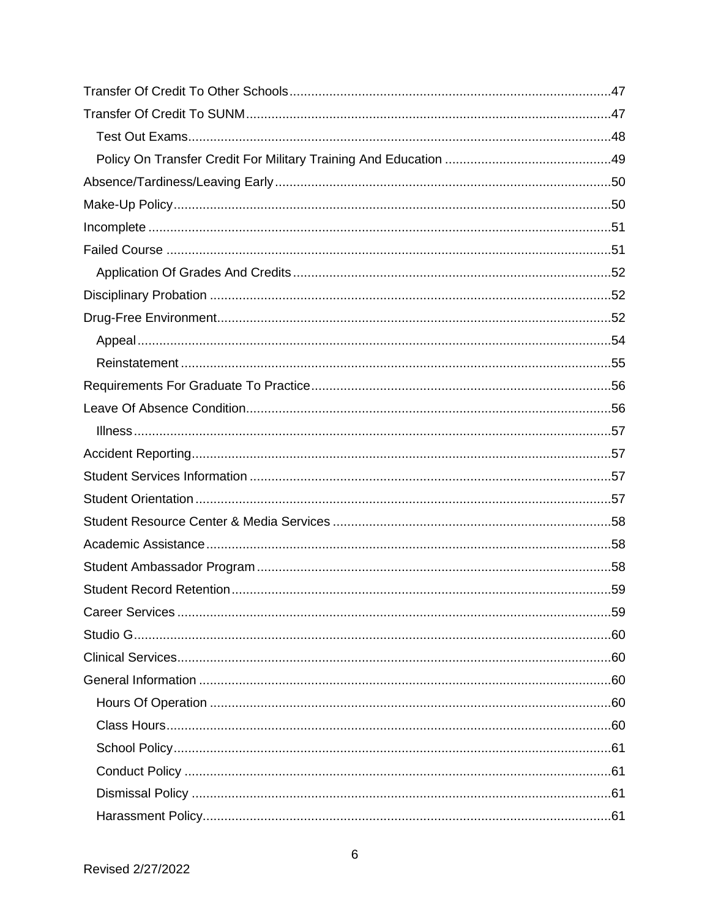Transfer Of Credit To Other Schools........................................................................................47

Transfer Of Credit To SUNM....................................................................................................47

Test Out Exams....................................................................................................................48

Policy On Transfer Credit For Military Training And Education ..............................................49

Absence/Tardiness/Leaving Early............................................................................................50

Make-Up Policy........................................................................................................................50

Incomplete ...............................................................................................................................51

Failed Course ..........................................................................................................................51

Application Of Grades And Credits.......................................................................................52

Disciplinary Probation ..............................................................................................................52

Drug-Free Environment............................................................................................................52

Appeal..................................................................................................................................54

Reinstatement ......................................................................................................................55

Requirements For Graduate To Practice.................................................................................56

Leave Of Absence Condition....................................................................................................56

Illness...................................................................................................................................57

Accident Reporting...................................................................................................................57

Student Services Information ...................................................................................................57

Student Orientation..................................................................................................................57

Student Resource Center & Media Services ............................................................................58

Academic Assistance...............................................................................................................58

Student Ambassador Program.................................................................................................58

Student Record Retention........................................................................................................59

Career Services .......................................................................................................................59

Studio G...................................................................................................................................60

Clinical Services.......................................................................................................................60

General Information .................................................................................................................60

Hours Of Operation ..............................................................................................................60

Class Hours..........................................................................................................................60

School Policy........................................................................................................................61

Conduct Policy .....................................................................................................................61

Dismissal Policy ...................................................................................................................61

Harassment Policy................................................................................................................61

Revised 2/27/2022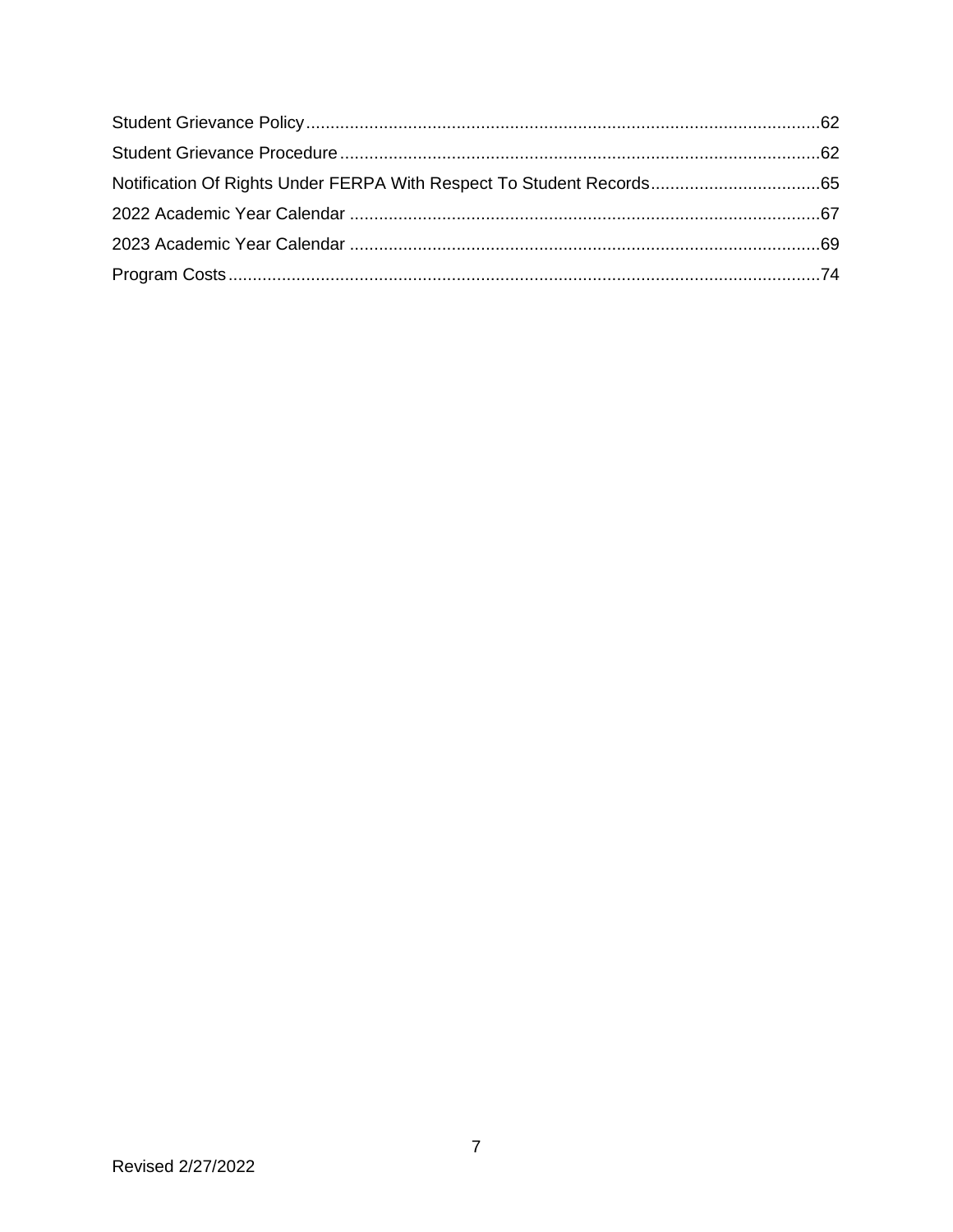Student Grievance Policy ........................................................................................................ 62

Student Grievance Procedure .................................................................................................. 62

Notification Of Rights Under FERPA With Respect To Student Records .................................. 65

2022 Academic Year Calendar ................................................................................................. 67

2023 Academic Year Calendar ................................................................................................. 69

Program Costs ......................................................................................................................... 74

Revised 2/27/2022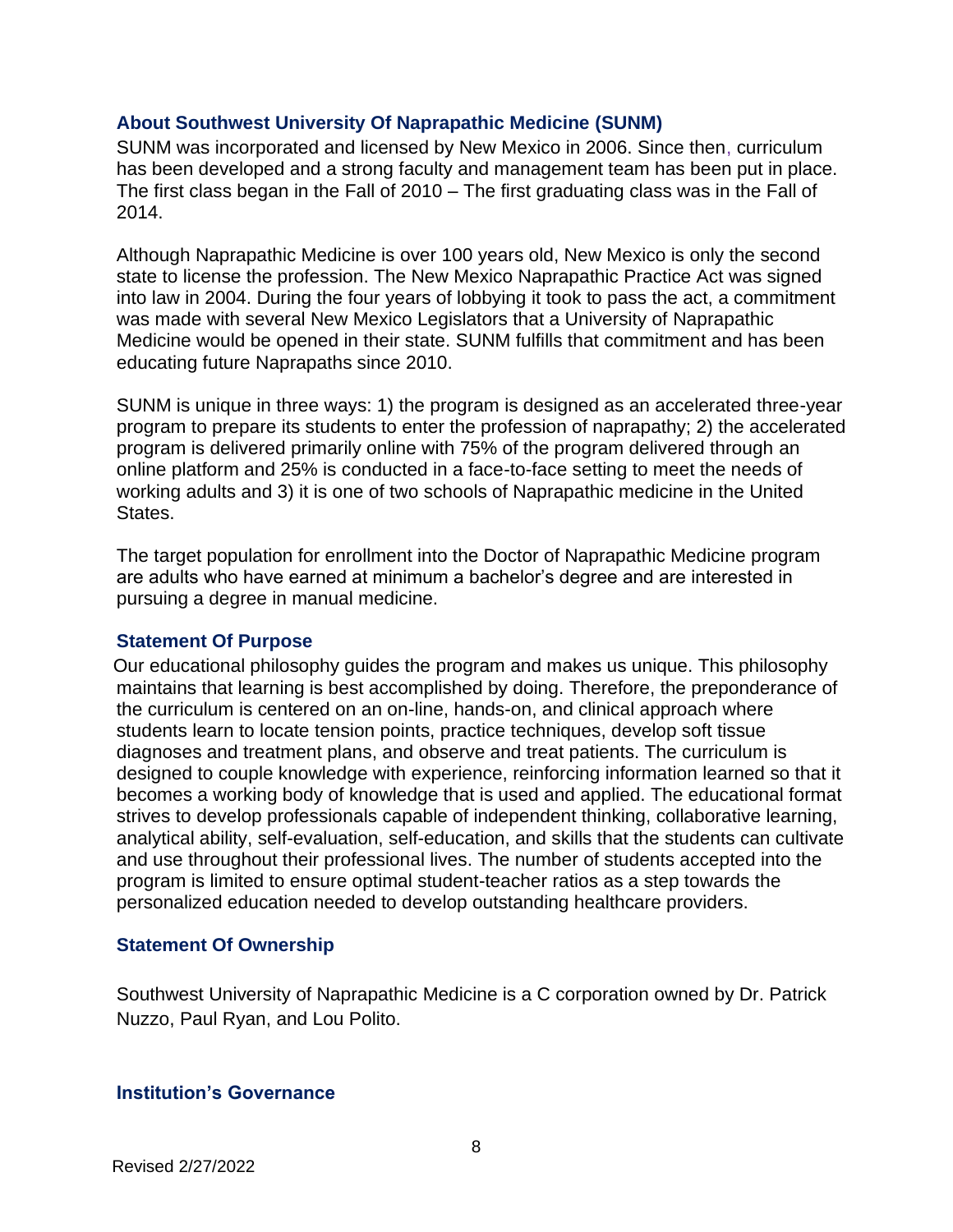## About Southwest University Of Naprapathic Medicine (SUNM)

SUNM was incorporated and licensed by New Mexico in 2006. Since then, curriculum has been developed and a strong faculty and management team has been put in place. The first class began in the Fall of 2010 – The first graduating class was in the Fall of 2014.

Although Naprapathic Medicine is over 100 years old, New Mexico is only the second state to license the profession. The New Mexico Naprapathic Practice Act was signed into law in 2004. During the four years of lobbying it took to pass the act, a commitment was made with several New Mexico Legislators that a University of Naprapathic Medicine would be opened in their state. SUNM fulfills that commitment and has been educating future Naprapaths since 2010.

SUNM is unique in three ways: 1) the program is designed as an accelerated three-year program to prepare its students to enter the profession of naprapathy; 2) the accelerated program is delivered primarily online with 75% of the program delivered through an online platform and 25% is conducted in a face-to-face setting to meet the needs of working adults and 3) it is one of two schools of Naprapathic medicine in the United States.

The target population for enrollment into the Doctor of Naprapathic Medicine program are adults who have earned at minimum a bachelor's degree and are interested in pursuing a degree in manual medicine.

## Statement Of Purpose

Our educational philosophy guides the program and makes us unique. This philosophy maintains that learning is best accomplished by doing. Therefore, the preponderance of the curriculum is centered on an on-line, hands-on, and clinical approach where students learn to locate tension points, practice techniques, develop soft tissue diagnoses and treatment plans, and observe and treat patients. The curriculum is designed to couple knowledge with experience, reinforcing information learned so that it becomes a working body of knowledge that is used and applied. The educational format strives to develop professionals capable of independent thinking, collaborative learning, analytical ability, self-evaluation, self-education, and skills that the students can cultivate and use throughout their professional lives. The number of students accepted into the program is limited to ensure optimal student-teacher ratios as a step towards the personalized education needed to develop outstanding healthcare providers.

## Statement Of Ownership

Southwest University of Naprapathic Medicine is a C corporation owned by Dr. Patrick Nuzzo, Paul Ryan, and Lou Polito.

## Institution's Governance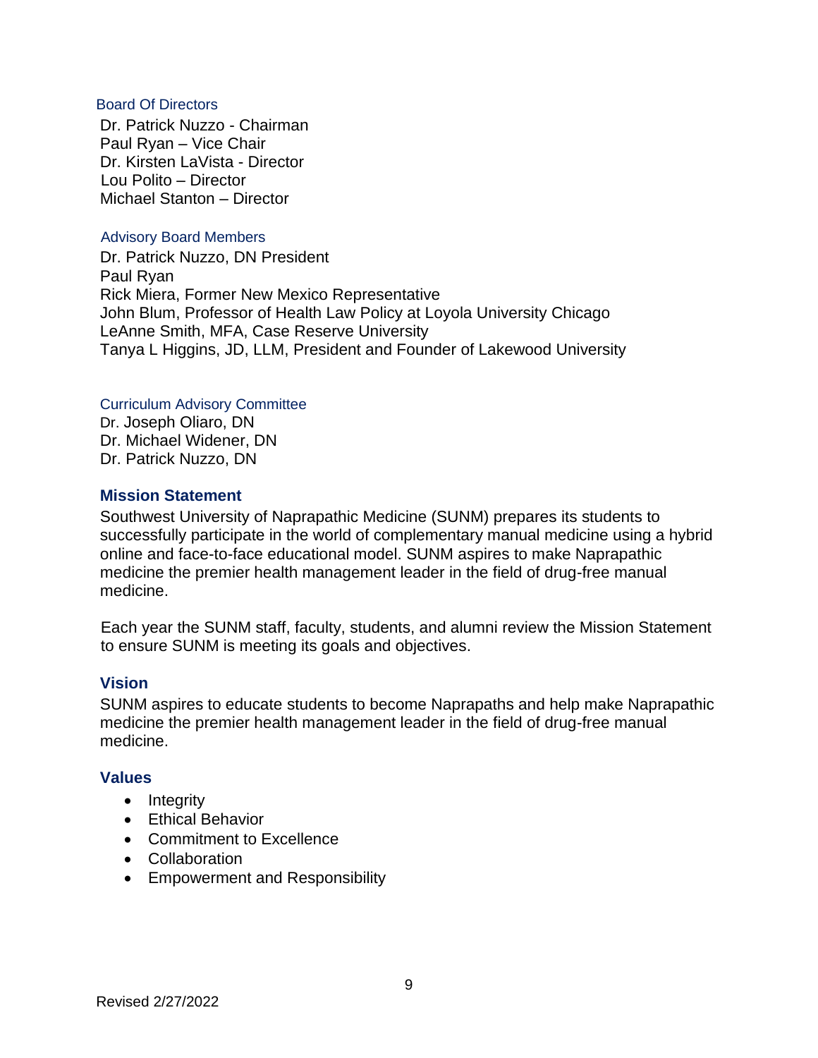### Board Of Directors

Dr. Patrick Nuzzo - Chairman
Paul Ryan – Vice Chair
Dr. Kirsten LaVista - Director
Lou Polito – Director
Michael Stanton – Director

### Advisory Board Members

Dr. Patrick Nuzzo, DN President
Paul Ryan
Rick Miera, Former New Mexico Representative
John Blum, Professor of Health Law Policy at Loyola University Chicago
LeAnne Smith, MFA, Case Reserve University
Tanya L Higgins, JD, LLM, President and Founder of Lakewood University

### Curriculum Advisory Committee

Dr. Joseph Oliaro, DN
Dr. Michael Widener, DN
Dr. Patrick Nuzzo, DN

## Mission Statement

Southwest University of Naprapathic Medicine (SUNM) prepares its students to successfully participate in the world of complementary manual medicine using a hybrid online and face-to-face educational model. SUNM aspires to make Naprapathic medicine the premier health management leader in the field of drug-free manual medicine.

Each year the SUNM staff, faculty, students, and alumni review the Mission Statement to ensure SUNM is meeting its goals and objectives.

## Vision

SUNM aspires to educate students to become Naprapaths and help make Naprapathic medicine the premier health management leader in the field of drug-free manual medicine.

## Values

- Integrity
- Ethical Behavior
- Commitment to Excellence
- Collaboration
- Empowerment and Responsibility

Revised 2/27/2022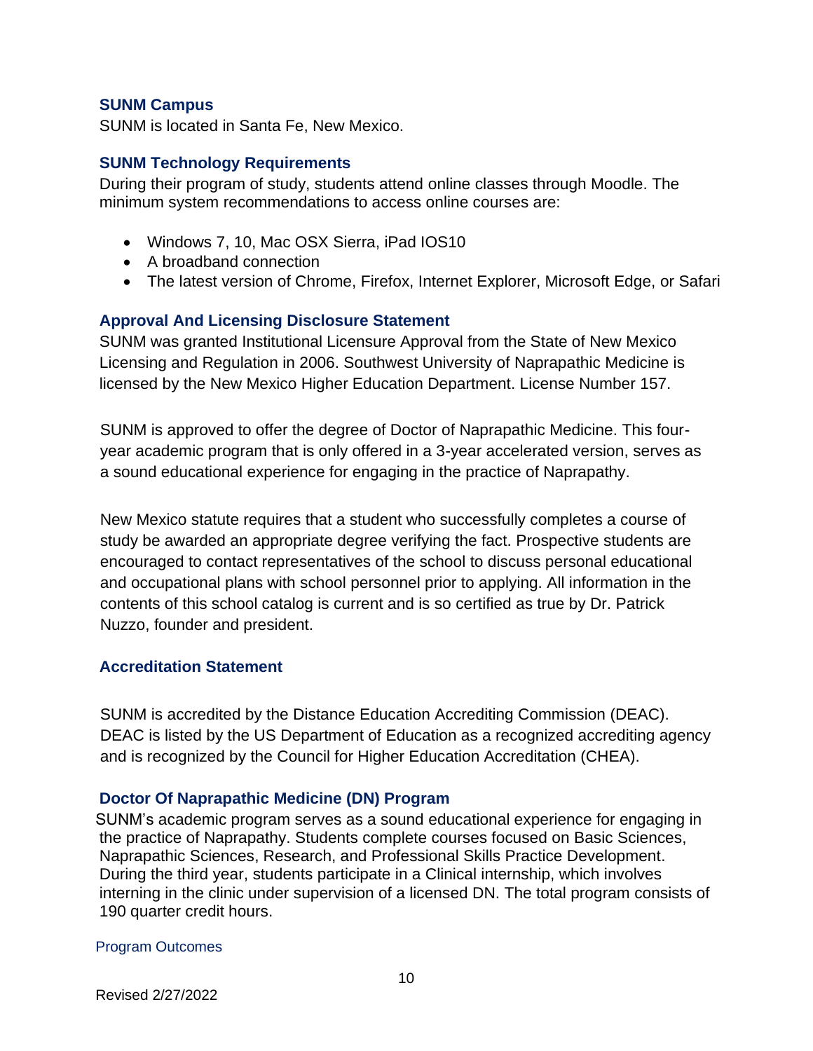## SUNM Campus

SUNM is located in Santa Fe, New Mexico.

## SUNM Technology Requirements

During their program of study, students attend online classes through Moodle. The minimum system recommendations to access online courses are:

- Windows 7, 10, Mac OSX Sierra, iPad IOS10
- A broadband connection
- The latest version of Chrome, Firefox, Internet Explorer, Microsoft Edge, or Safari

## Approval And Licensing Disclosure Statement

SUNM was granted Institutional Licensure Approval from the State of New Mexico Licensing and Regulation in 2006. Southwest University of Naprapathic Medicine is licensed by the New Mexico Higher Education Department. License Number 157.

SUNM is approved to offer the degree of Doctor of Naprapathic Medicine. This four-year academic program that is only offered in a 3-year accelerated version, serves as a sound educational experience for engaging in the practice of Naprapathy.

New Mexico statute requires that a student who successfully completes a course of study be awarded an appropriate degree verifying the fact. Prospective students are encouraged to contact representatives of the school to discuss personal educational and occupational plans with school personnel prior to applying. All information in the contents of this school catalog is current and is so certified as true by Dr. Patrick Nuzzo, founder and president.

## Accreditation Statement

SUNM is accredited by the Distance Education Accrediting Commission (DEAC). DEAC is listed by the US Department of Education as a recognized accrediting agency and is recognized by the Council for Higher Education Accreditation (CHEA).

## Doctor Of Naprapathic Medicine (DN) Program

SUNM's academic program serves as a sound educational experience for engaging in the practice of Naprapathy. Students complete courses focused on Basic Sciences, Naprapathic Sciences, Research, and Professional Skills Practice Development. During the third year, students participate in a Clinical internship, which involves interning in the clinic under supervision of a licensed DN. The total program consists of 190 quarter credit hours.

### Program Outcomes

Revised 2/27/2022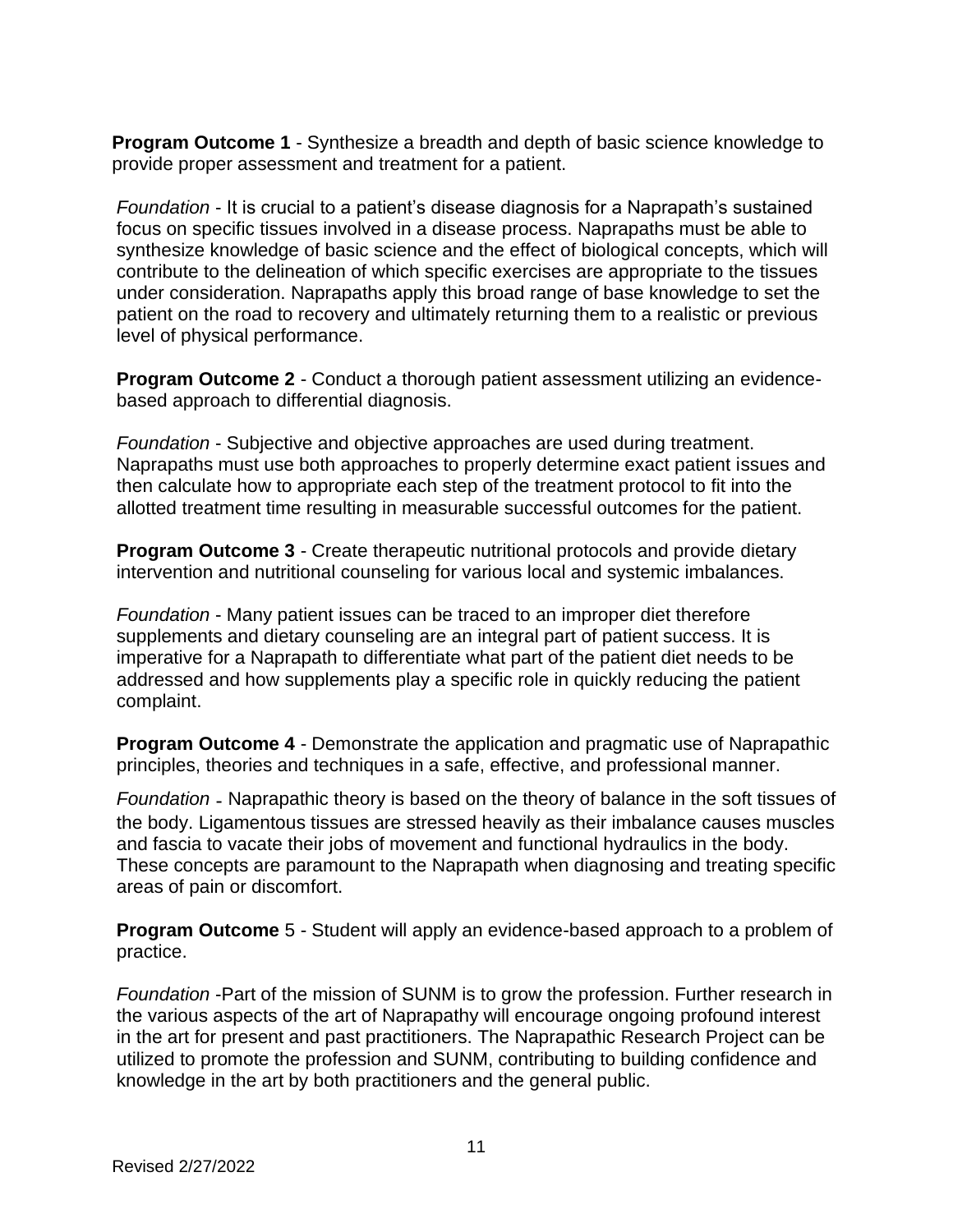**Program Outcome 1** - Synthesize a breadth and depth of basic science knowledge to provide proper assessment and treatment for a patient.

*Foundation* - It is crucial to a patient's disease diagnosis for a Naprapath's sustained focus on specific tissues involved in a disease process. Naprapaths must be able to synthesize knowledge of basic science and the effect of biological concepts, which will contribute to the delineation of which specific exercises are appropriate to the tissues under consideration. Naprapaths apply this broad range of base knowledge to set the patient on the road to recovery and ultimately returning them to a realistic or previous level of physical performance.

**Program Outcome 2** - Conduct a thorough patient assessment utilizing an evidence-based approach to differential diagnosis.

*Foundation* - Subjective and objective approaches are used during treatment. Naprapaths must use both approaches to properly determine exact patient issues and then calculate how to appropriate each step of the treatment protocol to fit into the allotted treatment time resulting in measurable successful outcomes for the patient.

**Program Outcome 3** - Create therapeutic nutritional protocols and provide dietary intervention and nutritional counseling for various local and systemic imbalances.

*Foundation* - Many patient issues can be traced to an improper diet therefore supplements and dietary counseling are an integral part of patient success. It is imperative for a Naprapath to differentiate what part of the patient diet needs to be addressed and how supplements play a specific role in quickly reducing the patient complaint.

**Program Outcome 4** - Demonstrate the application and pragmatic use of Naprapathic principles, theories and techniques in a safe, effective, and professional manner.

*Foundation* - Naprapathic theory is based on the theory of balance in the soft tissues of the body. Ligamentous tissues are stressed heavily as their imbalance causes muscles and fascia to vacate their jobs of movement and functional hydraulics in the body. These concepts are paramount to the Naprapath when diagnosing and treating specific areas of pain or discomfort.

**Program Outcome** 5 - Student will apply an evidence-based approach to a problem of practice.

*Foundation* -Part of the mission of SUNM is to grow the profession. Further research in the various aspects of the art of Naprapathy will encourage ongoing profound interest in the art for present and past practitioners. The Naprapathic Research Project can be utilized to promote the profession and SUNM, contributing to building confidence and knowledge in the art by both practitioners and the general public.

Revised 2/27/2022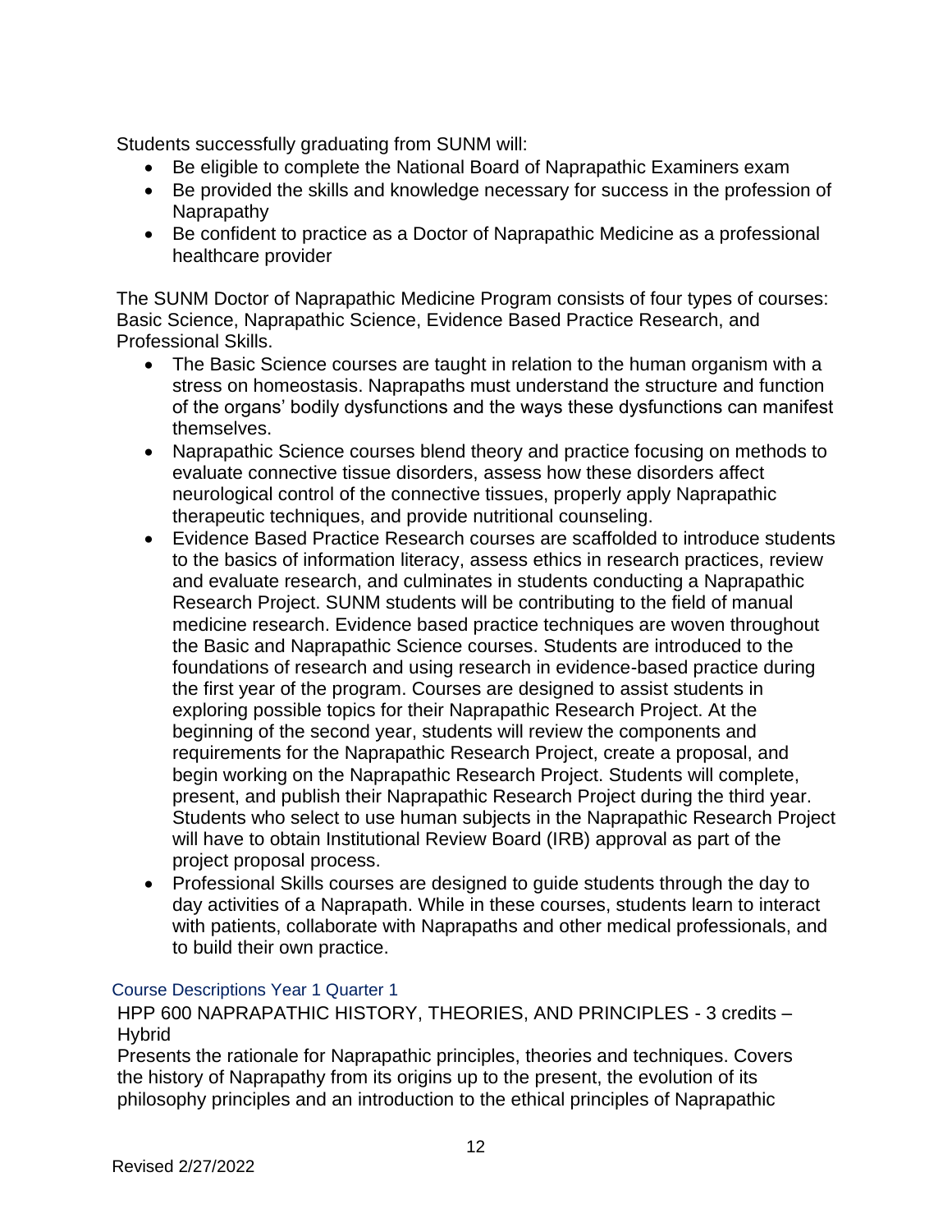Students successfully graduating from SUNM will:

- Be eligible to complete the National Board of Naprapathic Examiners exam
- Be provided the skills and knowledge necessary for success in the profession of Naprapathy
- Be confident to practice as a Doctor of Naprapathic Medicine as a professional healthcare provider

The SUNM Doctor of Naprapathic Medicine Program consists of four types of courses: Basic Science, Naprapathic Science, Evidence Based Practice Research, and Professional Skills.

- The Basic Science courses are taught in relation to the human organism with a stress on homeostasis. Naprapaths must understand the structure and function of the organs' bodily dysfunctions and the ways these dysfunctions can manifest themselves.
- Naprapathic Science courses blend theory and practice focusing on methods to evaluate connective tissue disorders, assess how these disorders affect neurological control of the connective tissues, properly apply Naprapathic therapeutic techniques, and provide nutritional counseling.
- Evidence Based Practice Research courses are scaffolded to introduce students to the basics of information literacy, assess ethics in research practices, review and evaluate research, and culminates in students conducting a Naprapathic Research Project. SUNM students will be contributing to the field of manual medicine research. Evidence based practice techniques are woven throughout the Basic and Naprapathic Science courses. Students are introduced to the foundations of research and using research in evidence-based practice during the first year of the program. Courses are designed to assist students in exploring possible topics for their Naprapathic Research Project. At the beginning of the second year, students will review the components and requirements for the Naprapathic Research Project, create a proposal, and begin working on the Naprapathic Research Project. Students will complete, present, and publish their Naprapathic Research Project during the third year. Students who select to use human subjects in the Naprapathic Research Project will have to obtain Institutional Review Board (IRB) approval as part of the project proposal process.
- Professional Skills courses are designed to guide students through the day to day activities of a Naprapath. While in these courses, students learn to interact with patients, collaborate with Naprapaths and other medical professionals, and to build their own practice.

## Course Descriptions Year 1 Quarter 1

HPP 600 NAPRAPATHIC HISTORY, THEORIES, AND PRINCIPLES - 3 credits – Hybrid

Presents the rationale for Naprapathic principles, theories and techniques. Covers the history of Naprapathy from its origins up to the present, the evolution of its philosophy principles and an introduction to the ethical principles of Naprapathic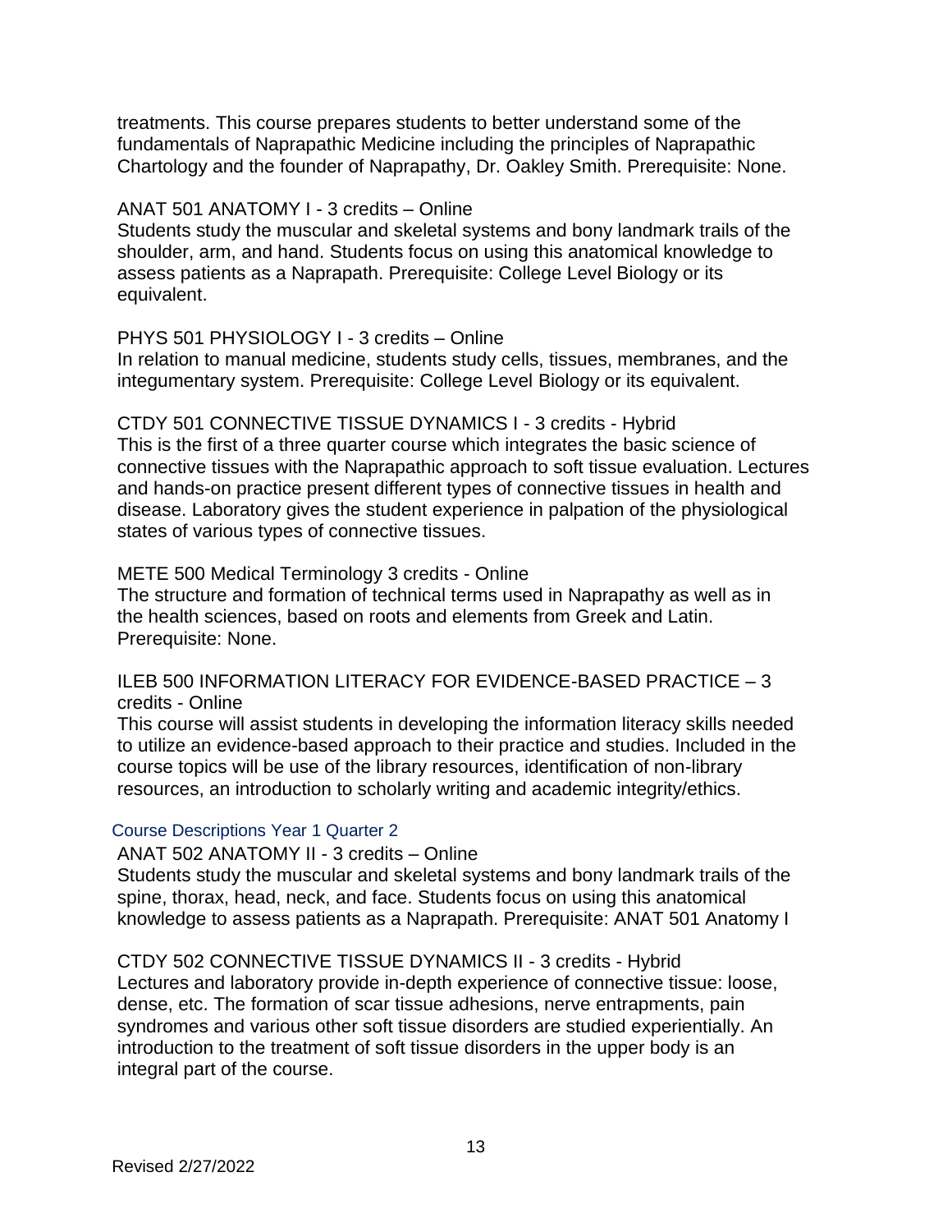treatments. This course prepares students to better understand some of the fundamentals of Naprapathic Medicine including the principles of Naprapathic Chartology and the founder of Naprapathy, Dr. Oakley Smith. Prerequisite: None.

ANAT 501 ANATOMY I - 3 credits – Online
Students study the muscular and skeletal systems and bony landmark trails of the shoulder, arm, and hand. Students focus on using this anatomical knowledge to assess patients as a Naprapath. Prerequisite: College Level Biology or its equivalent.

PHYS 501 PHYSIOLOGY I - 3 credits – Online
In relation to manual medicine, students study cells, tissues, membranes, and the integumentary system. Prerequisite: College Level Biology or its equivalent.

CTDY 501 CONNECTIVE TISSUE DYNAMICS I - 3 credits - Hybrid
This is the first of a three quarter course which integrates the basic science of connective tissues with the Naprapathic approach to soft tissue evaluation. Lectures and hands-on practice present different types of connective tissues in health and disease. Laboratory gives the student experience in palpation of the physiological states of various types of connective tissues.

METE 500 Medical Terminology 3 credits - Online
The structure and formation of technical terms used in Naprapathy as well as in the health sciences, based on roots and elements from Greek and Latin. Prerequisite: None.

ILEB 500 INFORMATION LITERACY FOR EVIDENCE-BASED PRACTICE – 3 credits - Online
This course will assist students in developing the information literacy skills needed to utilize an evidence-based approach to their practice and studies. Included in the course topics will be use of the library resources, identification of non-library resources, an introduction to scholarly writing and academic integrity/ethics.

### Course Descriptions Year 1 Quarter 2

ANAT 502 ANATOMY II - 3 credits – Online
Students study the muscular and skeletal systems and bony landmark trails of the spine, thorax, head, neck, and face. Students focus on using this anatomical knowledge to assess patients as a Naprapath. Prerequisite: ANAT 501 Anatomy I

CTDY 502 CONNECTIVE TISSUE DYNAMICS II - 3 credits - Hybrid
Lectures and laboratory provide in-depth experience of connective tissue: loose, dense, etc. The formation of scar tissue adhesions, nerve entrapments, pain syndromes and various other soft tissue disorders are studied experientially. An introduction to the treatment of soft tissue disorders in the upper body is an integral part of the course.

Revised 2/27/2022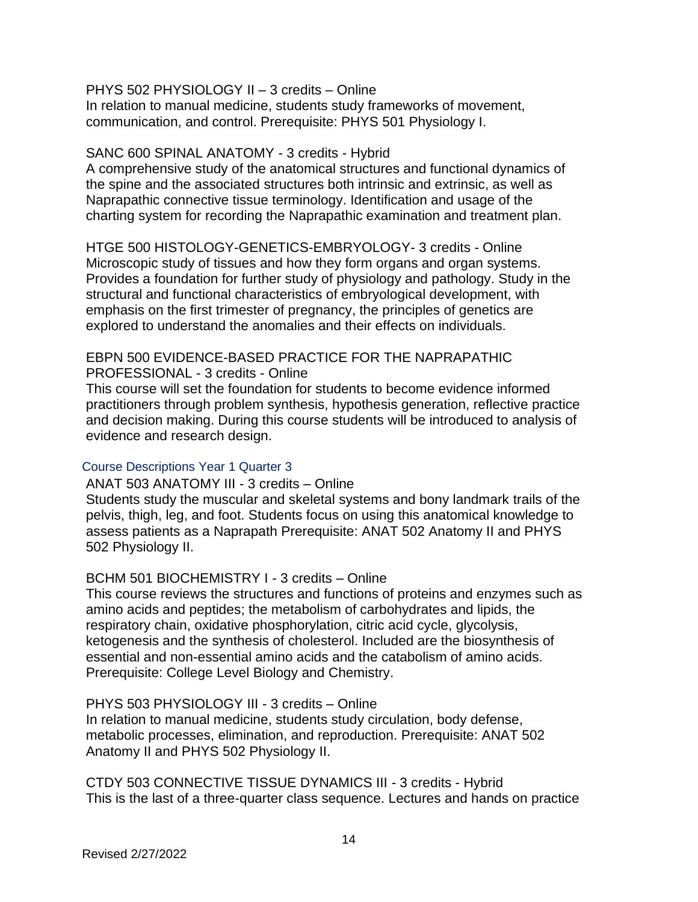PHYS 502 PHYSIOLOGY II – 3 credits – Online
In relation to manual medicine, students study frameworks of movement, communication, and control. Prerequisite: PHYS 501 Physiology I.

SANC 600 SPINAL ANATOMY - 3 credits - Hybrid
A comprehensive study of the anatomical structures and functional dynamics of the spine and the associated structures both intrinsic and extrinsic, as well as Naprapathic connective tissue terminology. Identification and usage of the charting system for recording the Naprapathic examination and treatment plan.

HTGE 500 HISTOLOGY-GENETICS-EMBRYOLOGY- 3 credits - Online
Microscopic study of tissues and how they form organs and organ systems. Provides a foundation for further study of physiology and pathology. Study in the structural and functional characteristics of embryological development, with emphasis on the first trimester of pregnancy, the principles of genetics are explored to understand the anomalies and their effects on individuals.

EBPN 500 EVIDENCE-BASED PRACTICE FOR THE NAPRAPATHIC PROFESSIONAL - 3 credits - Online
This course will set the foundation for students to become evidence informed practitioners through problem synthesis, hypothesis generation, reflective practice and decision making. During this course students will be introduced to analysis of evidence and research design.

### Course Descriptions Year 1 Quarter 3

ANAT 503 ANATOMY III - 3 credits – Online
Students study the muscular and skeletal systems and bony landmark trails of the pelvis, thigh, leg, and foot. Students focus on using this anatomical knowledge to assess patients as a Naprapath Prerequisite: ANAT 502 Anatomy II and PHYS 502 Physiology II.

BCHM 501 BIOCHEMISTRY I - 3 credits – Online
This course reviews the structures and functions of proteins and enzymes such as amino acids and peptides; the metabolism of carbohydrates and lipids, the respiratory chain, oxidative phosphorylation, citric acid cycle, glycolysis, ketogenesis and the synthesis of cholesterol. Included are the biosynthesis of essential and non-essential amino acids and the catabolism of amino acids. Prerequisite: College Level Biology and Chemistry.

PHYS 503 PHYSIOLOGY III - 3 credits – Online
In relation to manual medicine, students study circulation, body defense, metabolic processes, elimination, and reproduction. Prerequisite: ANAT 502 Anatomy II and PHYS 502 Physiology II.

CTDY 503 CONNECTIVE TISSUE DYNAMICS III - 3 credits - Hybrid
This is the last of a three-quarter class sequence. Lectures and hands on practice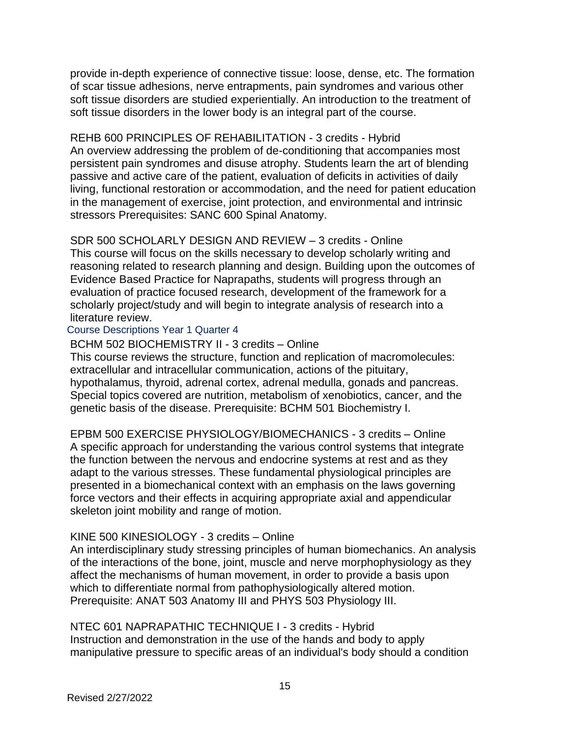provide in-depth experience of connective tissue: loose, dense, etc. The formation of scar tissue adhesions, nerve entrapments, pain syndromes and various other soft tissue disorders are studied experientially. An introduction to the treatment of soft tissue disorders in the lower body is an integral part of the course.

REHB 600 PRINCIPLES OF REHABILITATION - 3 credits - Hybrid
An overview addressing the problem of de-conditioning that accompanies most persistent pain syndromes and disuse atrophy. Students learn the art of blending passive and active care of the patient, evaluation of deficits in activities of daily living, functional restoration or accommodation, and the need for patient education in the management of exercise, joint protection, and environmental and intrinsic stressors Prerequisites: SANC 600 Spinal Anatomy.

SDR 500 SCHOLARLY DESIGN AND REVIEW – 3 credits - Online
This course will focus on the skills necessary to develop scholarly writing and reasoning related to research planning and design. Building upon the outcomes of Evidence Based Practice for Naprapaths, students will progress through an evaluation of practice focused research, development of the framework for a scholarly project/study and will begin to integrate analysis of research into a literature review.

## Course Descriptions Year 1 Quarter 4

BCHM 502 BIOCHEMISTRY II - 3 credits – Online
This course reviews the structure, function and replication of macromolecules: extracellular and intracellular communication, actions of the pituitary, hypothalamus, thyroid, adrenal cortex, adrenal medulla, gonads and pancreas. Special topics covered are nutrition, metabolism of xenobiotics, cancer, and the genetic basis of the disease. Prerequisite: BCHM 501 Biochemistry I.

EPBM 500 EXERCISE PHYSIOLOGY/BIOMECHANICS - 3 credits – Online
A specific approach for understanding the various control systems that integrate the function between the nervous and endocrine systems at rest and as they adapt to the various stresses. These fundamental physiological principles are presented in a biomechanical context with an emphasis on the laws governing force vectors and their effects in acquiring appropriate axial and appendicular skeleton joint mobility and range of motion.

KINE 500 KINESIOLOGY - 3 credits – Online
An interdisciplinary study stressing principles of human biomechanics. An analysis of the interactions of the bone, joint, muscle and nerve morphophysiology as they affect the mechanisms of human movement, in order to provide a basis upon which to differentiate normal from pathophysiologically altered motion. Prerequisite: ANAT 503 Anatomy III and PHYS 503 Physiology III.

NTEC 601 NAPRAPATHIC TECHNIQUE I - 3 credits - Hybrid
Instruction and demonstration in the use of the hands and body to apply manipulative pressure to specific areas of an individual's body should a condition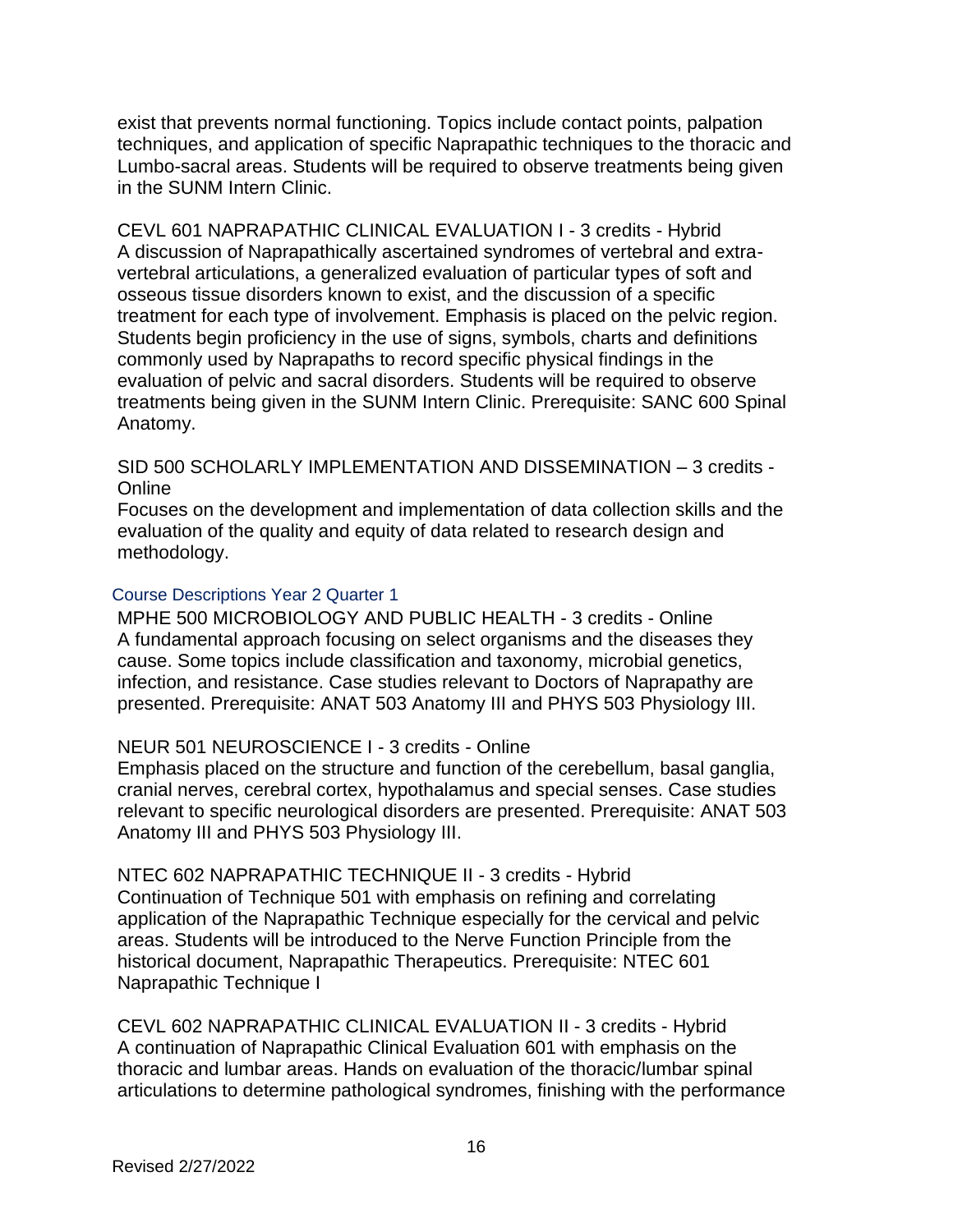exist that prevents normal functioning. Topics include contact points, palpation techniques, and application of specific Naprapathic techniques to the thoracic and Lumbo-sacral areas. Students will be required to observe treatments being given in the SUNM Intern Clinic.

CEVL 601 NAPRAPATHIC CLINICAL EVALUATION I - 3 credits - Hybrid
A discussion of Naprapathically ascertained syndromes of vertebral and extra-vertebral articulations, a generalized evaluation of particular types of soft and osseous tissue disorders known to exist, and the discussion of a specific treatment for each type of involvement. Emphasis is placed on the pelvic region. Students begin proficiency in the use of signs, symbols, charts and definitions commonly used by Naprapaths to record specific physical findings in the evaluation of pelvic and sacral disorders. Students will be required to observe treatments being given in the SUNM Intern Clinic. Prerequisite: SANC 600 Spinal Anatomy.

SID 500 SCHOLARLY IMPLEMENTATION AND DISSEMINATION – 3 credits - Online
Focuses on the development and implementation of data collection skills and the evaluation of the quality and equity of data related to research design and methodology.

### Course Descriptions Year 2 Quarter 1

MPHE 500 MICROBIOLOGY AND PUBLIC HEALTH - 3 credits - Online
A fundamental approach focusing on select organisms and the diseases they cause. Some topics include classification and taxonomy, microbial genetics, infection, and resistance. Case studies relevant to Doctors of Naprapathy are presented. Prerequisite: ANAT 503 Anatomy III and PHYS 503 Physiology III.

NEUR 501 NEUROSCIENCE I - 3 credits - Online
Emphasis placed on the structure and function of the cerebellum, basal ganglia, cranial nerves, cerebral cortex, hypothalamus and special senses. Case studies relevant to specific neurological disorders are presented. Prerequisite: ANAT 503 Anatomy III and PHYS 503 Physiology III.

NTEC 602 NAPRAPATHIC TECHNIQUE II - 3 credits - Hybrid
Continuation of Technique 501 with emphasis on refining and correlating application of the Naprapathic Technique especially for the cervical and pelvic areas. Students will be introduced to the Nerve Function Principle from the historical document, Naprapathic Therapeutics. Prerequisite: NTEC 601 Naprapathic Technique I

CEVL 602 NAPRAPATHIC CLINICAL EVALUATION II - 3 credits - Hybrid
A continuation of Naprapathic Clinical Evaluation 601 with emphasis on the thoracic and lumbar areas. Hands on evaluation of the thoracic/lumbar spinal articulations to determine pathological syndromes, finishing with the performance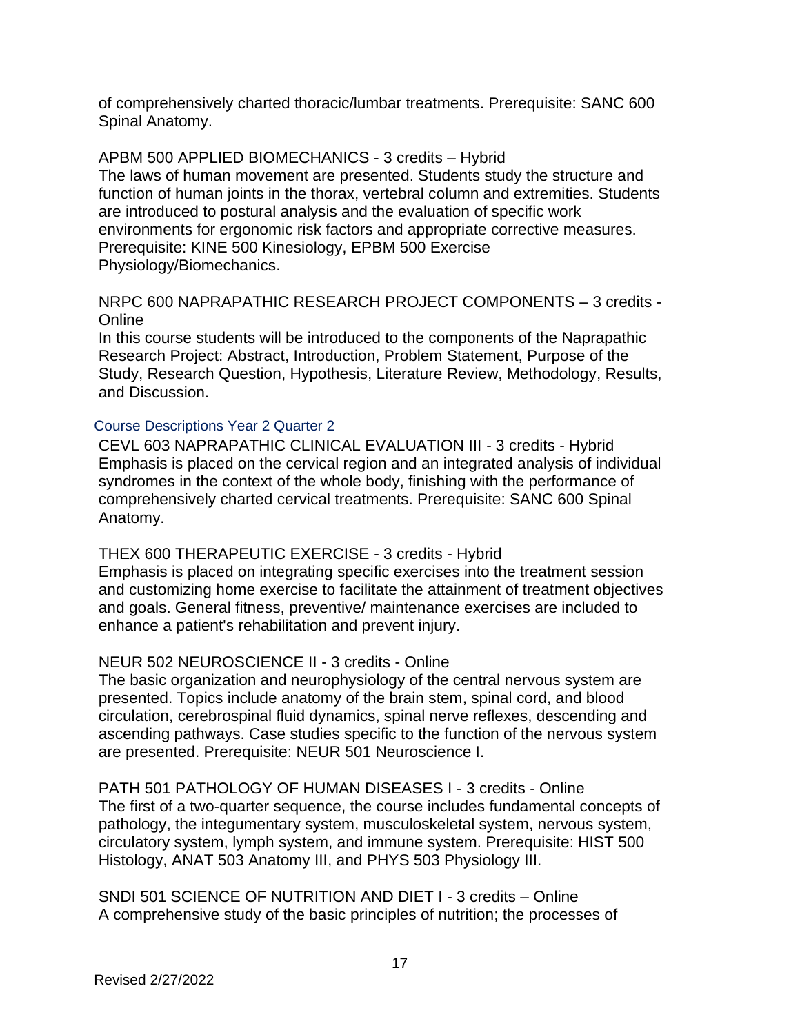of comprehensively charted thoracic/lumbar treatments. Prerequisite: SANC 600 Spinal Anatomy.

APBM 500 APPLIED BIOMECHANICS - 3 credits – Hybrid
The laws of human movement are presented. Students study the structure and function of human joints in the thorax, vertebral column and extremities. Students are introduced to postural analysis and the evaluation of specific work environments for ergonomic risk factors and appropriate corrective measures. Prerequisite: KINE 500 Kinesiology, EPBM 500 Exercise Physiology/Biomechanics.

NRPC 600 NAPRAPATHIC RESEARCH PROJECT COMPONENTS – 3 credits - Online
In this course students will be introduced to the components of the Naprapathic Research Project: Abstract, Introduction, Problem Statement, Purpose of the Study, Research Question, Hypothesis, Literature Review, Methodology, Results, and Discussion.

### Course Descriptions Year 2 Quarter 2

CEVL 603 NAPRAPATHIC CLINICAL EVALUATION III - 3 credits - Hybrid
Emphasis is placed on the cervical region and an integrated analysis of individual syndromes in the context of the whole body, finishing with the performance of comprehensively charted cervical treatments. Prerequisite: SANC 600 Spinal Anatomy.

THEX 600 THERAPEUTIC EXERCISE - 3 credits - Hybrid
Emphasis is placed on integrating specific exercises into the treatment session and customizing home exercise to facilitate the attainment of treatment objectives and goals. General fitness, preventive/ maintenance exercises are included to enhance a patient's rehabilitation and prevent injury.

NEUR 502 NEUROSCIENCE II - 3 credits - Online
The basic organization and neurophysiology of the central nervous system are presented. Topics include anatomy of the brain stem, spinal cord, and blood circulation, cerebrospinal fluid dynamics, spinal nerve reflexes, descending and ascending pathways. Case studies specific to the function of the nervous system are presented. Prerequisite: NEUR 501 Neuroscience I.

PATH 501 PATHOLOGY OF HUMAN DISEASES I - 3 credits - Online
The first of a two-quarter sequence, the course includes fundamental concepts of pathology, the integumentary system, musculoskeletal system, nervous system, circulatory system, lymph system, and immune system. Prerequisite: HIST 500 Histology, ANAT 503 Anatomy III, and PHYS 503 Physiology III.

SNDI 501 SCIENCE OF NUTRITION AND DIET I - 3 credits – Online
A comprehensive study of the basic principles of nutrition; the processes of

Revised 2/27/2022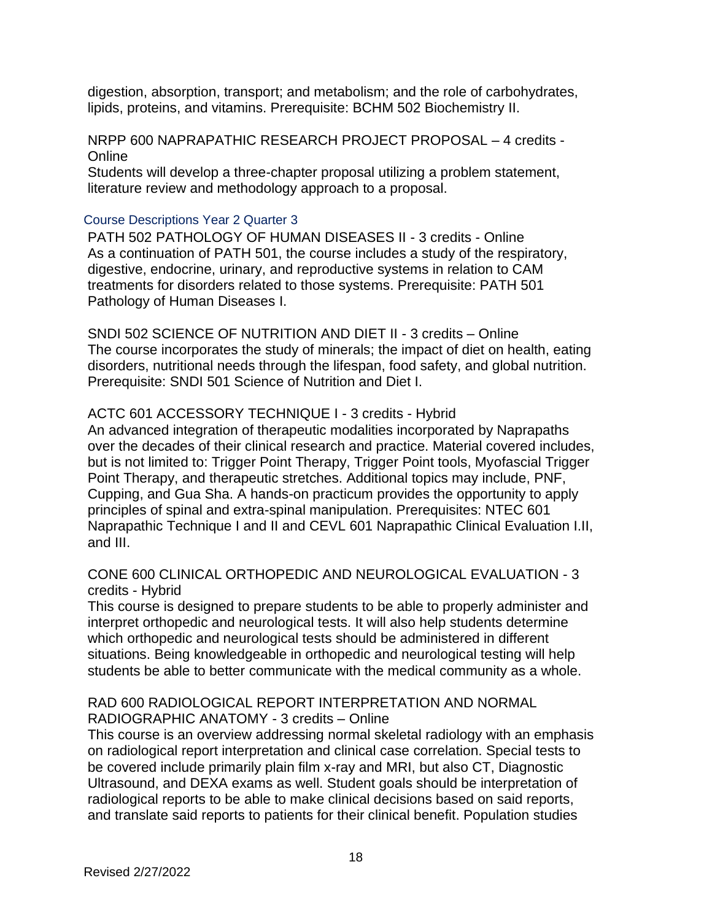digestion, absorption, transport; and metabolism; and the role of carbohydrates, lipids, proteins, and vitamins. Prerequisite: BCHM 502 Biochemistry II.

NRPP 600 NAPRAPATHIC RESEARCH PROJECT PROPOSAL – 4 credits - Online
Students will develop a three-chapter proposal utilizing a problem statement, literature review and methodology approach to a proposal.

## Course Descriptions Year 2 Quarter 3

PATH 502 PATHOLOGY OF HUMAN DISEASES II - 3 credits - Online
As a continuation of PATH 501, the course includes a study of the respiratory, digestive, endocrine, urinary, and reproductive systems in relation to CAM treatments for disorders related to those systems. Prerequisite: PATH 501 Pathology of Human Diseases I.

SNDI 502 SCIENCE OF NUTRITION AND DIET II - 3 credits – Online
The course incorporates the study of minerals; the impact of diet on health, eating disorders, nutritional needs through the lifespan, food safety, and global nutrition. Prerequisite: SNDI 501 Science of Nutrition and Diet I.

ACTC 601 ACCESSORY TECHNIQUE I - 3 credits - Hybrid
An advanced integration of therapeutic modalities incorporated by Naprapaths over the decades of their clinical research and practice. Material covered includes, but is not limited to: Trigger Point Therapy, Trigger Point tools, Myofascial Trigger Point Therapy, and therapeutic stretches. Additional topics may include, PNF, Cupping, and Gua Sha. A hands-on practicum provides the opportunity to apply principles of spinal and extra-spinal manipulation. Prerequisites: NTEC 601 Naprapathic Technique I and II and CEVL 601 Naprapathic Clinical Evaluation I.II, and III.

CONE 600 CLINICAL ORTHOPEDIC AND NEUROLOGICAL EVALUATION - 3 credits - Hybrid
This course is designed to prepare students to be able to properly administer and interpret orthopedic and neurological tests. It will also help students determine which orthopedic and neurological tests should be administered in different situations. Being knowledgeable in orthopedic and neurological testing will help students be able to better communicate with the medical community as a whole.

RAD 600 RADIOLOGICAL REPORT INTERPRETATION AND NORMAL RADIOGRAPHIC ANATOMY - 3 credits – Online
This course is an overview addressing normal skeletal radiology with an emphasis on radiological report interpretation and clinical case correlation. Special tests to be covered include primarily plain film x-ray and MRI, but also CT, Diagnostic Ultrasound, and DEXA exams as well. Student goals should be interpretation of radiological reports to be able to make clinical decisions based on said reports, and translate said reports to patients for their clinical benefit. Population studies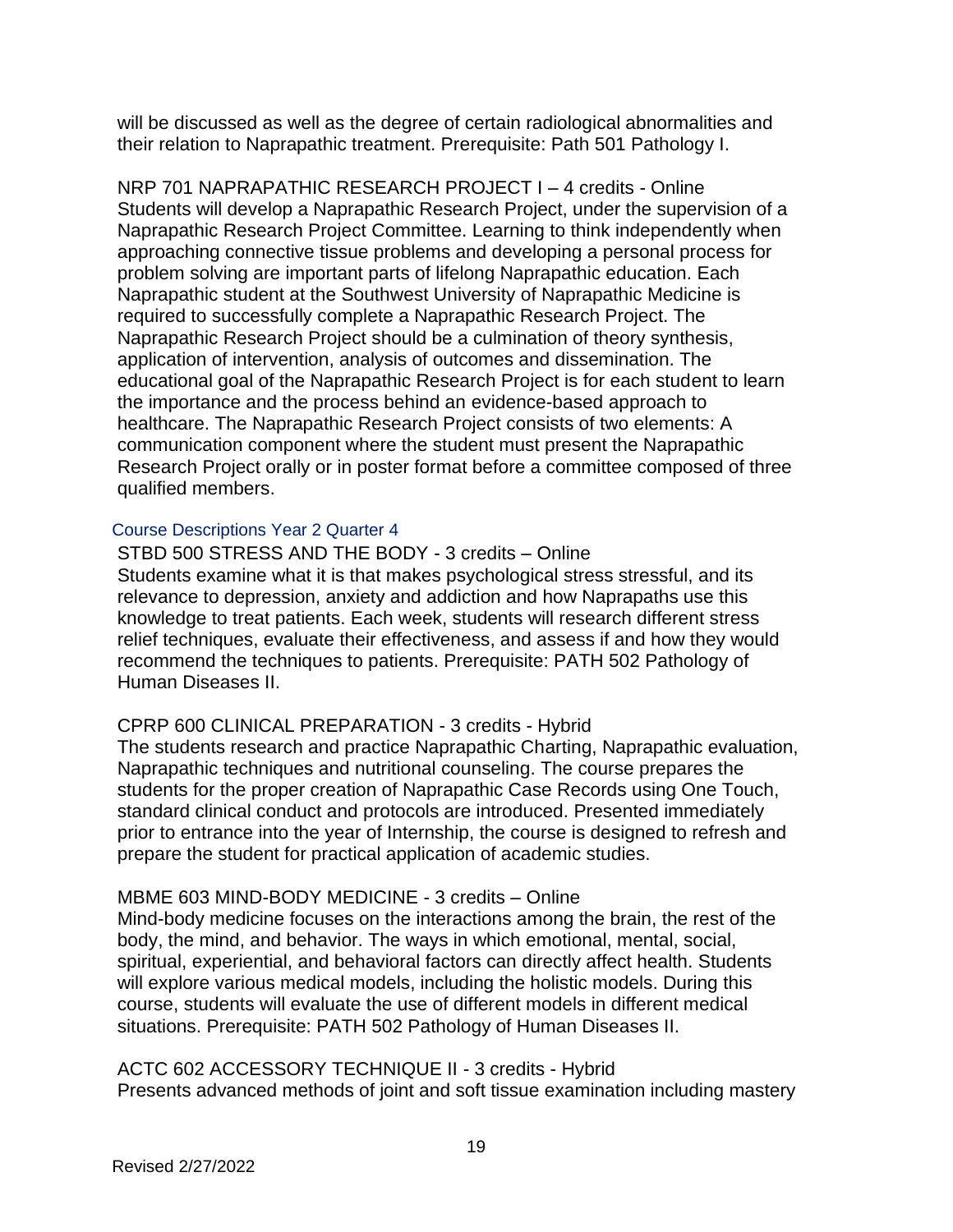will be discussed as well as the degree of certain radiological abnormalities and their relation to Naprapathic treatment. Prerequisite: Path 501 Pathology I.

NRP 701 NAPRAPATHIC RESEARCH PROJECT I – 4 credits - Online
Students will develop a Naprapathic Research Project, under the supervision of a Naprapathic Research Project Committee. Learning to think independently when approaching connective tissue problems and developing a personal process for problem solving are important parts of lifelong Naprapathic education. Each Naprapathic student at the Southwest University of Naprapathic Medicine is required to successfully complete a Naprapathic Research Project. The Naprapathic Research Project should be a culmination of theory synthesis, application of intervention, analysis of outcomes and dissemination. The educational goal of the Naprapathic Research Project is for each student to learn the importance and the process behind an evidence-based approach to healthcare. The Naprapathic Research Project consists of two elements: A communication component where the student must present the Naprapathic Research Project orally or in poster format before a committee composed of three qualified members.

### Course Descriptions Year 2 Quarter 4

STBD 500 STRESS AND THE BODY - 3 credits – Online
Students examine what it is that makes psychological stress stressful, and its relevance to depression, anxiety and addiction and how Naprapaths use this knowledge to treat patients. Each week, students will research different stress relief techniques, evaluate their effectiveness, and assess if and how they would recommend the techniques to patients. Prerequisite: PATH 502 Pathology of Human Diseases II.

CPRP 600 CLINICAL PREPARATION - 3 credits - Hybrid
The students research and practice Naprapathic Charting, Naprapathic evaluation, Naprapathic techniques and nutritional counseling. The course prepares the students for the proper creation of Naprapathic Case Records using One Touch, standard clinical conduct and protocols are introduced. Presented immediately prior to entrance into the year of Internship, the course is designed to refresh and prepare the student for practical application of academic studies.

MBME 603 MIND-BODY MEDICINE - 3 credits – Online
Mind-body medicine focuses on the interactions among the brain, the rest of the body, the mind, and behavior. The ways in which emotional, mental, social, spiritual, experiential, and behavioral factors can directly affect health. Students will explore various medical models, including the holistic models. During this course, students will evaluate the use of different models in different medical situations. Prerequisite: PATH 502 Pathology of Human Diseases II.

ACTC 602 ACCESSORY TECHNIQUE II - 3 credits - Hybrid
Presents advanced methods of joint and soft tissue examination including mastery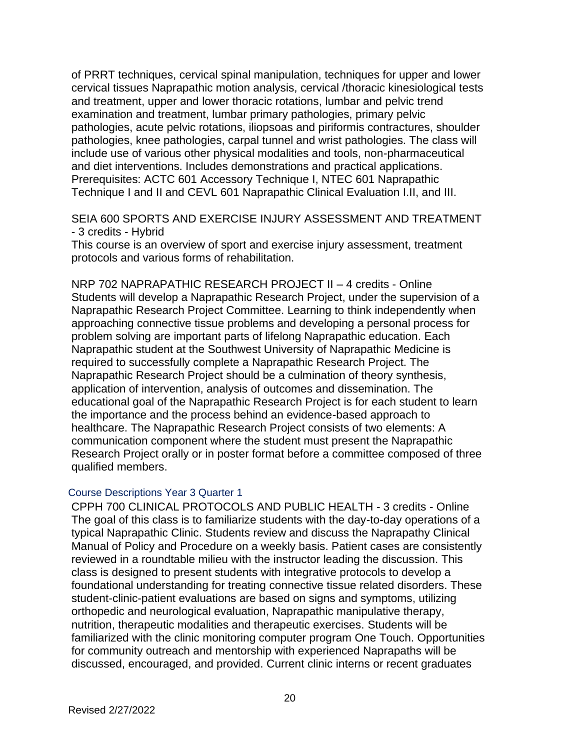of PRRT techniques, cervical spinal manipulation, techniques for upper and lower cervical tissues Naprapathic motion analysis, cervical /thoracic kinesiological tests and treatment, upper and lower thoracic rotations, lumbar and pelvic trend examination and treatment, lumbar primary pathologies, primary pelvic pathologies, acute pelvic rotations, iliopsoas and piriformis contractures, shoulder pathologies, knee pathologies, carpal tunnel and wrist pathologies. The class will include use of various other physical modalities and tools, non-pharmaceutical and diet interventions. Includes demonstrations and practical applications. Prerequisites: ACTC 601 Accessory Technique I, NTEC 601 Naprapathic Technique I and II and CEVL 601 Naprapathic Clinical Evaluation I.II, and III.

SEIA 600 SPORTS AND EXERCISE INJURY ASSESSMENT AND TREATMENT - 3 credits - Hybrid
This course is an overview of sport and exercise injury assessment, treatment protocols and various forms of rehabilitation.

NRP 702 NAPRAPATHIC RESEARCH PROJECT II – 4 credits - Online
Students will develop a Naprapathic Research Project, under the supervision of a Naprapathic Research Project Committee. Learning to think independently when approaching connective tissue problems and developing a personal process for problem solving are important parts of lifelong Naprapathic education. Each Naprapathic student at the Southwest University of Naprapathic Medicine is required to successfully complete a Naprapathic Research Project. The Naprapathic Research Project should be a culmination of theory synthesis, application of intervention, analysis of outcomes and dissemination. The educational goal of the Naprapathic Research Project is for each student to learn the importance and the process behind an evidence-based approach to healthcare. The Naprapathic Research Project consists of two elements: A communication component where the student must present the Naprapathic Research Project orally or in poster format before a committee composed of three qualified members.

## Course Descriptions Year 3 Quarter 1

CPPH 700 CLINICAL PROTOCOLS AND PUBLIC HEALTH - 3 credits - Online
The goal of this class is to familiarize students with the day-to-day operations of a typical Naprapathic Clinic. Students review and discuss the Naprapathy Clinical Manual of Policy and Procedure on a weekly basis. Patient cases are consistently reviewed in a roundtable milieu with the instructor leading the discussion. This class is designed to present students with integrative protocols to develop a foundational understanding for treating connective tissue related disorders. These student-clinic-patient evaluations are based on signs and symptoms, utilizing orthopedic and neurological evaluation, Naprapathic manipulative therapy, nutrition, therapeutic modalities and therapeutic exercises. Students will be familiarized with the clinic monitoring computer program One Touch. Opportunities for community outreach and mentorship with experienced Naprapaths will be discussed, encouraged, and provided. Current clinic interns or recent graduates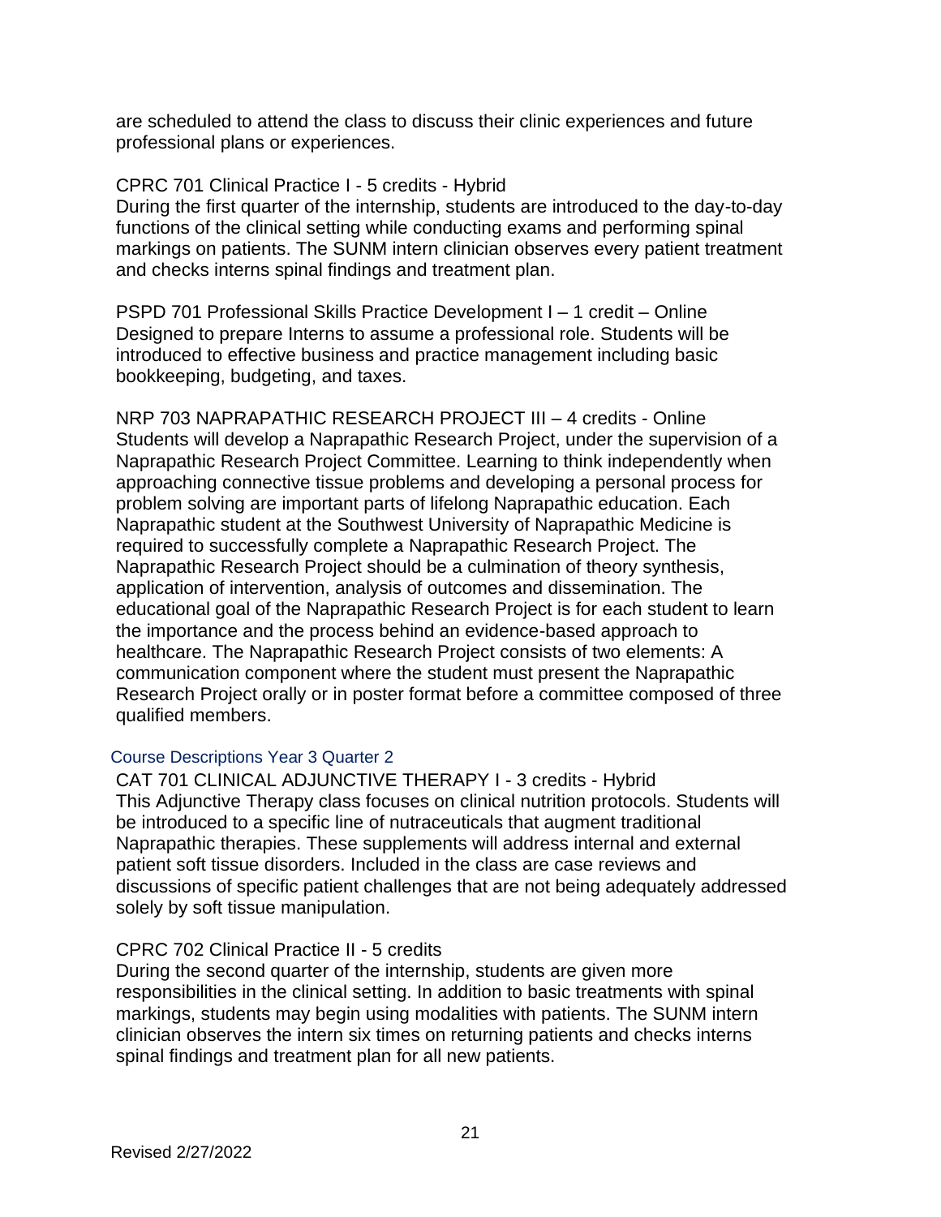are scheduled to attend the class to discuss their clinic experiences and future professional plans or experiences.

CPRC 701 Clinical Practice I - 5 credits - Hybrid
During the first quarter of the internship, students are introduced to the day-to-day functions of the clinical setting while conducting exams and performing spinal markings on patients. The SUNM intern clinician observes every patient treatment and checks interns spinal findings and treatment plan.

PSPD 701 Professional Skills Practice Development I – 1 credit – Online
Designed to prepare Interns to assume a professional role. Students will be introduced to effective business and practice management including basic bookkeeping, budgeting, and taxes.

NRP 703 NAPRAPATHIC RESEARCH PROJECT III – 4 credits - Online
Students will develop a Naprapathic Research Project, under the supervision of a Naprapathic Research Project Committee. Learning to think independently when approaching connective tissue problems and developing a personal process for problem solving are important parts of lifelong Naprapathic education. Each Naprapathic student at the Southwest University of Naprapathic Medicine is required to successfully complete a Naprapathic Research Project. The Naprapathic Research Project should be a culmination of theory synthesis, application of intervention, analysis of outcomes and dissemination. The educational goal of the Naprapathic Research Project is for each student to learn the importance and the process behind an evidence-based approach to healthcare. The Naprapathic Research Project consists of two elements: A communication component where the student must present the Naprapathic Research Project orally or in poster format before a committee composed of three qualified members.

### Course Descriptions Year 3 Quarter 2

CAT 701 CLINICAL ADJUNCTIVE THERAPY I - 3 credits - Hybrid
This Adjunctive Therapy class focuses on clinical nutrition protocols. Students will be introduced to a specific line of nutraceuticals that augment traditional Naprapathic therapies. These supplements will address internal and external patient soft tissue disorders. Included in the class are case reviews and discussions of specific patient challenges that are not being adequately addressed solely by soft tissue manipulation.

CPRC 702 Clinical Practice II - 5 credits
During the second quarter of the internship, students are given more responsibilities in the clinical setting. In addition to basic treatments with spinal markings, students may begin using modalities with patients. The SUNM intern clinician observes the intern six times on returning patients and checks interns spinal findings and treatment plan for all new patients.

Revised 2/27/2022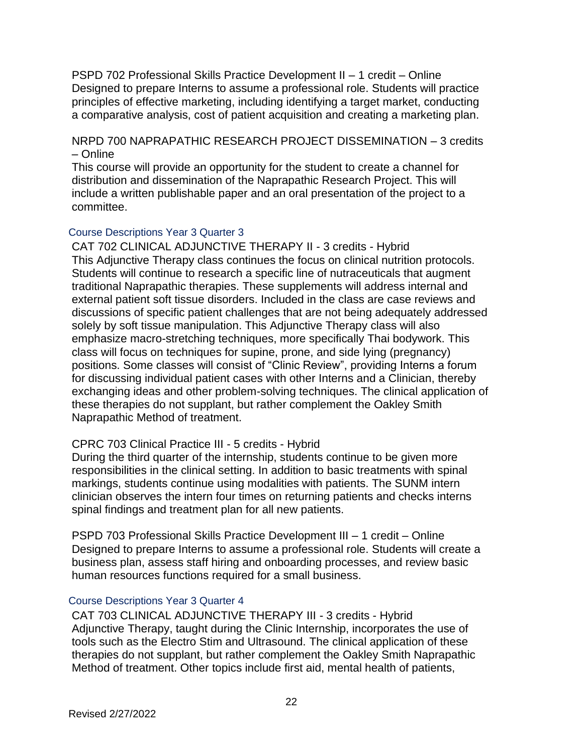PSPD 702 Professional Skills Practice Development II – 1 credit – Online
Designed to prepare Interns to assume a professional role. Students will practice principles of effective marketing, including identifying a target market, conducting a comparative analysis, cost of patient acquisition and creating a marketing plan.

NRPD 700 NAPRAPATHIC RESEARCH PROJECT DISSEMINATION – 3 credits – Online
This course will provide an opportunity for the student to create a channel for distribution and dissemination of the Naprapathic Research Project. This will include a written publishable paper and an oral presentation of the project to a committee.

## Course Descriptions Year 3 Quarter 3

CAT 702 CLINICAL ADJUNCTIVE THERAPY II - 3 credits - Hybrid
This Adjunctive Therapy class continues the focus on clinical nutrition protocols. Students will continue to research a specific line of nutraceuticals that augment traditional Naprapathic therapies. These supplements will address internal and external patient soft tissue disorders. Included in the class are case reviews and discussions of specific patient challenges that are not being adequately addressed solely by soft tissue manipulation. This Adjunctive Therapy class will also emphasize macro-stretching techniques, more specifically Thai bodywork. This class will focus on techniques for supine, prone, and side lying (pregnancy) positions. Some classes will consist of "Clinic Review", providing Interns a forum for discussing individual patient cases with other Interns and a Clinician, thereby exchanging ideas and other problem-solving techniques. The clinical application of these therapies do not supplant, but rather complement the Oakley Smith Naprapathic Method of treatment.

CPRC 703 Clinical Practice III - 5 credits - Hybrid
During the third quarter of the internship, students continue to be given more responsibilities in the clinical setting. In addition to basic treatments with spinal markings, students continue using modalities with patients. The SUNM intern clinician observes the intern four times on returning patients and checks interns spinal findings and treatment plan for all new patients.

PSPD 703 Professional Skills Practice Development III – 1 credit – Online
Designed to prepare Interns to assume a professional role. Students will create a business plan, assess staff hiring and onboarding processes, and review basic human resources functions required for a small business.

## Course Descriptions Year 3 Quarter 4

CAT 703 CLINICAL ADJUNCTIVE THERAPY III - 3 credits - Hybrid
Adjunctive Therapy, taught during the Clinic Internship, incorporates the use of tools such as the Electro Stim and Ultrasound. The clinical application of these therapies do not supplant, but rather complement the Oakley Smith Naprapathic Method of treatment. Other topics include first aid, mental health of patients,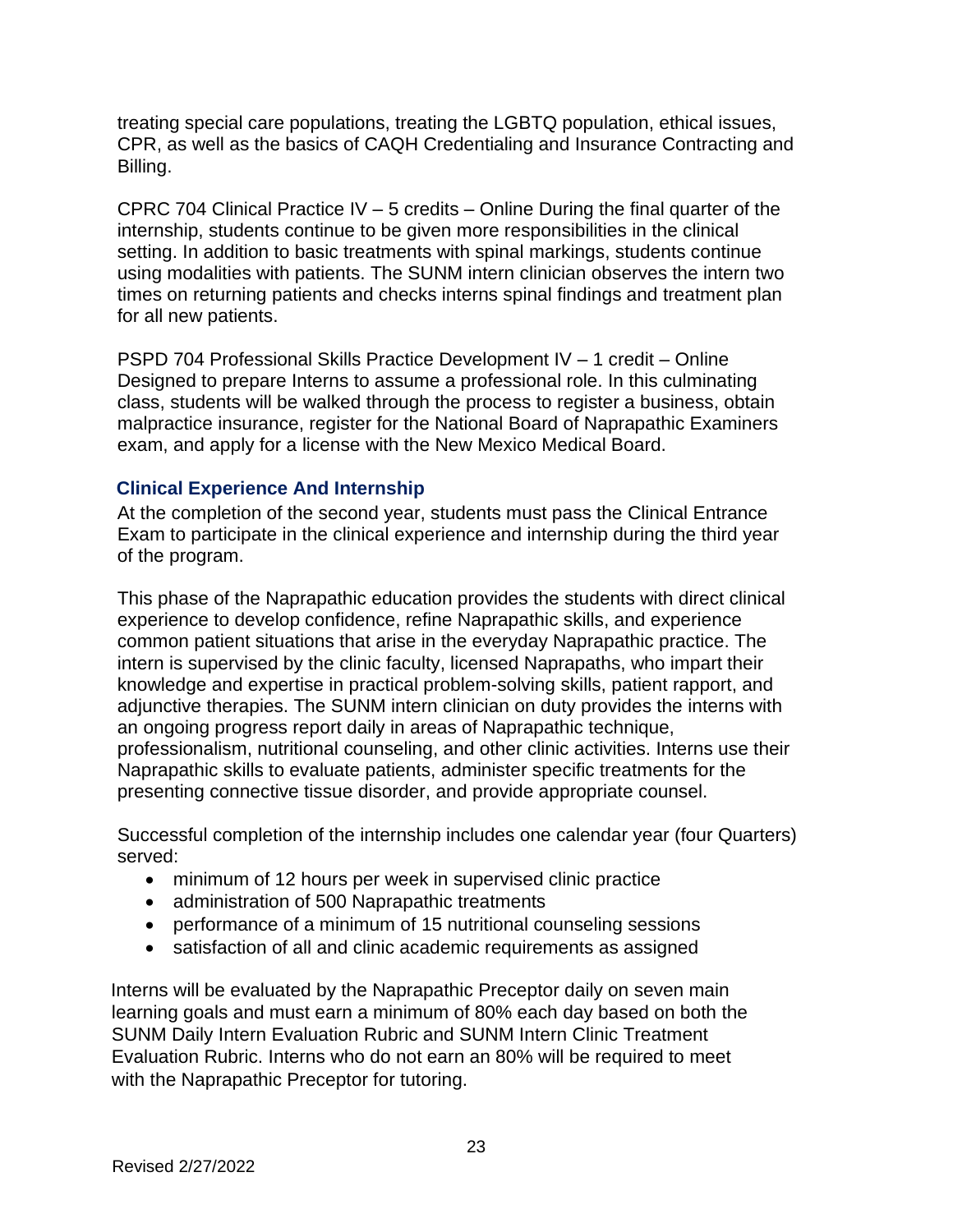treating special care populations, treating the LGBTQ population, ethical issues, CPR, as well as the basics of CAQH Credentialing and Insurance Contracting and Billing.

CPRC 704 Clinical Practice IV – 5 credits – Online During the final quarter of the internship, students continue to be given more responsibilities in the clinical setting. In addition to basic treatments with spinal markings, students continue using modalities with patients. The SUNM intern clinician observes the intern two times on returning patients and checks interns spinal findings and treatment plan for all new patients.

PSPD 704 Professional Skills Practice Development IV – 1 credit – Online Designed to prepare Interns to assume a professional role. In this culminating class, students will be walked through the process to register a business, obtain malpractice insurance, register for the National Board of Naprapathic Examiners exam, and apply for a license with the New Mexico Medical Board.

### Clinical Experience And Internship

At the completion of the second year, students must pass the Clinical Entrance Exam to participate in the clinical experience and internship during the third year of the program.

This phase of the Naprapathic education provides the students with direct clinical experience to develop confidence, refine Naprapathic skills, and experience common patient situations that arise in the everyday Naprapathic practice. The intern is supervised by the clinic faculty, licensed Naprapaths, who impart their knowledge and expertise in practical problem-solving skills, patient rapport, and adjunctive therapies. The SUNM intern clinician on duty provides the interns with an ongoing progress report daily in areas of Naprapathic technique, professionalism, nutritional counseling, and other clinic activities. Interns use their Naprapathic skills to evaluate patients, administer specific treatments for the presenting connective tissue disorder, and provide appropriate counsel.

Successful completion of the internship includes one calendar year (four Quarters) served:

- minimum of 12 hours per week in supervised clinic practice
- administration of 500 Naprapathic treatments
- performance of a minimum of 15 nutritional counseling sessions
- satisfaction of all and clinic academic requirements as assigned

Interns will be evaluated by the Naprapathic Preceptor daily on seven main learning goals and must earn a minimum of 80% each day based on both the SUNM Daily Intern Evaluation Rubric and SUNM Intern Clinic Treatment Evaluation Rubric. Interns who do not earn an 80% will be required to meet with the Naprapathic Preceptor for tutoring.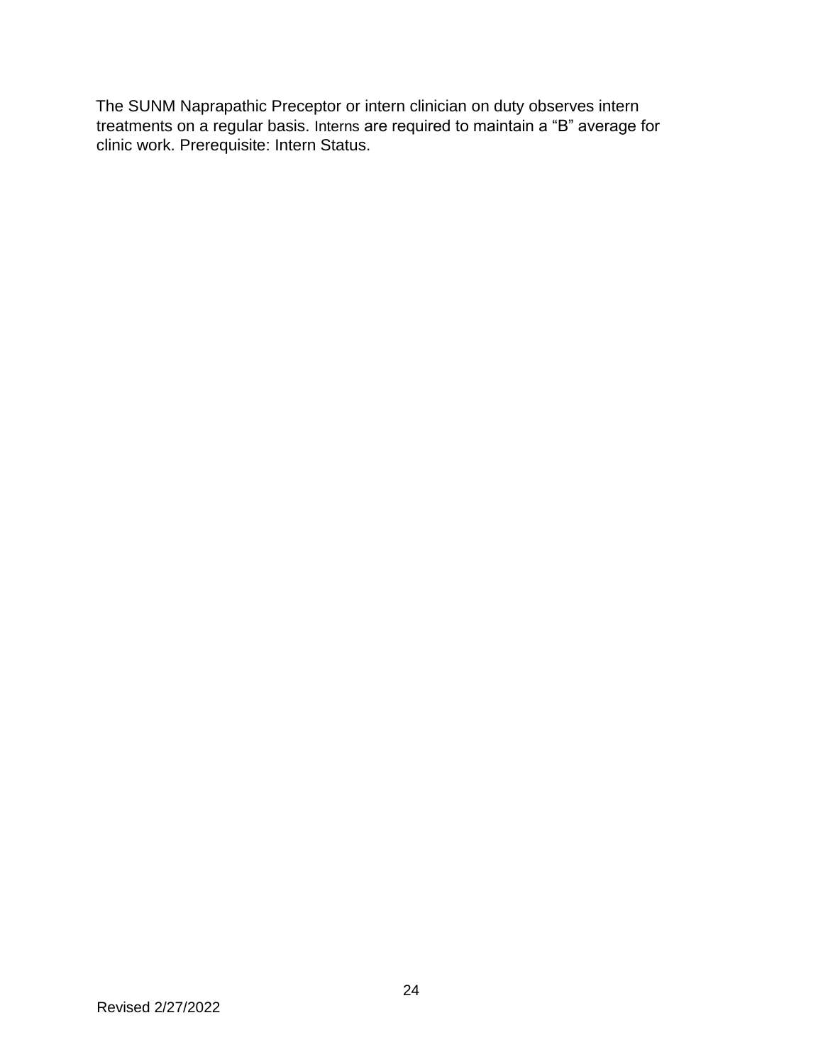The SUNM Naprapathic Preceptor or intern clinician on duty observes intern treatments on a regular basis. Interns are required to maintain a “B” average for clinic work. Prerequisite: Intern Status.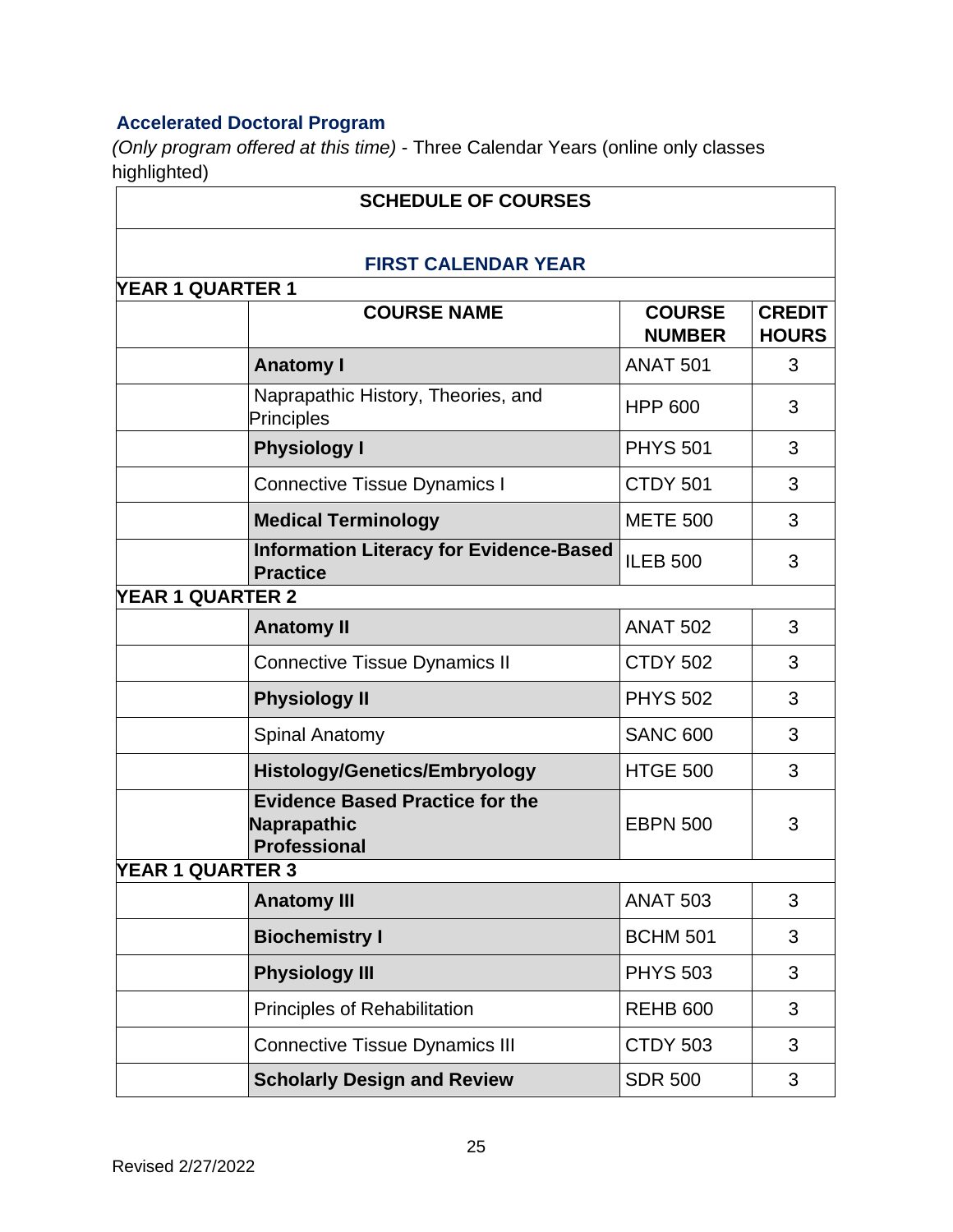### Accelerated Doctoral Program

*(Only program offered at this time)* - Three Calendar Years (online only classes highlighted)

| SCHEDULE OF COURSES | | | |
|---|---|---|---|
| **FIRST CALENDAR YEAR** | | | |
| **YEAR 1 QUARTER 1** | | | |
| | **COURSE NAME** | **COURSE NUMBER** | **CREDIT HOURS** |
| | **Anatomy I** | ANAT 501 | 3 |
| | Naprapathic History, Theories, and Principles | HPP 600 | 3 |
| | **Physiology I** | PHYS 501 | 3 |
| | Connective Tissue Dynamics I | CTDY 501 | 3 |
| | **Medical Terminology** | METE 500 | 3 |
| | **Information Literacy for Evidence-Based Practice** | ILEB 500 | 3 |
| **YEAR 1 QUARTER 2** | | | |
| | **Anatomy II** | ANAT 502 | 3 |
| | Connective Tissue Dynamics II | CTDY 502 | 3 |
| | **Physiology II** | PHYS 502 | 3 |
| | Spinal Anatomy | SANC 600 | 3 |
| | **Histology/Genetics/Embryology** | HTGE 500 | 3 |
| | **Evidence Based Practice for the Naprapathic Professional** | EBPN 500 | 3 |
| **YEAR 1 QUARTER 3** | | | |
| | **Anatomy III** | ANAT 503 | 3 |
| | **Biochemistry I** | BCHM 501 | 3 |
| | **Physiology III** | PHYS 503 | 3 |
| | Principles of Rehabilitation | REHB 600 | 3 |
| | Connective Tissue Dynamics III | CTDY 503 | 3 |
| | **Scholarly Design and Review** | SDR 500 | 3 |

Revised 2/27/2022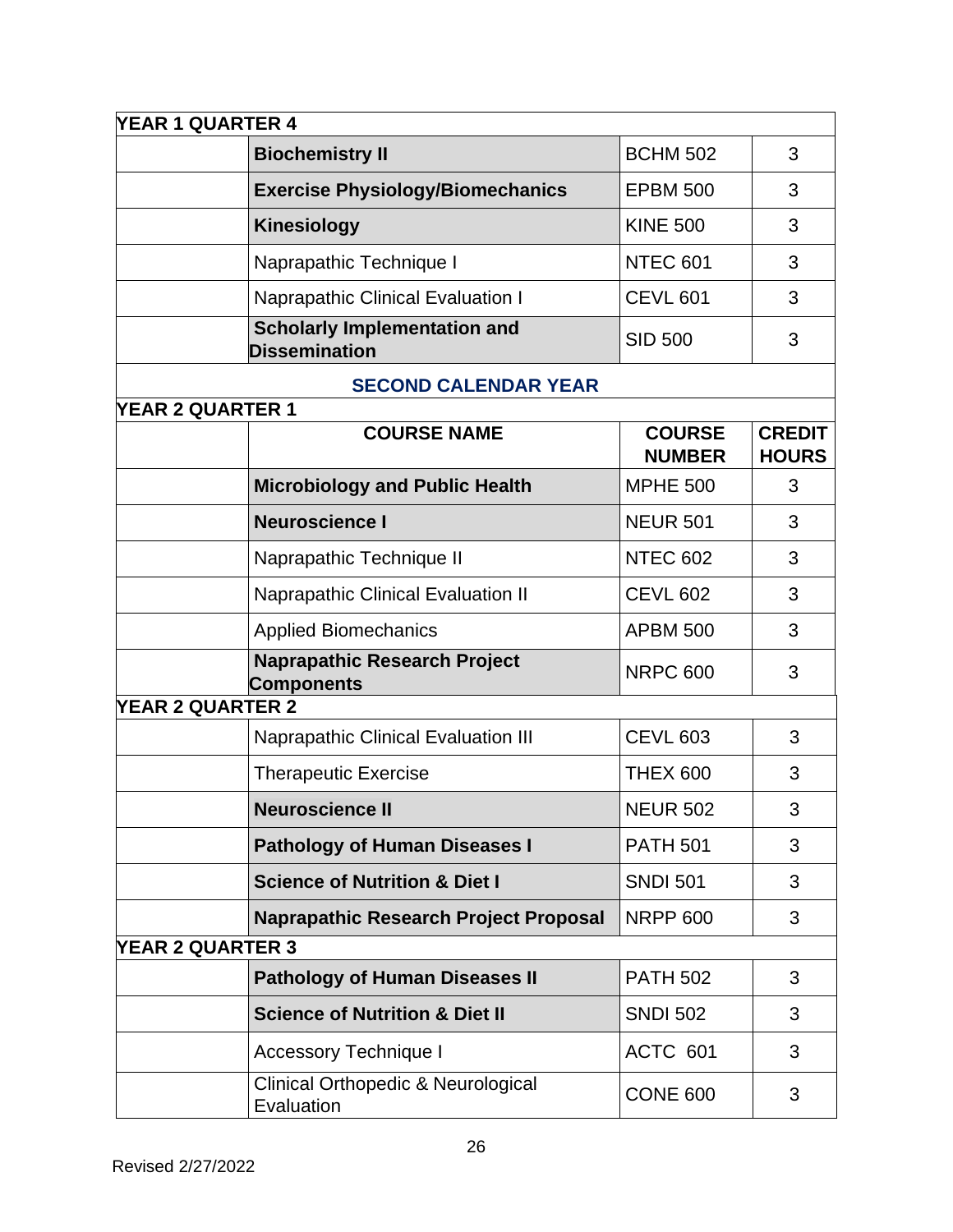| YEAR 1 QUARTER 4 | | | |
|---|---|---|---|
| | **Biochemistry II** | BCHM 502 | 3 |
| | **Exercise Physiology/Biomechanics** | EPBM 500 | 3 |
| | **Kinesiology** | KINE 500 | 3 |
| | Naprapathic Technique I | NTEC 601 | 3 |
| | Naprapathic Clinical Evaluation I | CEVL 601 | 3 |
| | **Scholarly Implementation and Dissemination** | SID 500 | 3 |

## SECOND CALENDAR YEAR

| YEAR 2 QUARTER 1 | | | |
|---|---|---|---|
| | **COURSE NAME** | **COURSE NUMBER** | **CREDIT HOURS** |
| | **Microbiology and Public Health** | MPHE 500 | 3 |
| | **Neuroscience I** | NEUR 501 | 3 |
| | Naprapathic Technique II | NTEC 602 | 3 |
| | Naprapathic Clinical Evaluation II | CEVL 602 | 3 |
| | Applied Biomechanics | APBM 500 | 3 |
| | **Naprapathic Research Project Components** | NRPC 600 | 3 |
| **YEAR 2 QUARTER 2** | | | |
| | Naprapathic Clinical Evaluation III | CEVL 603 | 3 |
| | Therapeutic Exercise | THEX 600 | 3 |
| | **Neuroscience II** | NEUR 502 | 3 |
| | **Pathology of Human Diseases I** | PATH 501 | 3 |
| | **Science of Nutrition & Diet I** | SNDI 501 | 3 |
| | **Naprapathic Research Project Proposal** | NRPP 600 | 3 |
| **YEAR 2 QUARTER 3** | | | |
| | **Pathology of Human Diseases II** | PATH 502 | 3 |
| | **Science of Nutrition & Diet II** | SNDI 502 | 3 |
| | Accessory Technique I | ACTC 601 | 3 |
| | Clinical Orthopedic & Neurological Evaluation | CONE 600 | 3 |

Revised 2/27/2022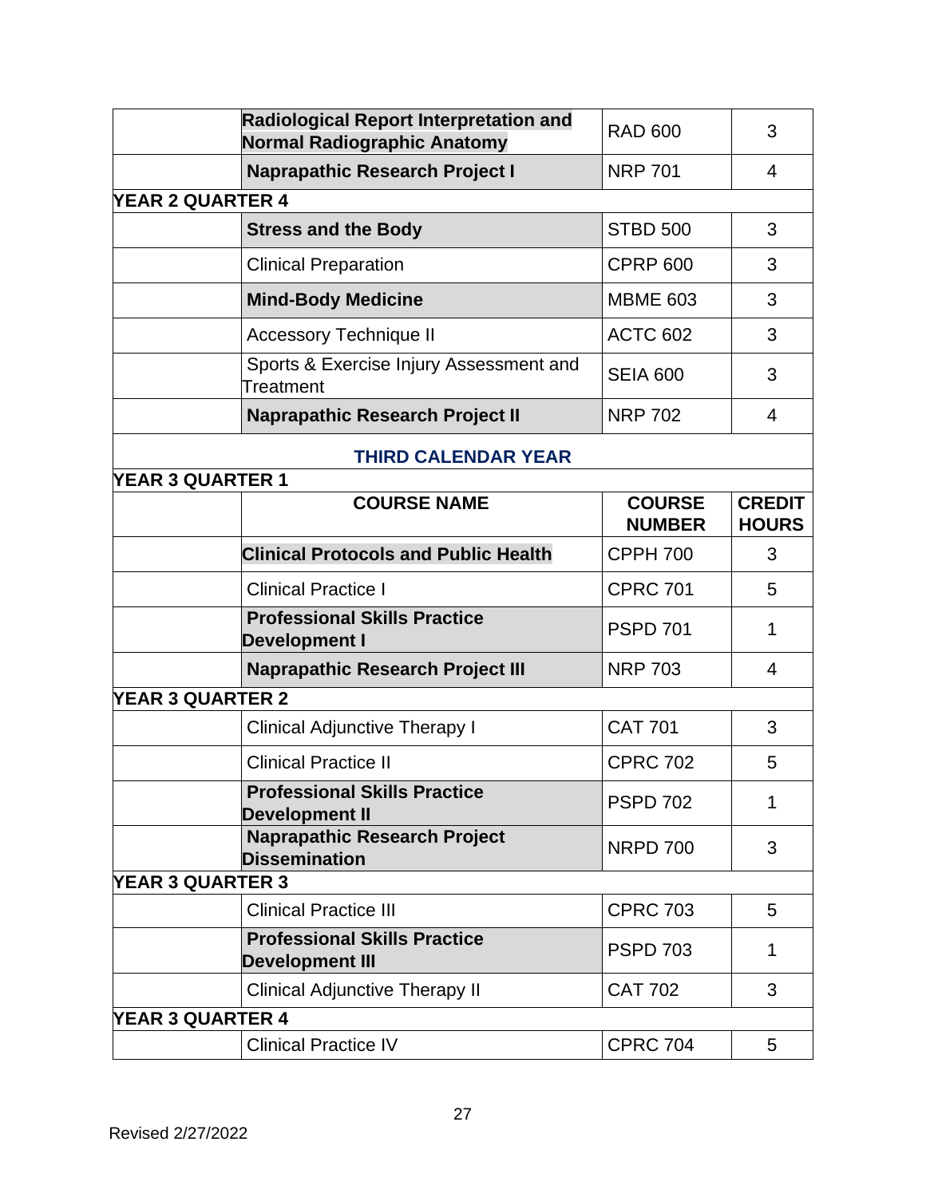| | COURSE NAME | COURSE NUMBER | CREDIT HOURS |
|---|---|---|---|
| | **Radiological Report Interpretation and Normal Radiographic Anatomy** | RAD 600 | 3 |
| | **Naprapathic Research Project I** | NRP 701 | 4 |
| **YEAR 2 QUARTER 4** | | | |
| | **Stress and the Body** | STBD 500 | 3 |
| | Clinical Preparation | CPRP 600 | 3 |
| | **Mind-Body Medicine** | MBME 603 | 3 |
| | Accessory Technique II | ACTC 602 | 3 |
| | Sports & Exercise Injury Assessment and Treatment | SEIA 600 | 3 |
| | **Naprapathic Research Project II** | NRP 702 | 4 |

**THIRD CALENDAR YEAR**

| YEAR 3 QUARTER 1 | | | |
|---|---|---|---|
| | **COURSE NAME** | **COURSE NUMBER** | **CREDIT HOURS** |
| | **Clinical Protocols and Public Health** | CPPH 700 | 3 |
| | Clinical Practice I | CPRC 701 | 5 |
| | **Professional Skills Practice Development I** | PSPD 701 | 1 |
| | **Naprapathic Research Project III** | NRP 703 | 4 |
| **YEAR 3 QUARTER 2** | | | |
| | Clinical Adjunctive Therapy I | CAT 701 | 3 |
| | Clinical Practice II | CPRC 702 | 5 |
| | **Professional Skills Practice Development II** | PSPD 702 | 1 |
| | **Naprapathic Research Project Dissemination** | NRPD 700 | 3 |
| **YEAR 3 QUARTER 3** | | | |
| | Clinical Practice III | CPRC 703 | 5 |
| | **Professional Skills Practice Development III** | PSPD 703 | 1 |
| | Clinical Adjunctive Therapy II | CAT 702 | 3 |
| **YEAR 3 QUARTER 4** | | | |
| | Clinical Practice IV | CPRC 704 | 5 |

Revised 2/27/2022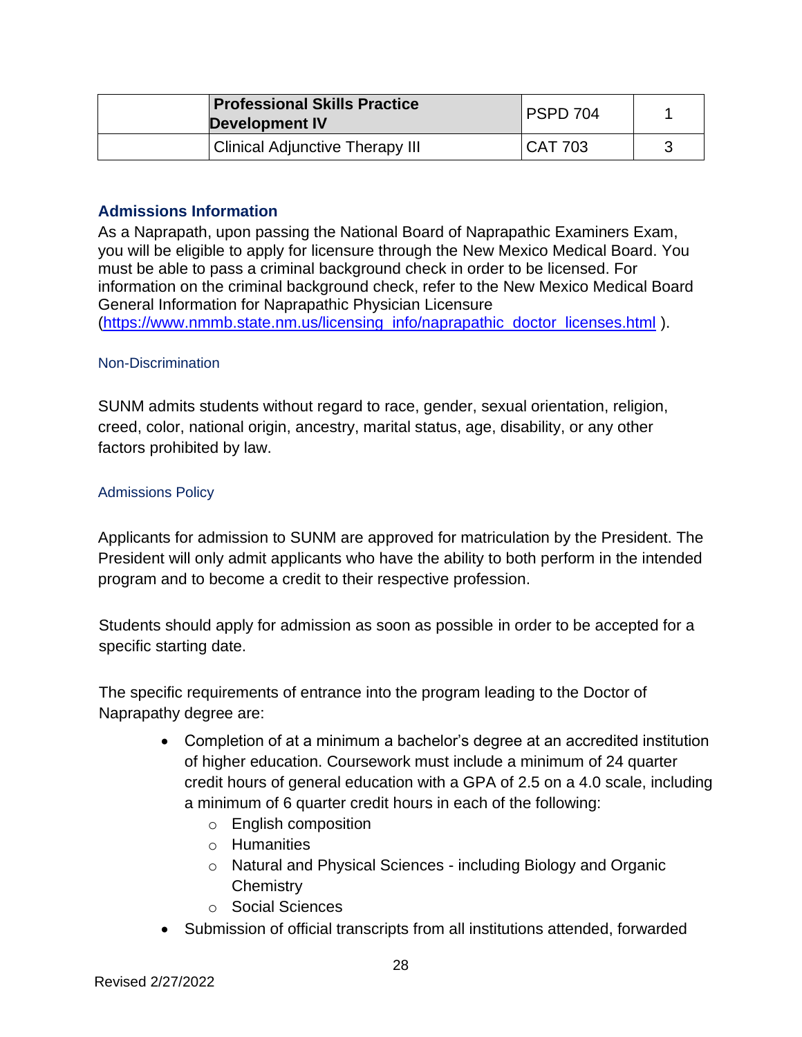| | Professional Skills Practice Development IV | PSPD 704 | 1 |
|---|---|---|---|
| | Clinical Adjunctive Therapy III | CAT 703 | 3 |

## Admissions Information

As a Naprapath, upon passing the National Board of Naprapathic Examiners Exam, you will be eligible to apply for licensure through the New Mexico Medical Board. You must be able to pass a criminal background check in order to be licensed. For information on the criminal background check, refer to the New Mexico Medical Board General Information for Naprapathic Physician Licensure ([https://www.nmmb.state.nm.us/licensing_info/naprapathic_doctor_licenses.html](https://www.nmmb.state.nm.us/licensing_info/naprapathic_doctor_licenses.html) ).

### Non-Discrimination

SUNM admits students without regard to race, gender, sexual orientation, religion, creed, color, national origin, ancestry, marital status, age, disability, or any other factors prohibited by law.

### Admissions Policy

Applicants for admission to SUNM are approved for matriculation by the President. The President will only admit applicants who have the ability to both perform in the intended program and to become a credit to their respective profession.

Students should apply for admission as soon as possible in order to be accepted for a specific starting date.

The specific requirements of entrance into the program leading to the Doctor of Naprapathy degree are:

- Completion of at a minimum a bachelor's degree at an accredited institution of higher education. Coursework must include a minimum of 24 quarter credit hours of general education with a GPA of 2.5 on a 4.0 scale, including a minimum of 6 quarter credit hours in each of the following:
    - English composition
    - Humanities
    - Natural and Physical Sciences - including Biology and Organic Chemistry
    - Social Sciences
- Submission of official transcripts from all institutions attended, forwarded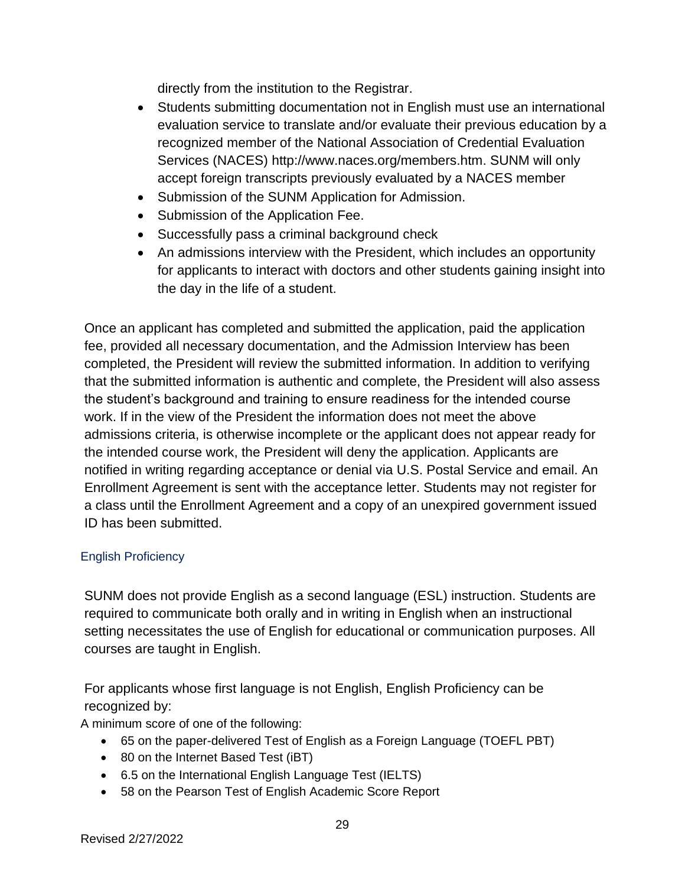directly from the institution to the Registrar.

- Students submitting documentation not in English must use an international evaluation service to translate and/or evaluate their previous education by a recognized member of the National Association of Credential Evaluation Services (NACES) http://www.naces.org/members.htm. SUNM will only accept foreign transcripts previously evaluated by a NACES member
- Submission of the SUNM Application for Admission.
- Submission of the Application Fee.
- Successfully pass a criminal background check
- An admissions interview with the President, which includes an opportunity for applicants to interact with doctors and other students gaining insight into the day in the life of a student.

Once an applicant has completed and submitted the application, paid the application fee, provided all necessary documentation, and the Admission Interview has been completed, the President will review the submitted information. In addition to verifying that the submitted information is authentic and complete, the President will also assess the student's background and training to ensure readiness for the intended course work. If in the view of the President the information does not meet the above admissions criteria, is otherwise incomplete or the applicant does not appear ready for the intended course work, the President will deny the application. Applicants are notified in writing regarding acceptance or denial via U.S. Postal Service and email. An Enrollment Agreement is sent with the acceptance letter. Students may not register for a class until the Enrollment Agreement and a copy of an unexpired government issued ID has been submitted.

### English Proficiency

SUNM does not provide English as a second language (ESL) instruction. Students are required to communicate both orally and in writing in English when an instructional setting necessitates the use of English for educational or communication purposes. All courses are taught in English.

For applicants whose first language is not English, English Proficiency can be recognized by:

A minimum score of one of the following:

- 65 on the paper-delivered Test of English as a Foreign Language (TOEFL PBT)
- 80 on the Internet Based Test (iBT)
- 6.5 on the International English Language Test (IELTS)
- 58 on the Pearson Test of English Academic Score Report

Revised 2/27/2022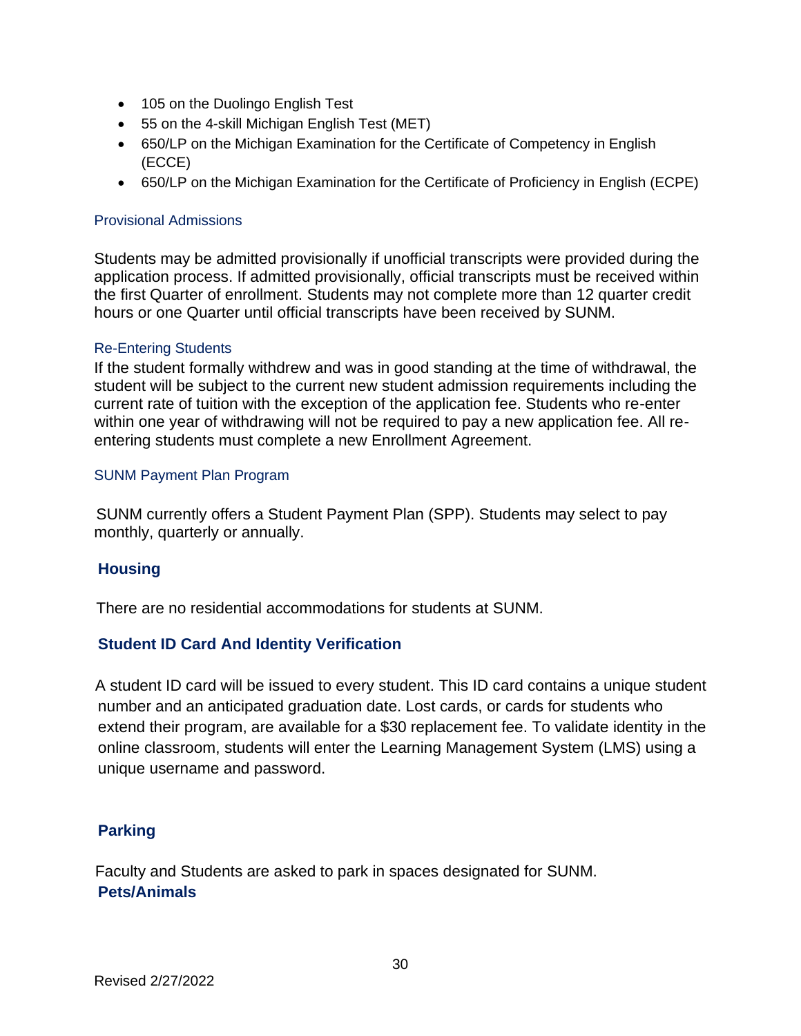- 105 on the Duolingo English Test
- 55 on the 4-skill Michigan English Test (MET)
- 650/LP on the Michigan Examination for the Certificate of Competency in English (ECCE)
- 650/LP on the Michigan Examination for the Certificate of Proficiency in English (ECPE)

### Provisional Admissions

Students may be admitted provisionally if unofficial transcripts were provided during the application process. If admitted provisionally, official transcripts must be received within the first Quarter of enrollment. Students may not complete more than 12 quarter credit hours or one Quarter until official transcripts have been received by SUNM.

### Re-Entering Students

If the student formally withdrew and was in good standing at the time of withdrawal, the student will be subject to the current new student admission requirements including the current rate of tuition with the exception of the application fee. Students who re-enter within one year of withdrawing will not be required to pay a new application fee. All re-entering students must complete a new Enrollment Agreement.

### SUNM Payment Plan Program

SUNM currently offers a Student Payment Plan (SPP). Students may select to pay monthly, quarterly or annually.

## Housing

There are no residential accommodations for students at SUNM.

## Student ID Card And Identity Verification

A student ID card will be issued to every student. This ID card contains a unique student number and an anticipated graduation date. Lost cards, or cards for students who extend their program, are available for a $30 replacement fee. To validate identity in the online classroom, students will enter the Learning Management System (LMS) using a unique username and password.

## Parking

Faculty and Students are asked to park in spaces designated for SUNM.

## Pets/Animals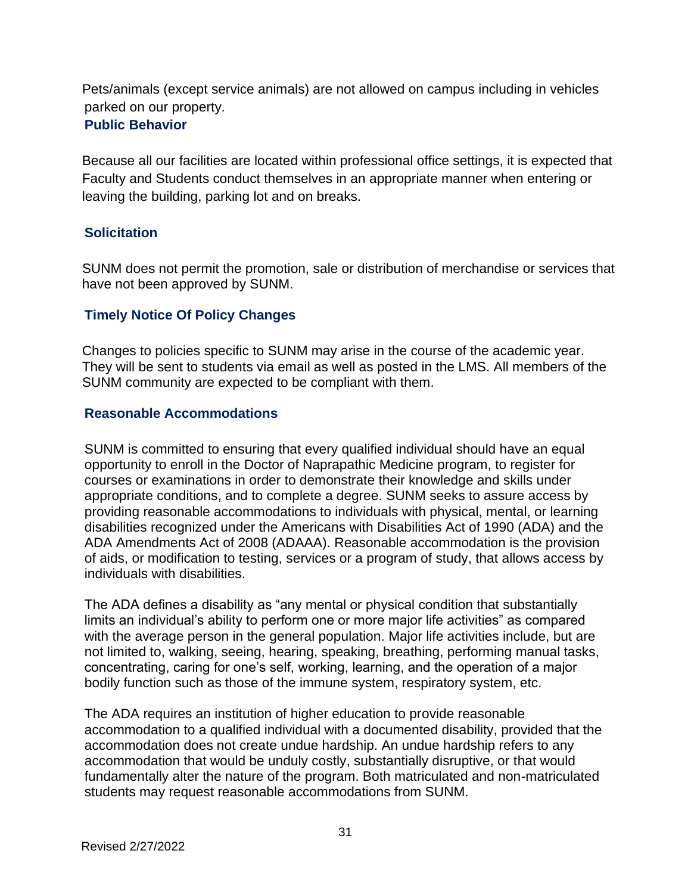Pets/animals (except service animals) are not allowed on campus including in vehicles parked on our property.

### Public Behavior

Because all our facilities are located within professional office settings, it is expected that Faculty and Students conduct themselves in an appropriate manner when entering or leaving the building, parking lot and on breaks.

### Solicitation

SUNM does not permit the promotion, sale or distribution of merchandise or services that have not been approved by SUNM.

### Timely Notice Of Policy Changes

Changes to policies specific to SUNM may arise in the course of the academic year. They will be sent to students via email as well as posted in the LMS. All members of the SUNM community are expected to be compliant with them.

### Reasonable Accommodations

SUNM is committed to ensuring that every qualified individual should have an equal opportunity to enroll in the Doctor of Naprapathic Medicine program, to register for courses or examinations in order to demonstrate their knowledge and skills under appropriate conditions, and to complete a degree. SUNM seeks to assure access by providing reasonable accommodations to individuals with physical, mental, or learning disabilities recognized under the Americans with Disabilities Act of 1990 (ADA) and the ADA Amendments Act of 2008 (ADAAA). Reasonable accommodation is the provision of aids, or modification to testing, services or a program of study, that allows access by individuals with disabilities.

The ADA defines a disability as "any mental or physical condition that substantially limits an individual's ability to perform one or more major life activities" as compared with the average person in the general population. Major life activities include, but are not limited to, walking, seeing, hearing, speaking, breathing, performing manual tasks, concentrating, caring for one's self, working, learning, and the operation of a major bodily function such as those of the immune system, respiratory system, etc.

The ADA requires an institution of higher education to provide reasonable accommodation to a qualified individual with a documented disability, provided that the accommodation does not create undue hardship. An undue hardship refers to any accommodation that would be unduly costly, substantially disruptive, or that would fundamentally alter the nature of the program. Both matriculated and non-matriculated students may request reasonable accommodations from SUNM.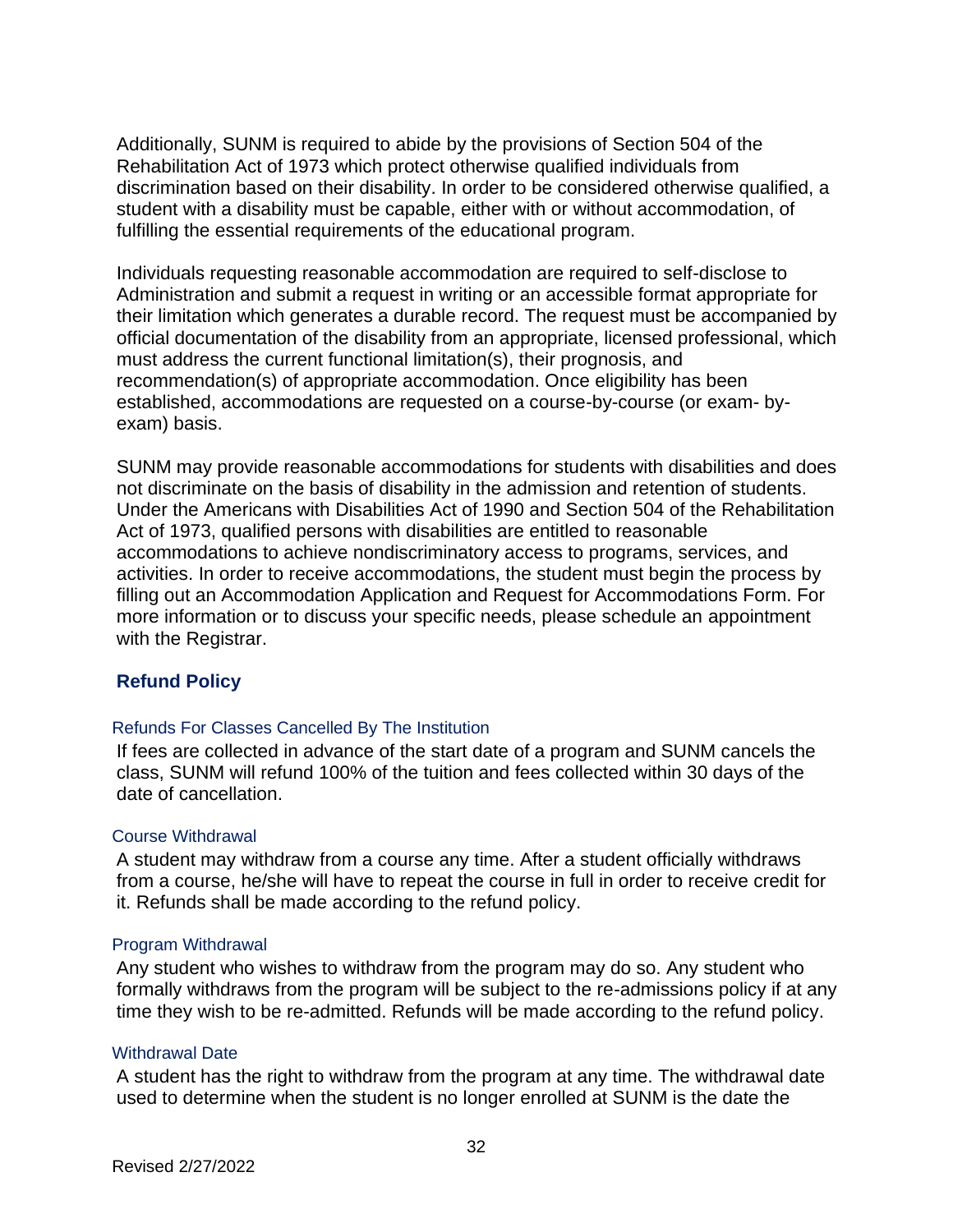Additionally, SUNM is required to abide by the provisions of Section 504 of the Rehabilitation Act of 1973 which protect otherwise qualified individuals from discrimination based on their disability. In order to be considered otherwise qualified, a student with a disability must be capable, either with or without accommodation, of fulfilling the essential requirements of the educational program.

Individuals requesting reasonable accommodation are required to self-disclose to Administration and submit a request in writing or an accessible format appropriate for their limitation which generates a durable record. The request must be accompanied by official documentation of the disability from an appropriate, licensed professional, which must address the current functional limitation(s), their prognosis, and recommendation(s) of appropriate accommodation. Once eligibility has been established, accommodations are requested on a course-by-course (or exam- by-exam) basis.

SUNM may provide reasonable accommodations for students with disabilities and does not discriminate on the basis of disability in the admission and retention of students. Under the Americans with Disabilities Act of 1990 and Section 504 of the Rehabilitation Act of 1973, qualified persons with disabilities are entitled to reasonable accommodations to achieve nondiscriminatory access to programs, services, and activities. In order to receive accommodations, the student must begin the process by filling out an Accommodation Application and Request for Accommodations Form. For more information or to discuss your specific needs, please schedule an appointment with the Registrar.

## Refund Policy

### Refunds For Classes Cancelled By The Institution

If fees are collected in advance of the start date of a program and SUNM cancels the class, SUNM will refund 100% of the tuition and fees collected within 30 days of the date of cancellation.

### Course Withdrawal

A student may withdraw from a course any time. After a student officially withdraws from a course, he/she will have to repeat the course in full in order to receive credit for it. Refunds shall be made according to the refund policy.

### Program Withdrawal

Any student who wishes to withdraw from the program may do so. Any student who formally withdraws from the program will be subject to the re-admissions policy if at any time they wish to be re-admitted. Refunds will be made according to the refund policy.

### Withdrawal Date

A student has the right to withdraw from the program at any time. The withdrawal date used to determine when the student is no longer enrolled at SUNM is the date the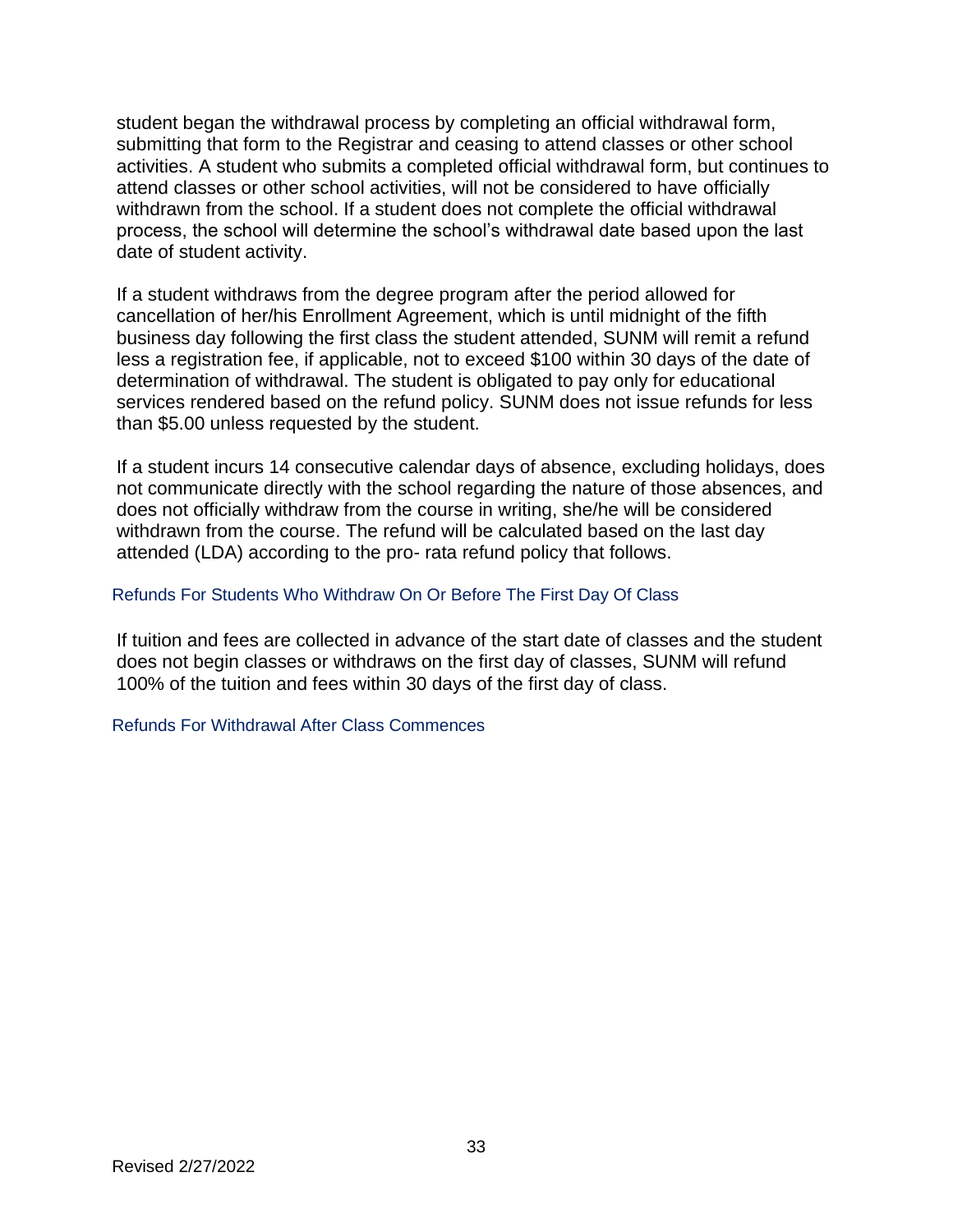student began the withdrawal process by completing an official withdrawal form, submitting that form to the Registrar and ceasing to attend classes or other school activities. A student who submits a completed official withdrawal form, but continues to attend classes or other school activities, will not be considered to have officially withdrawn from the school. If a student does not complete the official withdrawal process, the school will determine the school's withdrawal date based upon the last date of student activity.

If a student withdraws from the degree program after the period allowed for cancellation of her/his Enrollment Agreement, which is until midnight of the fifth business day following the first class the student attended, SUNM will remit a refund less a registration fee, if applicable, not to exceed $100 within 30 days of the date of determination of withdrawal. The student is obligated to pay only for educational services rendered based on the refund policy. SUNM does not issue refunds for less than $5.00 unless requested by the student.

If a student incurs 14 consecutive calendar days of absence, excluding holidays, does not communicate directly with the school regarding the nature of those absences, and does not officially withdraw from the course in writing, she/he will be considered withdrawn from the course. The refund will be calculated based on the last day attended (LDA) according to the pro- rata refund policy that follows.

### Refunds For Students Who Withdraw On Or Before The First Day Of Class

If tuition and fees are collected in advance of the start date of classes and the student does not begin classes or withdraws on the first day of classes, SUNM will refund 100% of the tuition and fees within 30 days of the first day of class.

### Refunds For Withdrawal After Class Commences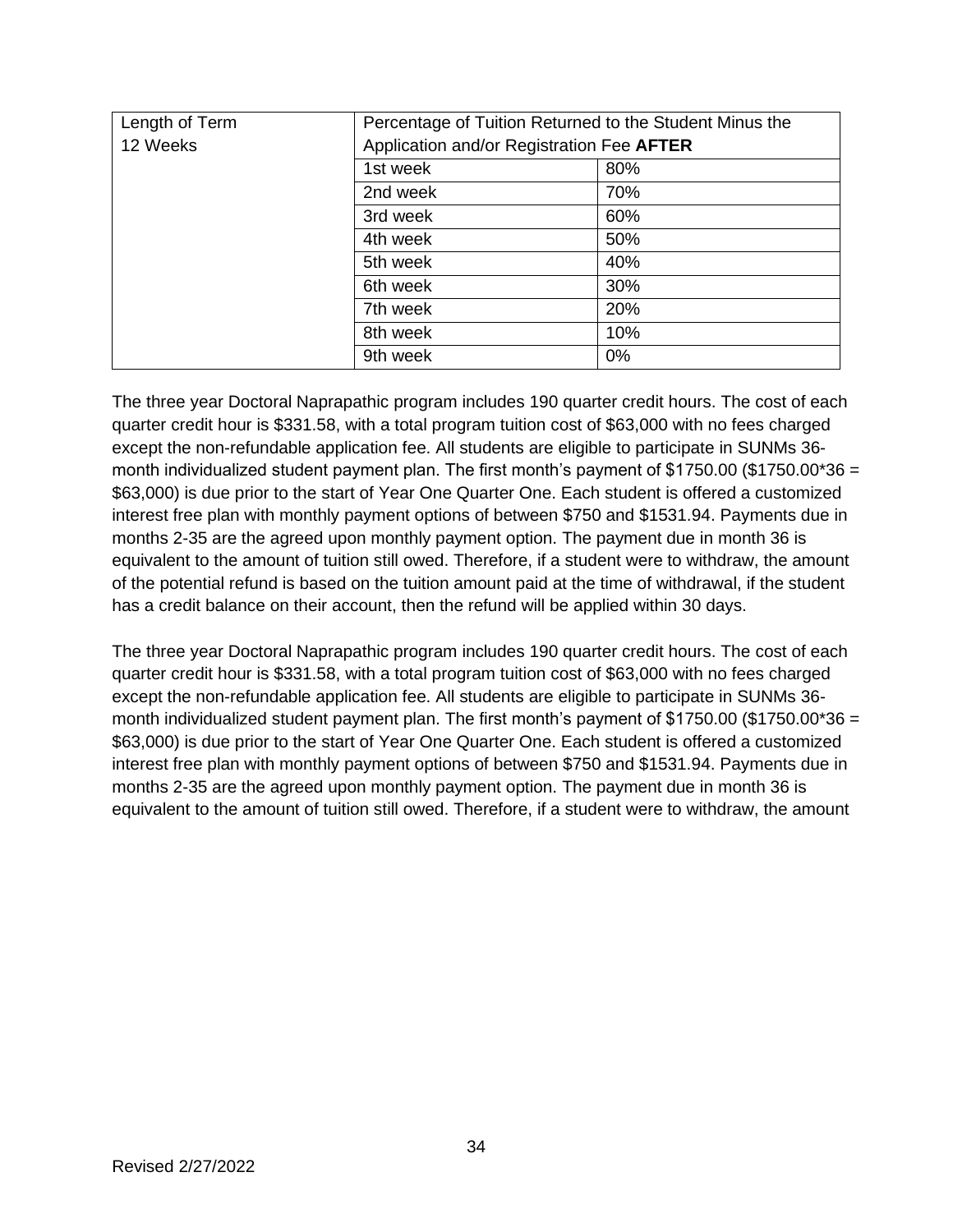| Length of Term 12 Weeks | Percentage of Tuition Returned to the Student Minus the Application and/or Registration Fee **AFTER** | |
|---|---|---|
| | 1st week | 80% |
| | 2nd week | 70% |
| | 3rd week | 60% |
| | 4th week | 50% |
| | 5th week | 40% |
| | 6th week | 30% |
| | 7th week | 20% |
| | 8th week | 10% |
| | 9th week | 0% |

The three year Doctoral Naprapathic program includes 190 quarter credit hours. The cost of each quarter credit hour is $331.58, with a total program tuition cost of $63,000 with no fees charged except the non-refundable application fee. All students are eligible to participate in SUNMs 36-month individualized student payment plan. The first month's payment of $1750.00 ($1750.00*36 = $63,000) is due prior to the start of Year One Quarter One. Each student is offered a customized interest free plan with monthly payment options of between $750 and $1531.94. Payments due in months 2-35 are the agreed upon monthly payment option. The payment due in month 36 is equivalent to the amount of tuition still owed. Therefore, if a student were to withdraw, the amount of the potential refund is based on the tuition amount paid at the time of withdrawal, if the student has a credit balance on their account, then the refund will be applied within 30 days.

The three year Doctoral Naprapathic program includes 190 quarter credit hours. The cost of each quarter credit hour is $331.58, with a total program tuition cost of $63,000 with no fees charged except the non-refundable application fee. All students are eligible to participate in SUNMs 36-month individualized student payment plan. The first month's payment of $1750.00 ($1750.00*36 = $63,000) is due prior to the start of Year One Quarter One. Each student is offered a customized interest free plan with monthly payment options of between $750 and $1531.94. Payments due in months 2-35 are the agreed upon monthly payment option. The payment due in month 36 is equivalent to the amount of tuition still owed. Therefore, if a student were to withdraw, the amount

Revised 2/27/2022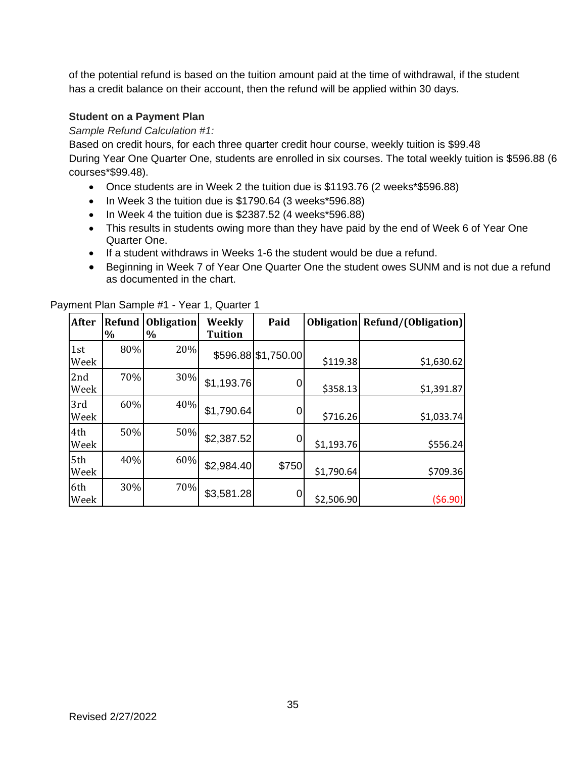of the potential refund is based on the tuition amount paid at the time of withdrawal, if the student has a credit balance on their account, then the refund will be applied within 30 days.

**Student on a Payment Plan**

*Sample Refund Calculation #1:*

Based on credit hours, for each three quarter credit hour course, weekly tuition is $99.48

During Year One Quarter One, students are enrolled in six courses. The total weekly tuition is $596.88 (6 courses*$99.48).

- Once students are in Week 2 the tuition due is $1193.76 (2 weeks*$596.88)
- In Week 3 the tuition due is $1790.64 (3 weeks*596.88)
- In Week 4 the tuition due is $2387.52 (4 weeks*596.88)
- This results in students owing more than they have paid by the end of Week 6 of Year One Quarter One.
- If a student withdraws in Weeks 1-6 the student would be due a refund.
- Beginning in Week 7 of Year One Quarter One the student owes SUNM and is not due a refund as documented in the chart.

Payment Plan Sample #1 - Year 1, Quarter 1

| After | Refund % | Obligation % | Weekly Tuition | Paid | Obligation | Refund/(Obligation) |
|---|---|---|---|---|---|---|
| 1st Week | 80% | 20% | $596.88 | $1,750.00 | $119.38 | $1,630.62 |
| 2nd Week | 70% | 30% | $1,193.76 | 0 | $358.13 | $1,391.87 |
| 3rd Week | 60% | 40% | $1,790.64 | 0 | $716.26 | $1,033.74 |
| 4th Week | 50% | 50% | $2,387.52 | 0 | $1,193.76 | $556.24 |
| 5th Week | 40% | 60% | $2,984.40 | $750 | $1,790.64 | $709.36 |
| 6th Week | 30% | 70% | $3,581.28 | 0 | $2,506.90 | ($6.90) |

Revised 2/27/2022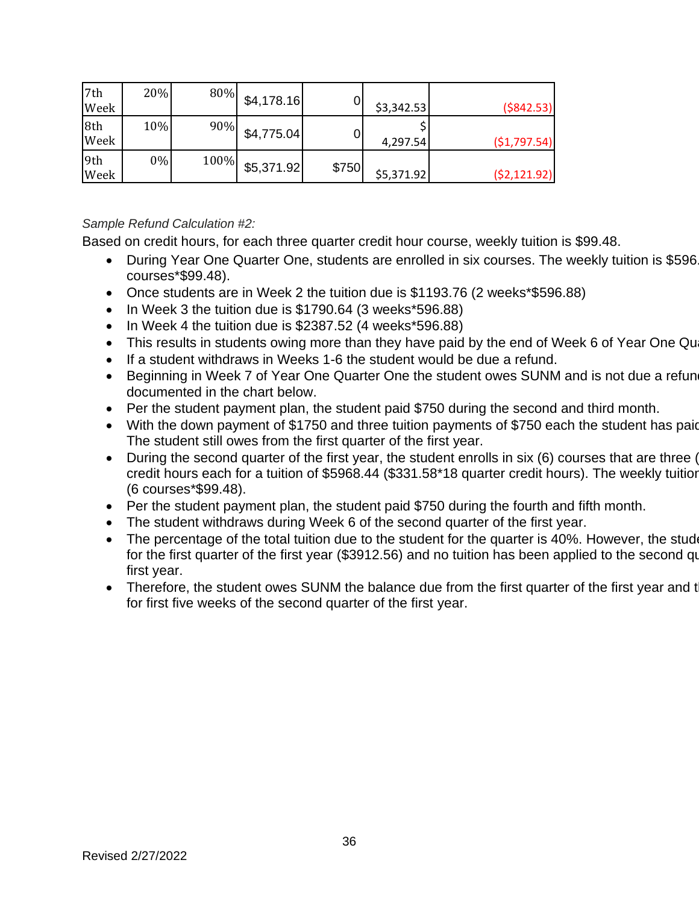| 7th Week | 20% | 80% | $4,178.16 | 0 | $3,342.53 | ($842.53) |
|---|---|---|---|---|---|---|
| 8th Week | 10% | 90% | $4,775.04 | 0 | $ 4,297.54 | ($1,797.54) |
| 9th Week | 0% | 100% | $5,371.92 | $750 | $5,371.92 | ($2,121.92) |

*Sample Refund Calculation #2:*

Based on credit hours, for each three quarter credit hour course, weekly tuition is $99.48.

- During Year One Quarter One, students are enrolled in six courses. The weekly tuition is $596. courses*$99.48).
- Once students are in Week 2 the tuition due is $1193.76 (2 weeks*$596.88)
- In Week 3 the tuition due is $1790.64 (3 weeks*596.88)
- In Week 4 the tuition due is $2387.52 (4 weeks*596.88)
- This results in students owing more than they have paid by the end of Week 6 of Year One Qu
- If a student withdraws in Weeks 1-6 the student would be due a refund.
- Beginning in Week 7 of Year One Quarter One the student owes SUNM and is not due a refun documented in the chart below.
- Per the student payment plan, the student paid $750 during the second and third month.
- With the down payment of $1750 and three tuition payments of $750 each the student has paid The student still owes from the first quarter of the first year.
- During the second quarter of the first year, the student enrolls in six (6) courses that are three ( credit hours each for a tuition of $5968.44 ($331.58*18 quarter credit hours). The weekly tuition (6 courses*$99.48).
- Per the student payment plan, the student paid $750 during the fourth and fifth month.
- The student withdraws during Week 6 of the second quarter of the first year.
- The percentage of the total tuition due to the student for the quarter is 40%. However, the stude for the first quarter of the first year ($3912.56) and no tuition has been applied to the second qu first year.
- Therefore, the student owes SUNM the balance due from the first quarter of the first year and t for first five weeks of the second quarter of the first year.

Revised 2/27/2022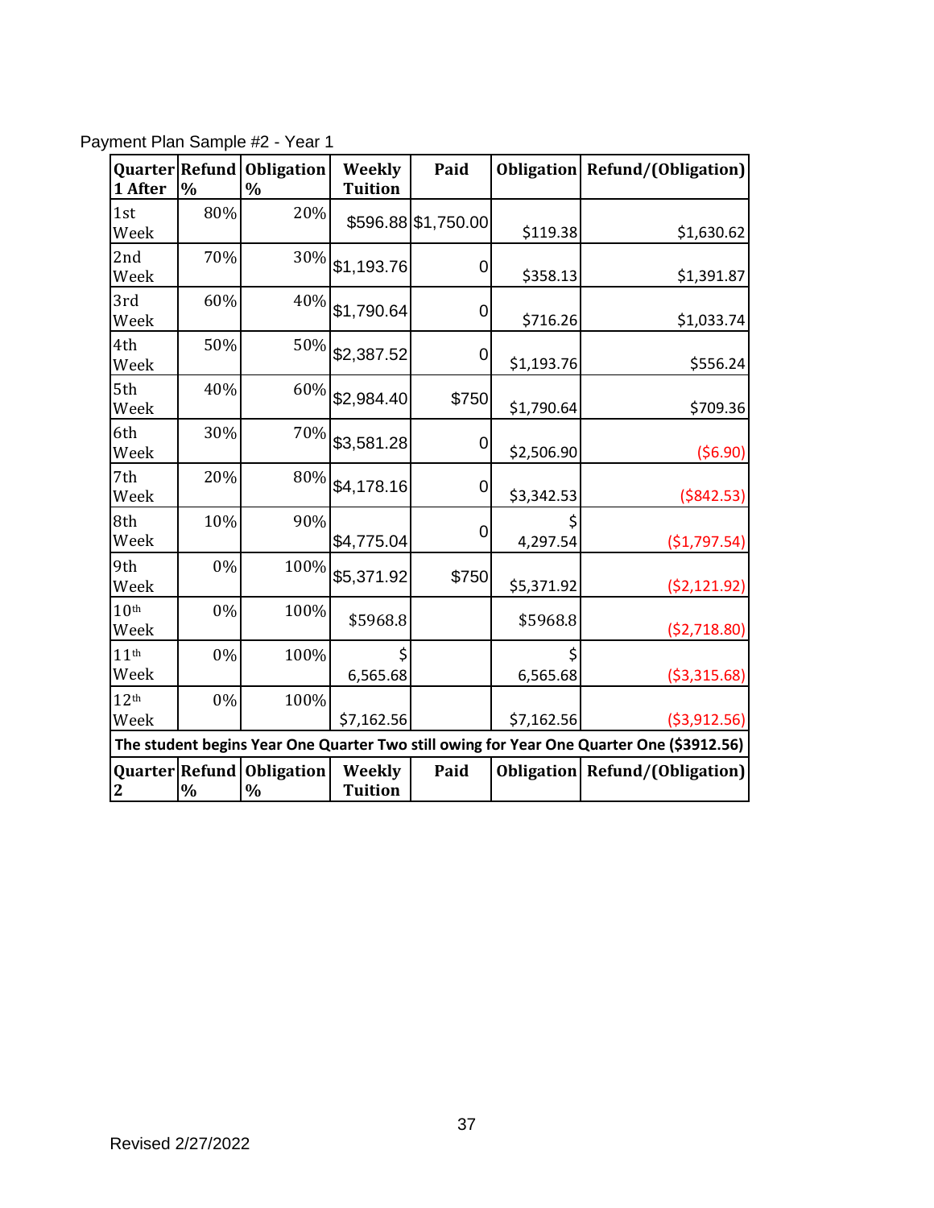Payment Plan Sample #2 - Year 1

| Quarter 1 After | Refund % | Obligation % | Weekly Tuition | Paid | Obligation | Refund/(Obligation) |
|---|---|---|---|---|---|---|
| 1st Week | 80% | 20% | $596.88 | $1,750.00 | $119.38 | $1,630.62 |
| 2nd Week | 70% | 30% | $1,193.76 | 0 | $358.13 | $1,391.87 |
| 3rd Week | 60% | 40% | $1,790.64 | 0 | $716.26 | $1,033.74 |
| 4th Week | 50% | 50% | $2,387.52 | 0 | $1,193.76 | $556.24 |
| 5th Week | 40% | 60% | $2,984.40 | $750 | $1,790.64 | $709.36 |
| 6th Week | 30% | 70% | $3,581.28 | 0 | $2,506.90 | ($6.90) |
| 7th Week | 20% | 80% | $4,178.16 | 0 | $3,342.53 | ($842.53) |
| 8th Week | 10% | 90% | $4,775.04 | 0 | $ 4,297.54 | ($1,797.54) |
| 9th Week | 0% | 100% | $5,371.92 | $750 | $5,371.92 | ($2,121.92) |
| 10th Week | 0% | 100% | $5968.8 | | $5968.8 | ($2,718.80) |
| 11th Week | 0% | 100% | $ 6,565.68 | | $ 6,565.68 | ($3,315.68) |
| 12th Week | 0% | 100% | $7,162.56 | | $7,162.56 | ($3,912.56) |
| **The student begins Year One Quarter Two still owing for Year One Quarter One ($3912.56)** | | | | | | |
| **Quarter 2** | **Refund %** | **Obligation %** | **Weekly Tuition** | **Paid** | **Obligation** | **Refund/(Obligation)** |

Revised 2/27/2022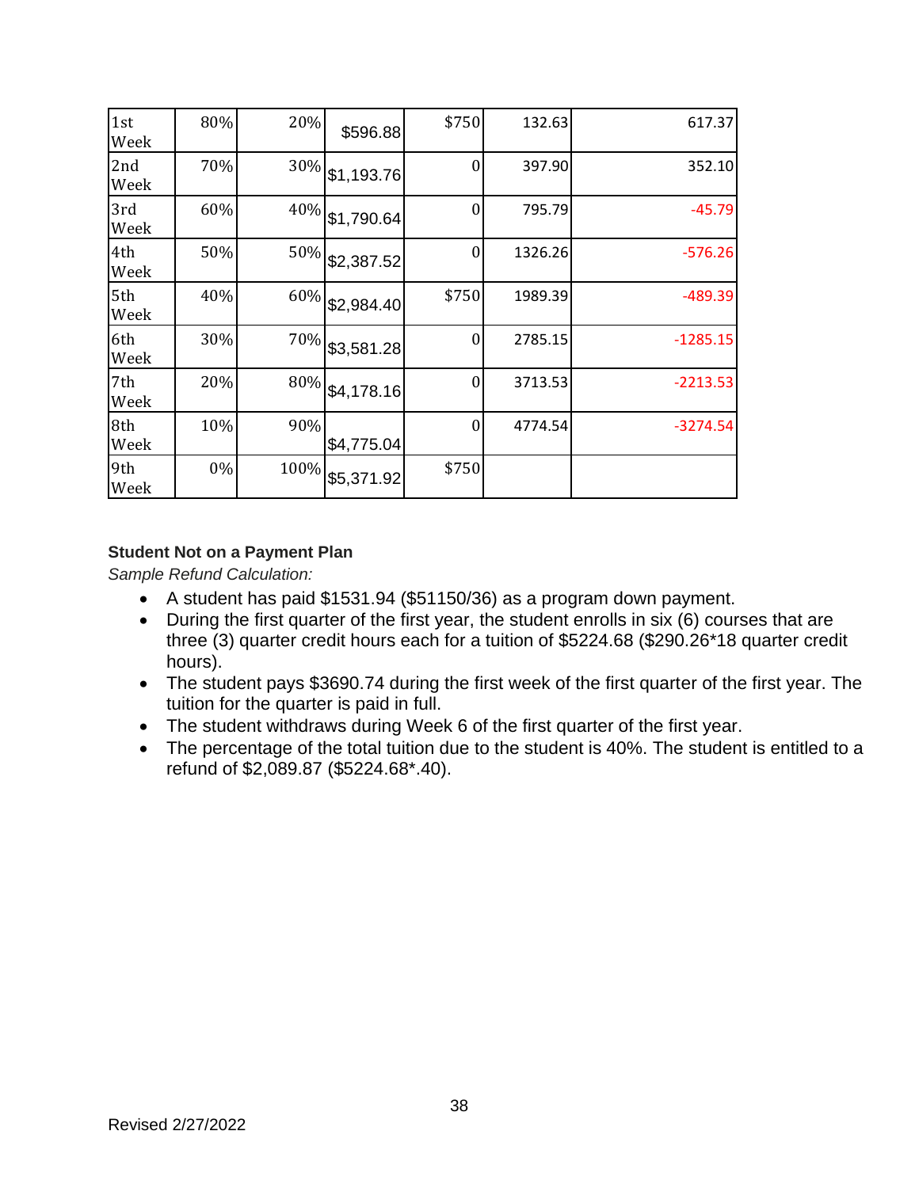| | | | | | | |
|---|---|---|---|---|---|---|
| 1st Week | 80% | 20% | $596.88 | $750 | 132.63 | 617.37 |
| 2nd Week | 70% | 30% | $1,193.76 | 0 | 397.90 | 352.10 |
| 3rd Week | 60% | 40% | $1,790.64 | 0 | 795.79 | -45.79 |
| 4th Week | 50% | 50% | $2,387.52 | 0 | 1326.26 | -576.26 |
| 5th Week | 40% | 60% | $2,984.40 | $750 | 1989.39 | -489.39 |
| 6th Week | 30% | 70% | $3,581.28 | 0 | 2785.15 | -1285.15 |
| 7th Week | 20% | 80% | $4,178.16 | 0 | 3713.53 | -2213.53 |
| 8th Week | 10% | 90% | $4,775.04 | 0 | 4774.54 | -3274.54 |
| 9th Week | 0% | 100% | $5,371.92 | $750 | | |

**Student Not on a Payment Plan**

*Sample Refund Calculation:*

- A student has paid $1531.94 ($51150/36) as a program down payment.
- During the first quarter of the first year, the student enrolls in six (6) courses that are three (3) quarter credit hours each for a tuition of $5224.68 ($290.26*18 quarter credit hours).
- The student pays $3690.74 during the first week of the first quarter of the first year. The tuition for the quarter is paid in full.
- The student withdraws during Week 6 of the first quarter of the first year.
- The percentage of the total tuition due to the student is 40%. The student is entitled to a refund of $2,089.87 ($5224.68*.40).

Revised 2/27/2022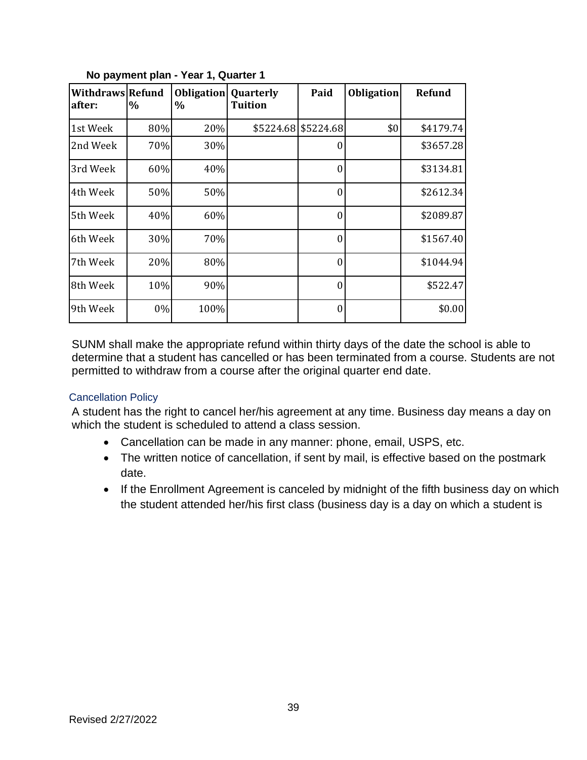**No payment plan - Year 1, Quarter 1**

| Withdraws after: | Refund % | Obligation % | Quarterly Tuition | Paid | Obligation | Refund |
|---|---|---|---|---|---|---|
| 1st Week | 80% | 20% | $5224.68 | $5224.68 | $0 | $4179.74 |
| 2nd Week | 70% | 30% | | 0 | | $3657.28 |
| 3rd Week | 60% | 40% | | 0 | | $3134.81 |
| 4th Week | 50% | 50% | | 0 | | $2612.34 |
| 5th Week | 40% | 60% | | 0 | | $2089.87 |
| 6th Week | 30% | 70% | | 0 | | $1567.40 |
| 7th Week | 20% | 80% | | 0 | | $1044.94 |
| 8th Week | 10% | 90% | | 0 | | $522.47 |
| 9th Week | 0% | 100% | | 0 | | $0.00 |

SUNM shall make the appropriate refund within thirty days of the date the school is able to determine that a student has cancelled or has been terminated from a course. Students are not permitted to withdraw from a course after the original quarter end date.

### Cancellation Policy

A student has the right to cancel her/his agreement at any time. Business day means a day on which the student is scheduled to attend a class session.

- Cancellation can be made in any manner: phone, email, USPS, etc.
- The written notice of cancellation, if sent by mail, is effective based on the postmark date.
- If the Enrollment Agreement is canceled by midnight of the fifth business day on which the student attended her/his first class (business day is a day on which a student is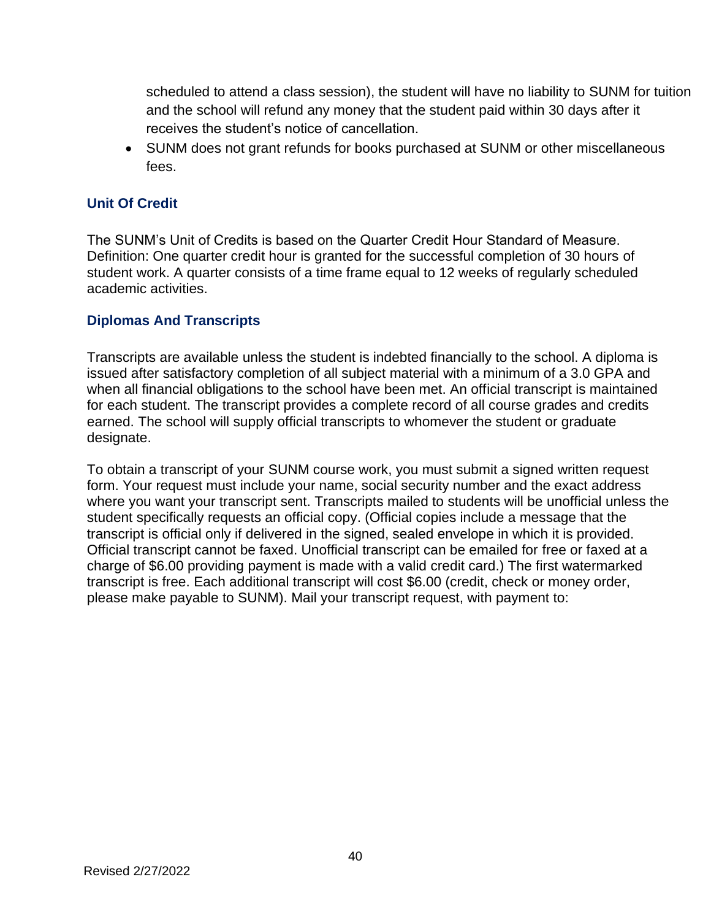scheduled to attend a class session), the student will have no liability to SUNM for tuition and the school will refund any money that the student paid within 30 days after it receives the student's notice of cancellation.

- SUNM does not grant refunds for books purchased at SUNM or other miscellaneous fees.

### Unit Of Credit

The SUNM's Unit of Credits is based on the Quarter Credit Hour Standard of Measure. Definition: One quarter credit hour is granted for the successful completion of 30 hours of student work. A quarter consists of a time frame equal to 12 weeks of regularly scheduled academic activities.

### Diplomas And Transcripts

Transcripts are available unless the student is indebted financially to the school. A diploma is issued after satisfactory completion of all subject material with a minimum of a 3.0 GPA and when all financial obligations to the school have been met. An official transcript is maintained for each student. The transcript provides a complete record of all course grades and credits earned. The school will supply official transcripts to whomever the student or graduate designate.

To obtain a transcript of your SUNM course work, you must submit a signed written request form. Your request must include your name, social security number and the exact address where you want your transcript sent. Transcripts mailed to students will be unofficial unless the student specifically requests an official copy. (Official copies include a message that the transcript is official only if delivered in the signed, sealed envelope in which it is provided. Official transcript cannot be faxed. Unofficial transcript can be emailed for free or faxed at a charge of $6.00 providing payment is made with a valid credit card.) The first watermarked transcript is free. Each additional transcript will cost $6.00 (credit, check or money order, please make payable to SUNM). Mail your transcript request, with payment to:

Revised 2/27/2022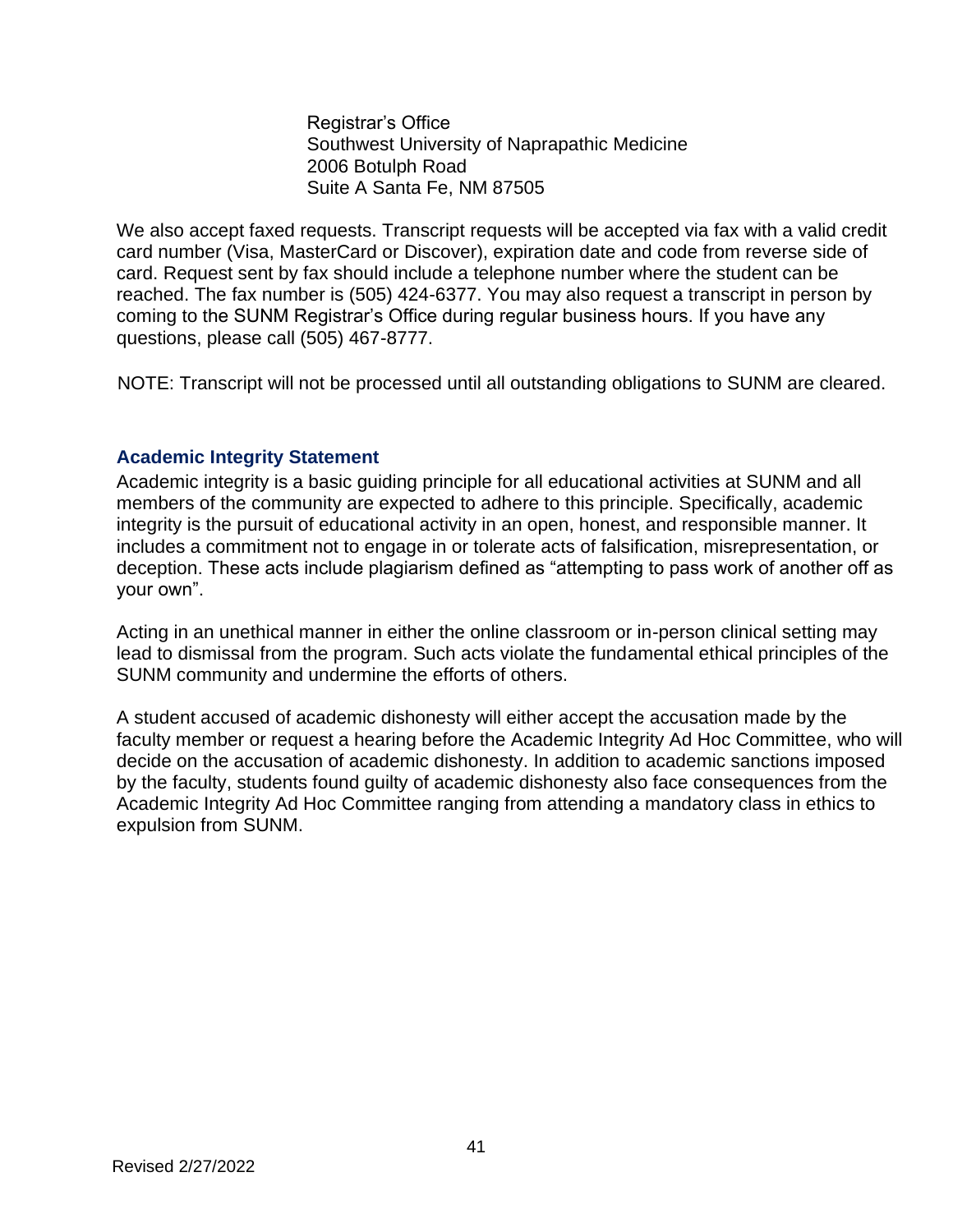Registrar's Office
Southwest University of Naprapathic Medicine
2006 Botulph Road
Suite A Santa Fe, NM 87505

We also accept faxed requests. Transcript requests will be accepted via fax with a valid credit card number (Visa, MasterCard or Discover), expiration date and code from reverse side of card. Request sent by fax should include a telephone number where the student can be reached. The fax number is (505) 424-6377. You may also request a transcript in person by coming to the SUNM Registrar's Office during regular business hours. If you have any questions, please call (505) 467-8777.

NOTE: Transcript will not be processed until all outstanding obligations to SUNM are cleared.

### Academic Integrity Statement

Academic integrity is a basic guiding principle for all educational activities at SUNM and all members of the community are expected to adhere to this principle. Specifically, academic integrity is the pursuit of educational activity in an open, honest, and responsible manner. It includes a commitment not to engage in or tolerate acts of falsification, misrepresentation, or deception. These acts include plagiarism defined as "attempting to pass work of another off as your own".

Acting in an unethical manner in either the online classroom or in-person clinical setting may lead to dismissal from the program. Such acts violate the fundamental ethical principles of the SUNM community and undermine the efforts of others.

A student accused of academic dishonesty will either accept the accusation made by the faculty member or request a hearing before the Academic Integrity Ad Hoc Committee, who will decide on the accusation of academic dishonesty. In addition to academic sanctions imposed by the faculty, students found guilty of academic dishonesty also face consequences from the Academic Integrity Ad Hoc Committee ranging from attending a mandatory class in ethics to expulsion from SUNM.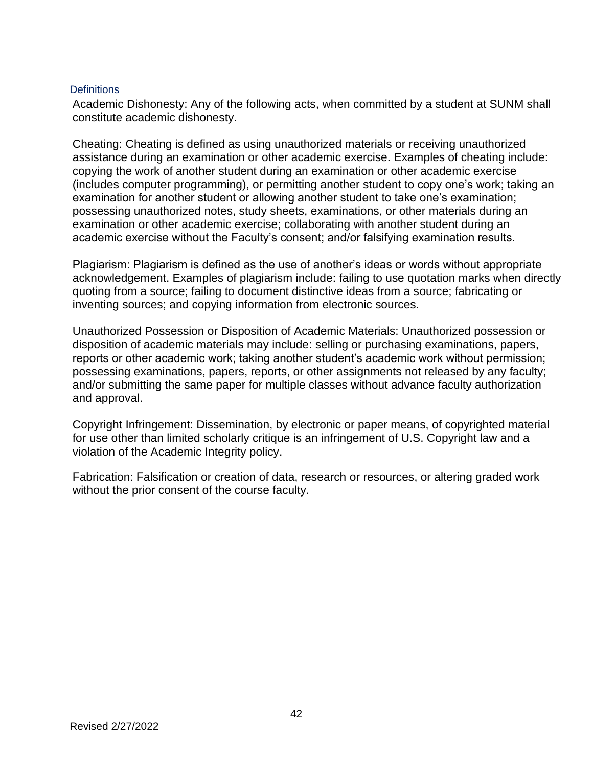### Definitions

Academic Dishonesty: Any of the following acts, when committed by a student at SUNM shall constitute academic dishonesty.

Cheating: Cheating is defined as using unauthorized materials or receiving unauthorized assistance during an examination or other academic exercise. Examples of cheating include: copying the work of another student during an examination or other academic exercise (includes computer programming), or permitting another student to copy one's work; taking an examination for another student or allowing another student to take one's examination; possessing unauthorized notes, study sheets, examinations, or other materials during an examination or other academic exercise; collaborating with another student during an academic exercise without the Faculty's consent; and/or falsifying examination results.

Plagiarism: Plagiarism is defined as the use of another's ideas or words without appropriate acknowledgement. Examples of plagiarism include: failing to use quotation marks when directly quoting from a source; failing to document distinctive ideas from a source; fabricating or inventing sources; and copying information from electronic sources.

Unauthorized Possession or Disposition of Academic Materials: Unauthorized possession or disposition of academic materials may include: selling or purchasing examinations, papers, reports or other academic work; taking another student's academic work without permission; possessing examinations, papers, reports, or other assignments not released by any faculty; and/or submitting the same paper for multiple classes without advance faculty authorization and approval.

Copyright Infringement: Dissemination, by electronic or paper means, of copyrighted material for use other than limited scholarly critique is an infringement of U.S. Copyright law and a violation of the Academic Integrity policy.

Fabrication: Falsification or creation of data, research or resources, or altering graded work without the prior consent of the course faculty.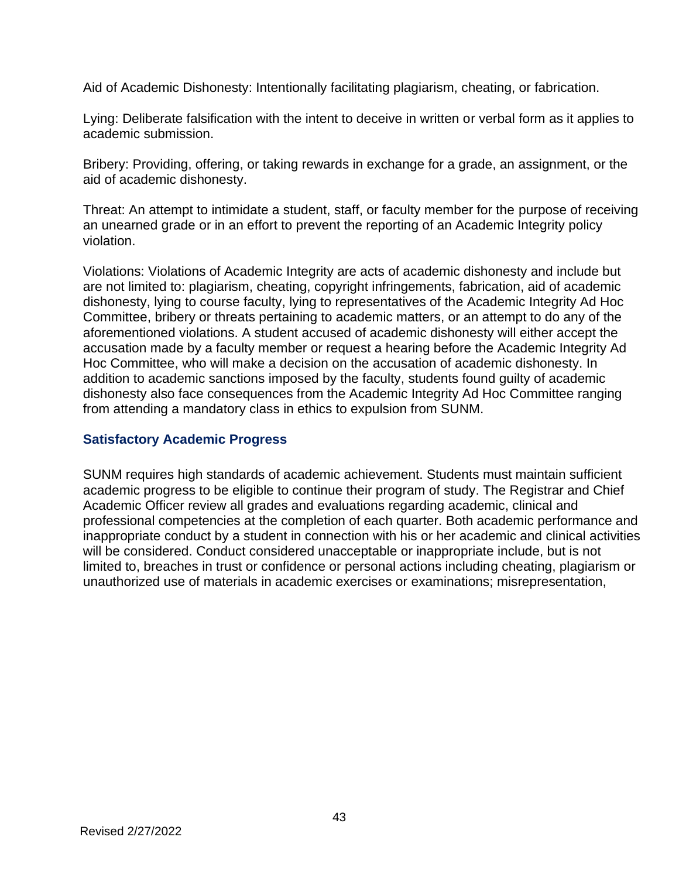Aid of Academic Dishonesty: Intentionally facilitating plagiarism, cheating, or fabrication.

Lying: Deliberate falsification with the intent to deceive in written or verbal form as it applies to academic submission.

Bribery: Providing, offering, or taking rewards in exchange for a grade, an assignment, or the aid of academic dishonesty.

Threat: An attempt to intimidate a student, staff, or faculty member for the purpose of receiving an unearned grade or in an effort to prevent the reporting of an Academic Integrity policy violation.

Violations: Violations of Academic Integrity are acts of academic dishonesty and include but are not limited to: plagiarism, cheating, copyright infringements, fabrication, aid of academic dishonesty, lying to course faculty, lying to representatives of the Academic Integrity Ad Hoc Committee, bribery or threats pertaining to academic matters, or an attempt to do any of the aforementioned violations. A student accused of academic dishonesty will either accept the accusation made by a faculty member or request a hearing before the Academic Integrity Ad Hoc Committee, who will make a decision on the accusation of academic dishonesty. In addition to academic sanctions imposed by the faculty, students found guilty of academic dishonesty also face consequences from the Academic Integrity Ad Hoc Committee ranging from attending a mandatory class in ethics to expulsion from SUNM.

### Satisfactory Academic Progress

SUNM requires high standards of academic achievement. Students must maintain sufficient academic progress to be eligible to continue their program of study. The Registrar and Chief Academic Officer review all grades and evaluations regarding academic, clinical and professional competencies at the completion of each quarter. Both academic performance and inappropriate conduct by a student in connection with his or her academic and clinical activities will be considered. Conduct considered unacceptable or inappropriate include, but is not limited to, breaches in trust or confidence or personal actions including cheating, plagiarism or unauthorized use of materials in academic exercises or examinations; misrepresentation,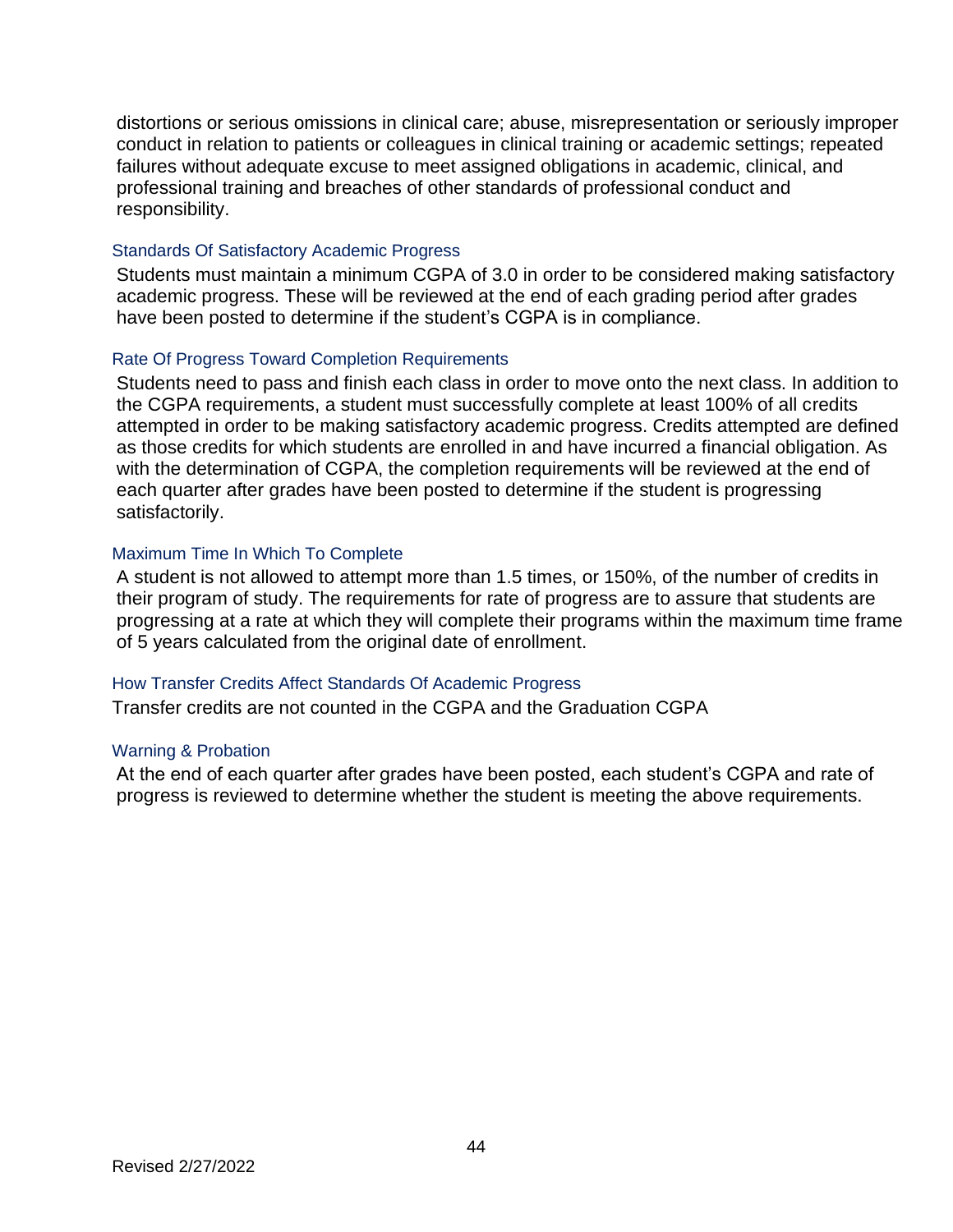distortions or serious omissions in clinical care; abuse, misrepresentation or seriously improper conduct in relation to patients or colleagues in clinical training or academic settings; repeated failures without adequate excuse to meet assigned obligations in academic, clinical, and professional training and breaches of other standards of professional conduct and responsibility.

### Standards Of Satisfactory Academic Progress

Students must maintain a minimum CGPA of 3.0 in order to be considered making satisfactory academic progress. These will be reviewed at the end of each grading period after grades have been posted to determine if the student's CGPA is in compliance.

### Rate Of Progress Toward Completion Requirements

Students need to pass and finish each class in order to move onto the next class. In addition to the CGPA requirements, a student must successfully complete at least 100% of all credits attempted in order to be making satisfactory academic progress. Credits attempted are defined as those credits for which students are enrolled in and have incurred a financial obligation. As with the determination of CGPA, the completion requirements will be reviewed at the end of each quarter after grades have been posted to determine if the student is progressing satisfactorily.

### Maximum Time In Which To Complete

A student is not allowed to attempt more than 1.5 times, or 150%, of the number of credits in their program of study. The requirements for rate of progress are to assure that students are progressing at a rate at which they will complete their programs within the maximum time frame of 5 years calculated from the original date of enrollment.

### How Transfer Credits Affect Standards Of Academic Progress

Transfer credits are not counted in the CGPA and the Graduation CGPA

### Warning & Probation

At the end of each quarter after grades have been posted, each student's CGPA and rate of progress is reviewed to determine whether the student is meeting the above requirements.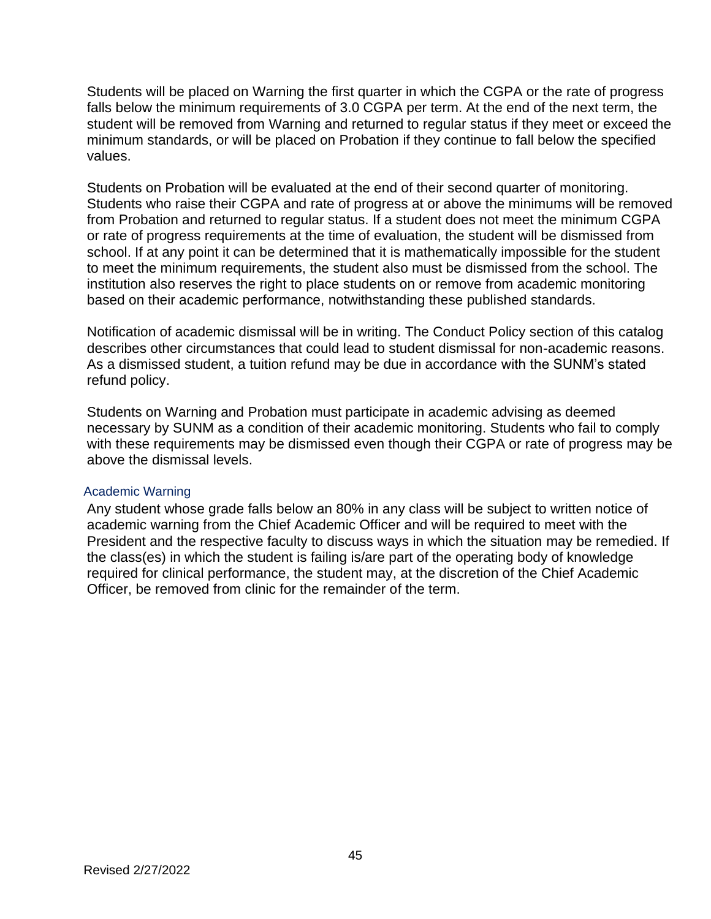Students will be placed on Warning the first quarter in which the CGPA or the rate of progress falls below the minimum requirements of 3.0 CGPA per term. At the end of the next term, the student will be removed from Warning and returned to regular status if they meet or exceed the minimum standards, or will be placed on Probation if they continue to fall below the specified values.

Students on Probation will be evaluated at the end of their second quarter of monitoring. Students who raise their CGPA and rate of progress at or above the minimums will be removed from Probation and returned to regular status. If a student does not meet the minimum CGPA or rate of progress requirements at the time of evaluation, the student will be dismissed from school. If at any point it can be determined that it is mathematically impossible for the student to meet the minimum requirements, the student also must be dismissed from the school. The institution also reserves the right to place students on or remove from academic monitoring based on their academic performance, notwithstanding these published standards.

Notification of academic dismissal will be in writing. The Conduct Policy section of this catalog describes other circumstances that could lead to student dismissal for non-academic reasons. As a dismissed student, a tuition refund may be due in accordance with the SUNM's stated refund policy.

Students on Warning and Probation must participate in academic advising as deemed necessary by SUNM as a condition of their academic monitoring. Students who fail to comply with these requirements may be dismissed even though their CGPA or rate of progress may be above the dismissal levels.

### Academic Warning

Any student whose grade falls below an 80% in any class will be subject to written notice of academic warning from the Chief Academic Officer and will be required to meet with the President and the respective faculty to discuss ways in which the situation may be remedied. If the class(es) in which the student is failing is/are part of the operating body of knowledge required for clinical performance, the student may, at the discretion of the Chief Academic Officer, be removed from clinic for the remainder of the term.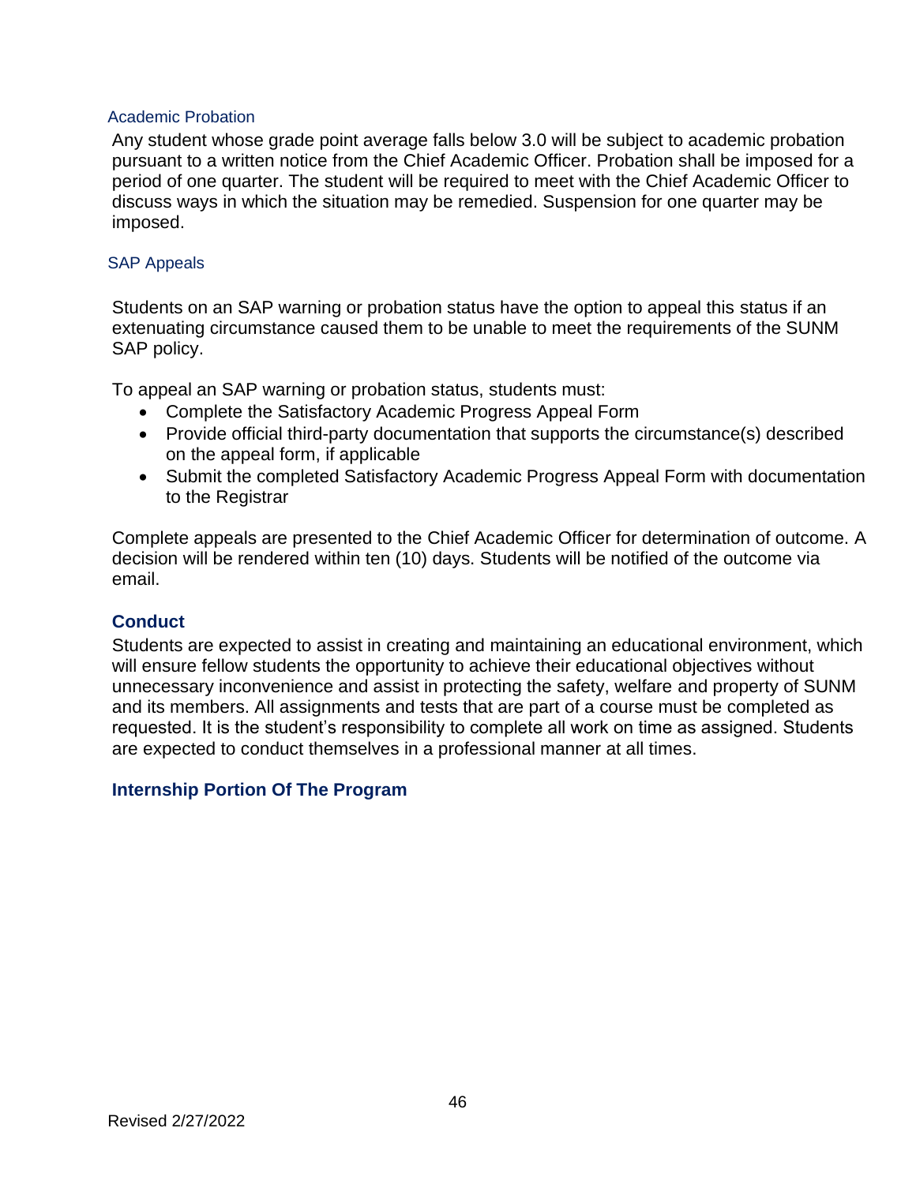### Academic Probation

Any student whose grade point average falls below 3.0 will be subject to academic probation pursuant to a written notice from the Chief Academic Officer. Probation shall be imposed for a period of one quarter. The student will be required to meet with the Chief Academic Officer to discuss ways in which the situation may be remedied. Suspension for one quarter may be imposed.

### SAP Appeals

Students on an SAP warning or probation status have the option to appeal this status if an extenuating circumstance caused them to be unable to meet the requirements of the SUNM SAP policy.

To appeal an SAP warning or probation status, students must:

- Complete the Satisfactory Academic Progress Appeal Form
- Provide official third-party documentation that supports the circumstance(s) described on the appeal form, if applicable
- Submit the completed Satisfactory Academic Progress Appeal Form with documentation to the Registrar

Complete appeals are presented to the Chief Academic Officer for determination of outcome. A decision will be rendered within ten (10) days. Students will be notified of the outcome via email.

## Conduct

Students are expected to assist in creating and maintaining an educational environment, which will ensure fellow students the opportunity to achieve their educational objectives without unnecessary inconvenience and assist in protecting the safety, welfare and property of SUNM and its members. All assignments and tests that are part of a course must be completed as requested. It is the student's responsibility to complete all work on time as assigned. Students are expected to conduct themselves in a professional manner at all times.

## Internship Portion Of The Program

Revised 2/27/2022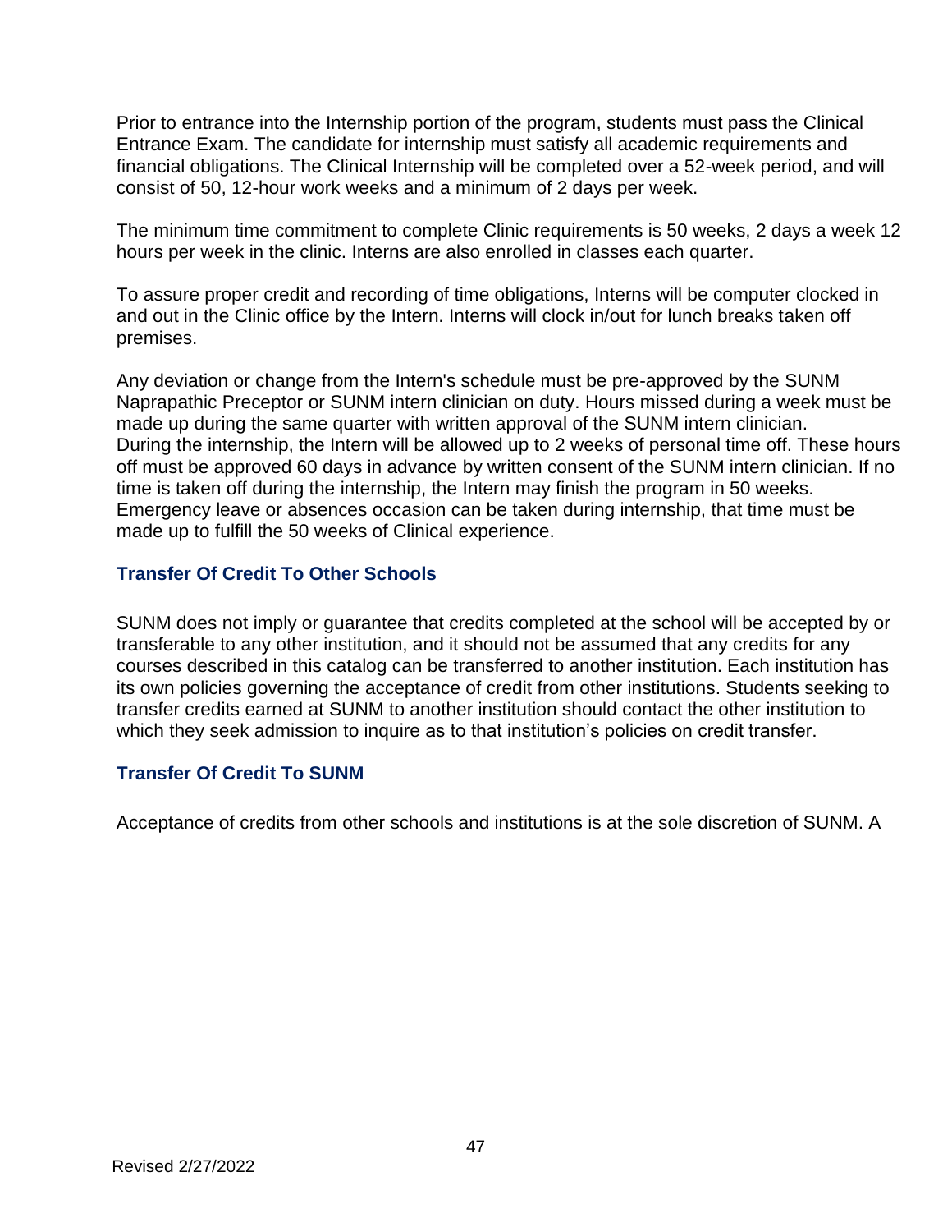Prior to entrance into the Internship portion of the program, students must pass the Clinical Entrance Exam. The candidate for internship must satisfy all academic requirements and financial obligations. The Clinical Internship will be completed over a 52-week period, and will consist of 50, 12-hour work weeks and a minimum of 2 days per week.

The minimum time commitment to complete Clinic requirements is 50 weeks, 2 days a week 12 hours per week in the clinic. Interns are also enrolled in classes each quarter.

To assure proper credit and recording of time obligations, Interns will be computer clocked in and out in the Clinic office by the Intern. Interns will clock in/out for lunch breaks taken off premises.

Any deviation or change from the Intern's schedule must be pre-approved by the SUNM Naprapathic Preceptor or SUNM intern clinician on duty. Hours missed during a week must be made up during the same quarter with written approval of the SUNM intern clinician.
During the internship, the Intern will be allowed up to 2 weeks of personal time off. These hours off must be approved 60 days in advance by written consent of the SUNM intern clinician. If no time is taken off during the internship, the Intern may finish the program in 50 weeks. Emergency leave or absences occasion can be taken during internship, that time must be made up to fulfill the 50 weeks of Clinical experience.

### Transfer Of Credit To Other Schools

SUNM does not imply or guarantee that credits completed at the school will be accepted by or transferable to any other institution, and it should not be assumed that any credits for any courses described in this catalog can be transferred to another institution. Each institution has its own policies governing the acceptance of credit from other institutions. Students seeking to transfer credits earned at SUNM to another institution should contact the other institution to which they seek admission to inquire as to that institution's policies on credit transfer.

### Transfer Of Credit To SUNM

Acceptance of credits from other schools and institutions is at the sole discretion of SUNM. A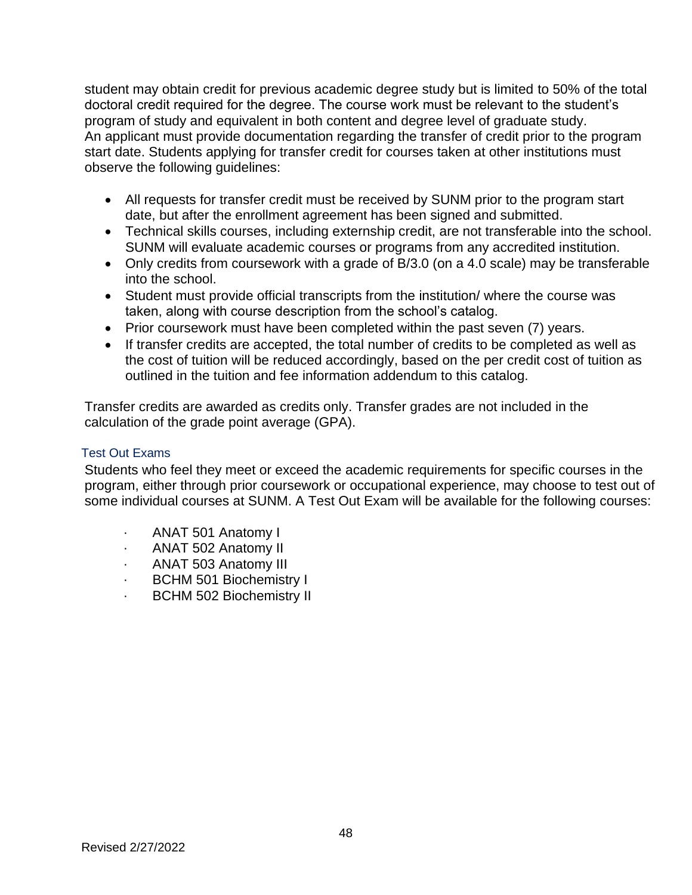student may obtain credit for previous academic degree study but is limited to 50% of the total doctoral credit required for the degree. The course work must be relevant to the student's program of study and equivalent in both content and degree level of graduate study.
An applicant must provide documentation regarding the transfer of credit prior to the program start date. Students applying for transfer credit for courses taken at other institutions must observe the following guidelines:

- All requests for transfer credit must be received by SUNM prior to the program start date, but after the enrollment agreement has been signed and submitted.
- Technical skills courses, including externship credit, are not transferable into the school. SUNM will evaluate academic courses or programs from any accredited institution.
- Only credits from coursework with a grade of B/3.0 (on a 4.0 scale) may be transferable into the school.
- Student must provide official transcripts from the institution/ where the course was taken, along with course description from the school's catalog.
- Prior coursework must have been completed within the past seven (7) years.
- If transfer credits are accepted, the total number of credits to be completed as well as the cost of tuition will be reduced accordingly, based on the per credit cost of tuition as outlined in the tuition and fee information addendum to this catalog.

Transfer credits are awarded as credits only. Transfer grades are not included in the calculation of the grade point average (GPA).

### Test Out Exams

Students who feel they meet or exceed the academic requirements for specific courses in the program, either through prior coursework or occupational experience, may choose to test out of some individual courses at SUNM. A Test Out Exam will be available for the following courses:

- ANAT 501 Anatomy I
- ANAT 502 Anatomy II
- ANAT 503 Anatomy III
- BCHM 501 Biochemistry I
- BCHM 502 Biochemistry II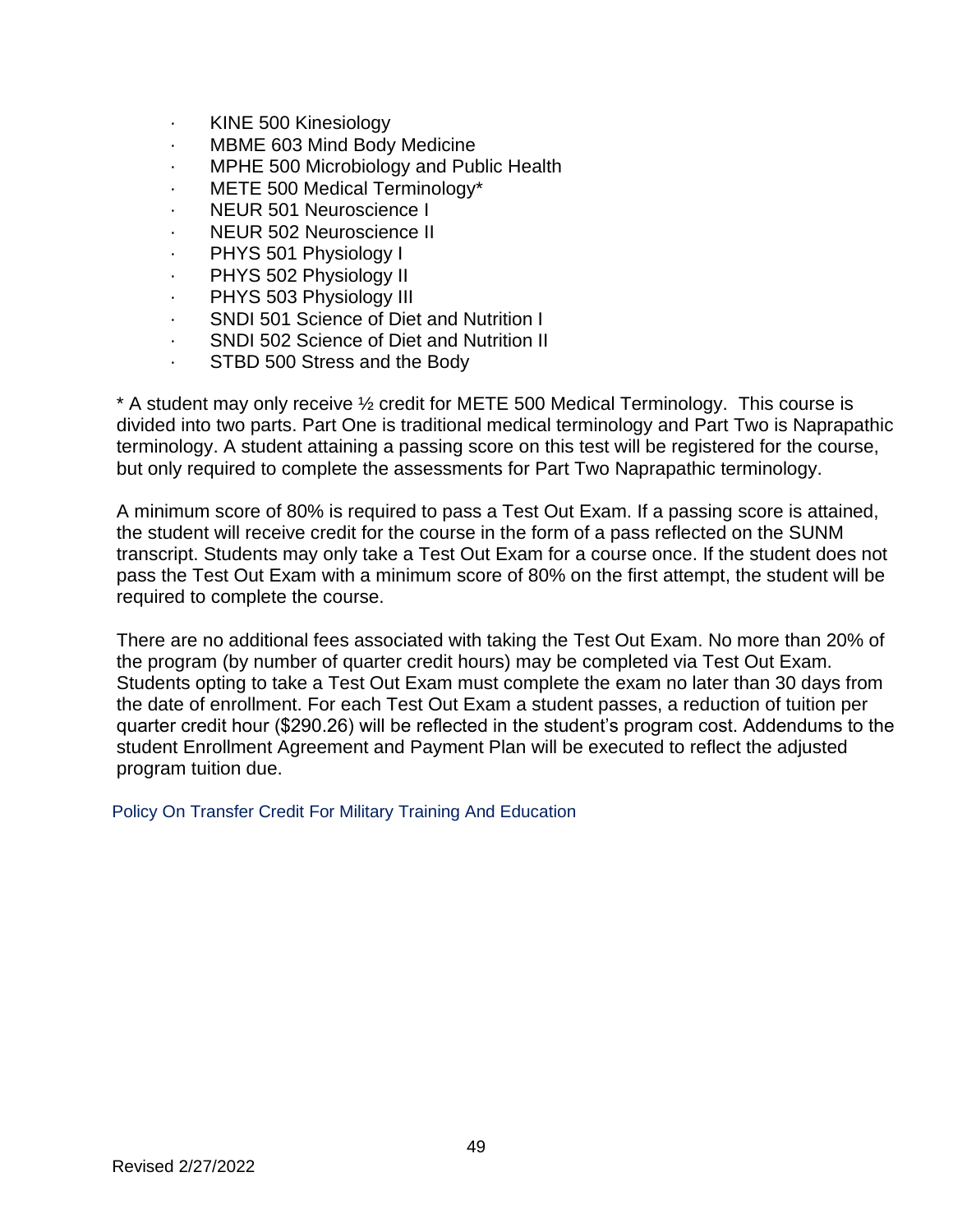- KINE 500 Kinesiology
- MBME 603 Mind Body Medicine
- MPHE 500 Microbiology and Public Health
- METE 500 Medical Terminology*
- NEUR 501 Neuroscience I
- NEUR 502 Neuroscience II
- PHYS 501 Physiology I
- PHYS 502 Physiology II
- PHYS 503 Physiology III
- SNDI 501 Science of Diet and Nutrition I
- SNDI 502 Science of Diet and Nutrition II
- STBD 500 Stress and the Body

* A student may only receive ½ credit for METE 500 Medical Terminology. This course is divided into two parts. Part One is traditional medical terminology and Part Two is Naprapathic terminology. A student attaining a passing score on this test will be registered for the course, but only required to complete the assessments for Part Two Naprapathic terminology.

A minimum score of 80% is required to pass a Test Out Exam. If a passing score is attained, the student will receive credit for the course in the form of a pass reflected on the SUNM transcript. Students may only take a Test Out Exam for a course once. If the student does not pass the Test Out Exam with a minimum score of 80% on the first attempt, the student will be required to complete the course.

There are no additional fees associated with taking the Test Out Exam. No more than 20% of the program (by number of quarter credit hours) may be completed via Test Out Exam. Students opting to take a Test Out Exam must complete the exam no later than 30 days from the date of enrollment. For each Test Out Exam a student passes, a reduction of tuition per quarter credit hour ($290.26) will be reflected in the student's program cost. Addendums to the student Enrollment Agreement and Payment Plan will be executed to reflect the adjusted program tuition due.

## Policy On Transfer Credit For Military Training And Education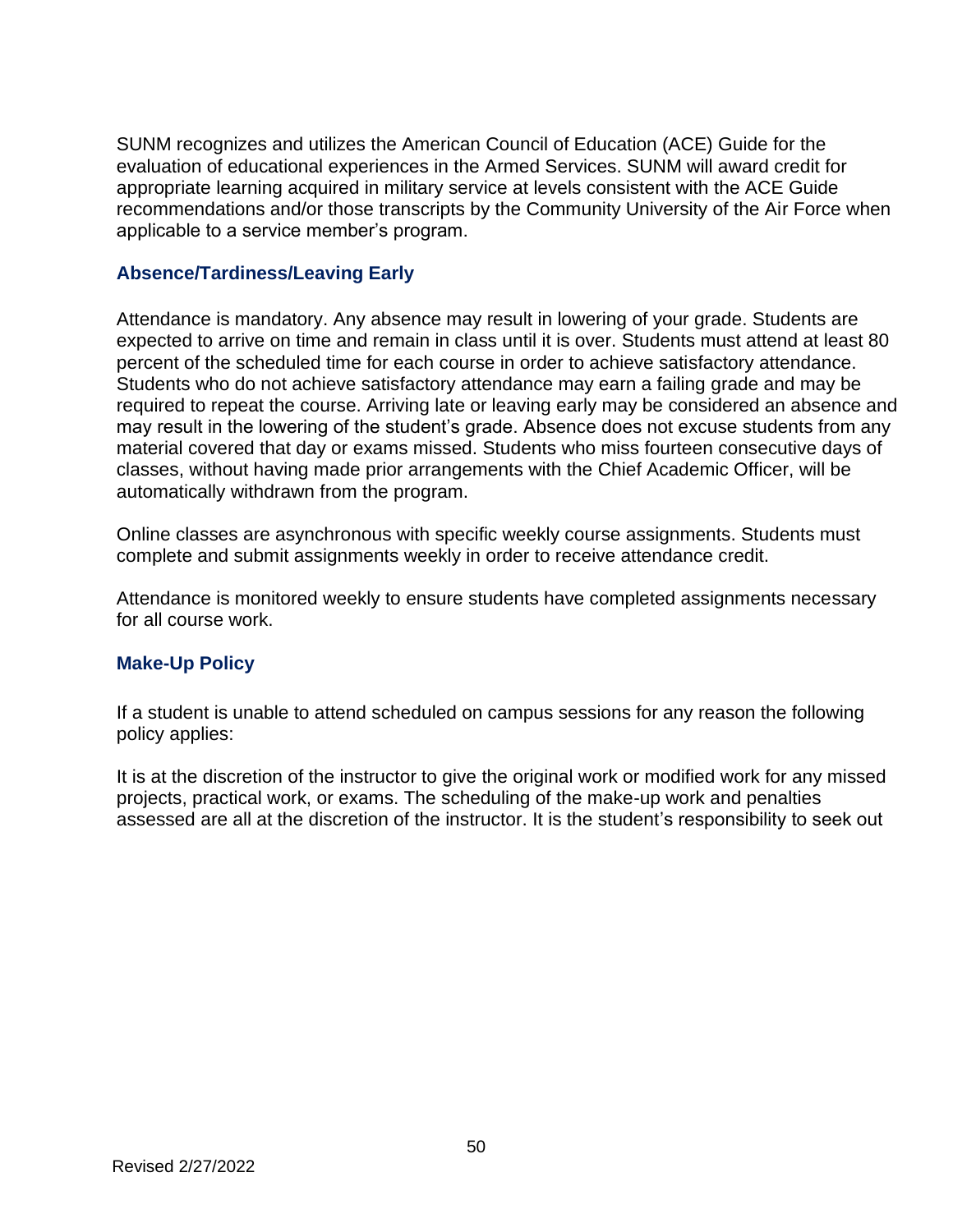SUNM recognizes and utilizes the American Council of Education (ACE) Guide for the evaluation of educational experiences in the Armed Services. SUNM will award credit for appropriate learning acquired in military service at levels consistent with the ACE Guide recommendations and/or those transcripts by the Community University of the Air Force when applicable to a service member's program.

### Absence/Tardiness/Leaving Early

Attendance is mandatory. Any absence may result in lowering of your grade. Students are expected to arrive on time and remain in class until it is over. Students must attend at least 80 percent of the scheduled time for each course in order to achieve satisfactory attendance. Students who do not achieve satisfactory attendance may earn a failing grade and may be required to repeat the course. Arriving late or leaving early may be considered an absence and may result in the lowering of the student's grade. Absence does not excuse students from any material covered that day or exams missed. Students who miss fourteen consecutive days of classes, without having made prior arrangements with the Chief Academic Officer, will be automatically withdrawn from the program.

Online classes are asynchronous with specific weekly course assignments. Students must complete and submit assignments weekly in order to receive attendance credit.

Attendance is monitored weekly to ensure students have completed assignments necessary for all course work.

### Make-Up Policy

If a student is unable to attend scheduled on campus sessions for any reason the following policy applies:

It is at the discretion of the instructor to give the original work or modified work for any missed projects, practical work, or exams. The scheduling of the make-up work and penalties assessed are all at the discretion of the instructor. It is the student's responsibility to seek out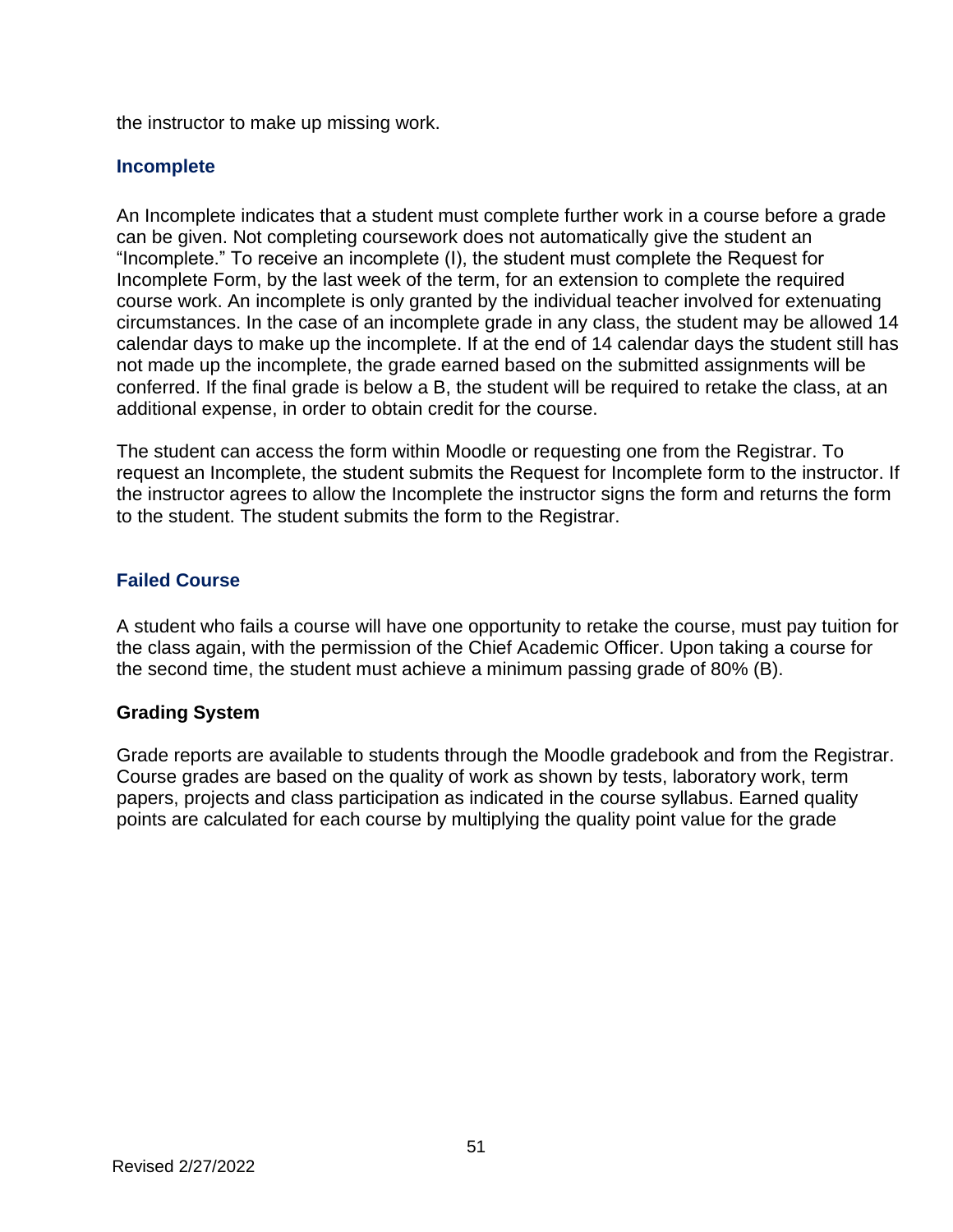the instructor to make up missing work.

### Incomplete

An Incomplete indicates that a student must complete further work in a course before a grade can be given. Not completing coursework does not automatically give the student an "Incomplete." To receive an incomplete (I), the student must complete the Request for Incomplete Form, by the last week of the term, for an extension to complete the required course work. An incomplete is only granted by the individual teacher involved for extenuating circumstances. In the case of an incomplete grade in any class, the student may be allowed 14 calendar days to make up the incomplete. If at the end of 14 calendar days the student still has not made up the incomplete, the grade earned based on the submitted assignments will be conferred. If the final grade is below a B, the student will be required to retake the class, at an additional expense, in order to obtain credit for the course.

The student can access the form within Moodle or requesting one from the Registrar. To request an Incomplete, the student submits the Request for Incomplete form to the instructor. If the instructor agrees to allow the Incomplete the instructor signs the form and returns the form to the student. The student submits the form to the Registrar.

### Failed Course

A student who fails a course will have one opportunity to retake the course, must pay tuition for the class again, with the permission of the Chief Academic Officer. Upon taking a course for the second time, the student must achieve a minimum passing grade of 80% (B).

**Grading System**

Grade reports are available to students through the Moodle gradebook and from the Registrar. Course grades are based on the quality of work as shown by tests, laboratory work, term papers, projects and class participation as indicated in the course syllabus. Earned quality points are calculated for each course by multiplying the quality point value for the grade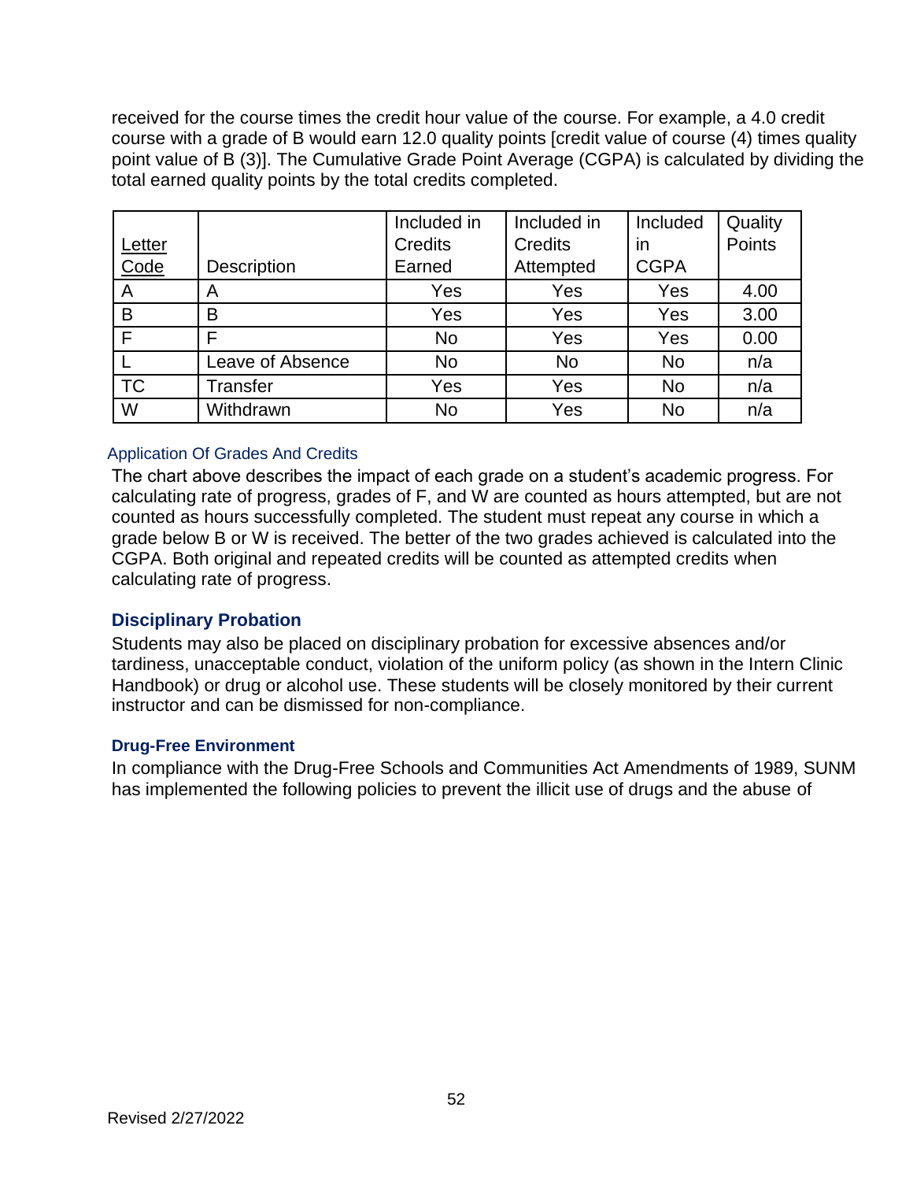received for the course times the credit hour value of the course. For example, a 4.0 credit course with a grade of B would earn 12.0 quality points [credit value of course (4) times quality point value of B (3)]. The Cumulative Grade Point Average (CGPA) is calculated by dividing the total earned quality points by the total credits completed.

| Letter Code | Description | Included in Credits Earned | Included in Credits Attempted | Included in CGPA | Quality Points |
|---|---|---|---|---|---|
| A | A | Yes | Yes | Yes | 4.00 |
| B | B | Yes | Yes | Yes | 3.00 |
| F | F | No | Yes | Yes | 0.00 |
| L | Leave of Absence | No | No | No | n/a |
| TC | Transfer | Yes | Yes | No | n/a |
| W | Withdrawn | No | Yes | No | n/a |

#### Application Of Grades And Credits

The chart above describes the impact of each grade on a student's academic progress. For calculating rate of progress, grades of F, and W are counted as hours attempted, but are not counted as hours successfully completed. The student must repeat any course in which a grade below B or W is received. The better of the two grades achieved is calculated into the CGPA. Both original and repeated credits will be counted as attempted credits when calculating rate of progress.

### Disciplinary Probation

Students may also be placed on disciplinary probation for excessive absences and/or tardiness, unacceptable conduct, violation of the uniform policy (as shown in the Intern Clinic Handbook) or drug or alcohol use. These students will be closely monitored by their current instructor and can be dismissed for non-compliance.

#### Drug-Free Environment

In compliance with the Drug-Free Schools and Communities Act Amendments of 1989, SUNM has implemented the following policies to prevent the illicit use of drugs and the abuse of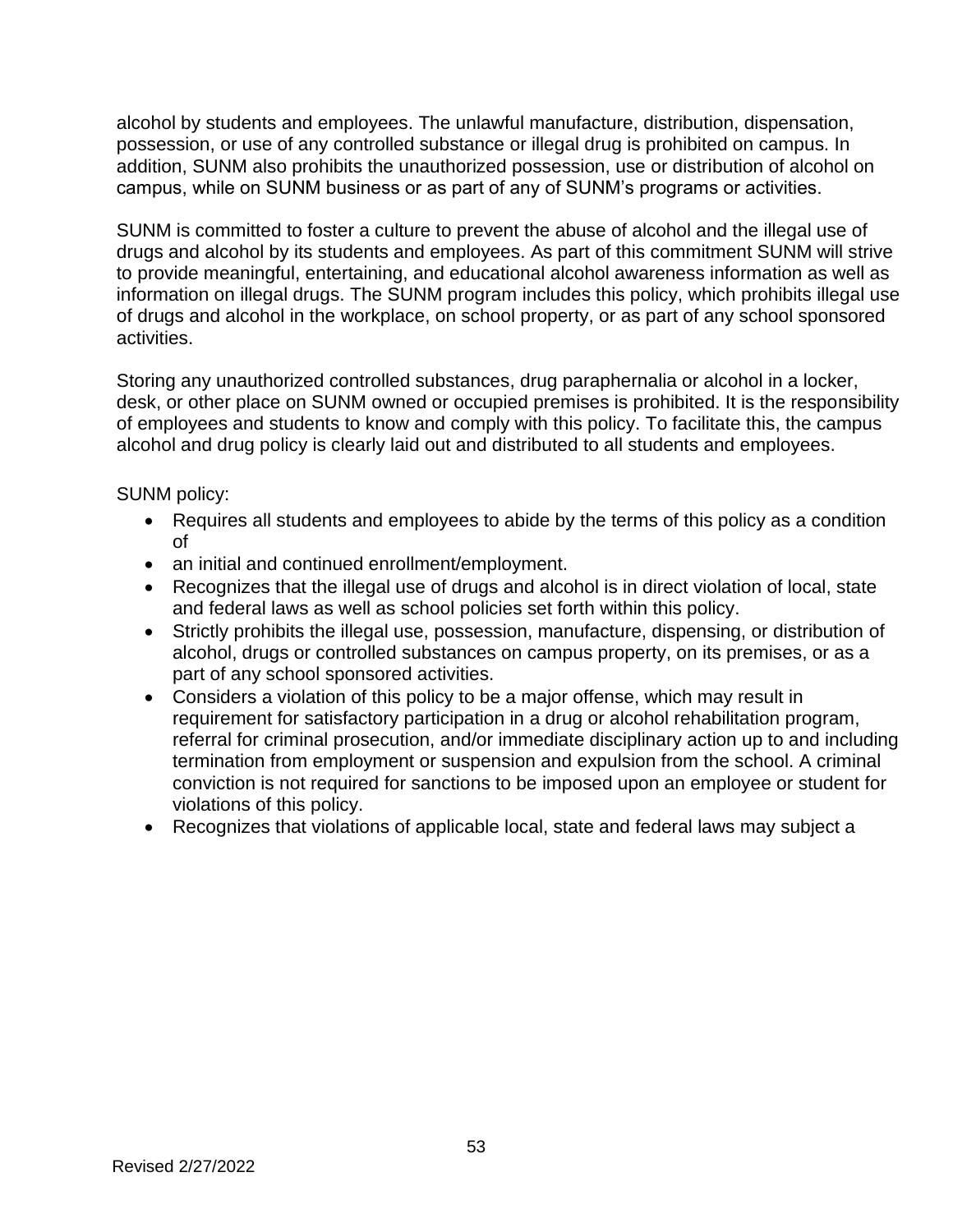alcohol by students and employees. The unlawful manufacture, distribution, dispensation, possession, or use of any controlled substance or illegal drug is prohibited on campus. In addition, SUNM also prohibits the unauthorized possession, use or distribution of alcohol on campus, while on SUNM business or as part of any of SUNM's programs or activities.

SUNM is committed to foster a culture to prevent the abuse of alcohol and the illegal use of drugs and alcohol by its students and employees. As part of this commitment SUNM will strive to provide meaningful, entertaining, and educational alcohol awareness information as well as information on illegal drugs. The SUNM program includes this policy, which prohibits illegal use of drugs and alcohol in the workplace, on school property, or as part of any school sponsored activities.

Storing any unauthorized controlled substances, drug paraphernalia or alcohol in a locker, desk, or other place on SUNM owned or occupied premises is prohibited. It is the responsibility of employees and students to know and comply with this policy. To facilitate this, the campus alcohol and drug policy is clearly laid out and distributed to all students and employees.

SUNM policy:

- Requires all students and employees to abide by the terms of this policy as a condition of
- an initial and continued enrollment/employment.
- Recognizes that the illegal use of drugs and alcohol is in direct violation of local, state and federal laws as well as school policies set forth within this policy.
- Strictly prohibits the illegal use, possession, manufacture, dispensing, or distribution of alcohol, drugs or controlled substances on campus property, on its premises, or as a part of any school sponsored activities.
- Considers a violation of this policy to be a major offense, which may result in requirement for satisfactory participation in a drug or alcohol rehabilitation program, referral for criminal prosecution, and/or immediate disciplinary action up to and including termination from employment or suspension and expulsion from the school. A criminal conviction is not required for sanctions to be imposed upon an employee or student for violations of this policy.
- Recognizes that violations of applicable local, state and federal laws may subject a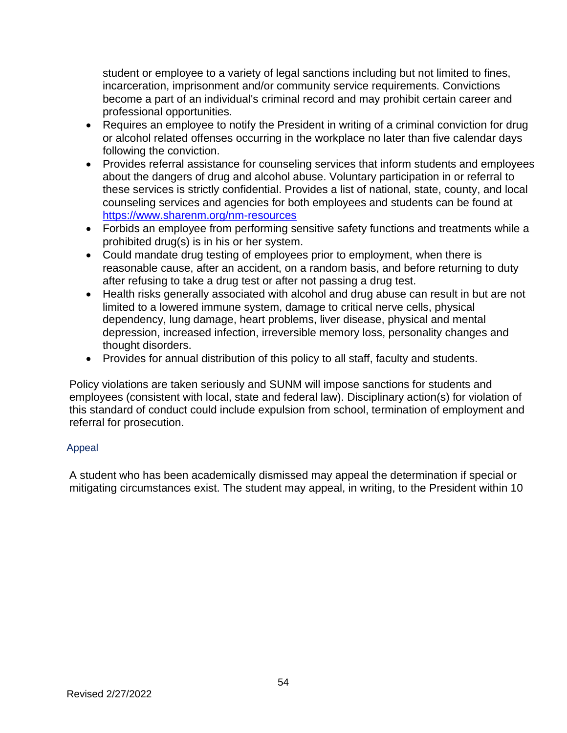student or employee to a variety of legal sanctions including but not limited to fines, incarceration, imprisonment and/or community service requirements. Convictions become a part of an individual's criminal record and may prohibit certain career and professional opportunities.

- Requires an employee to notify the President in writing of a criminal conviction for drug or alcohol related offenses occurring in the workplace no later than five calendar days following the conviction.
- Provides referral assistance for counseling services that inform students and employees about the dangers of drug and alcohol abuse. Voluntary participation in or referral to these services is strictly confidential. Provides a list of national, state, county, and local counseling services and agencies for both employees and students can be found at [https://www.sharenm.org/nm-resources](https://www.sharenm.org/nm-resources)
- Forbids an employee from performing sensitive safety functions and treatments while a prohibited drug(s) is in his or her system.
- Could mandate drug testing of employees prior to employment, when there is reasonable cause, after an accident, on a random basis, and before returning to duty after refusing to take a drug test or after not passing a drug test.
- Health risks generally associated with alcohol and drug abuse can result in but are not limited to a lowered immune system, damage to critical nerve cells, physical dependency, lung damage, heart problems, liver disease, physical and mental depression, increased infection, irreversible memory loss, personality changes and thought disorders.
- Provides for annual distribution of this policy to all staff, faculty and students.

Policy violations are taken seriously and SUNM will impose sanctions for students and employees (consistent with local, state and federal law). Disciplinary action(s) for violation of this standard of conduct could include expulsion from school, termination of employment and referral for prosecution.

### Appeal

A student who has been academically dismissed may appeal the determination if special or mitigating circumstances exist. The student may appeal, in writing, to the President within 10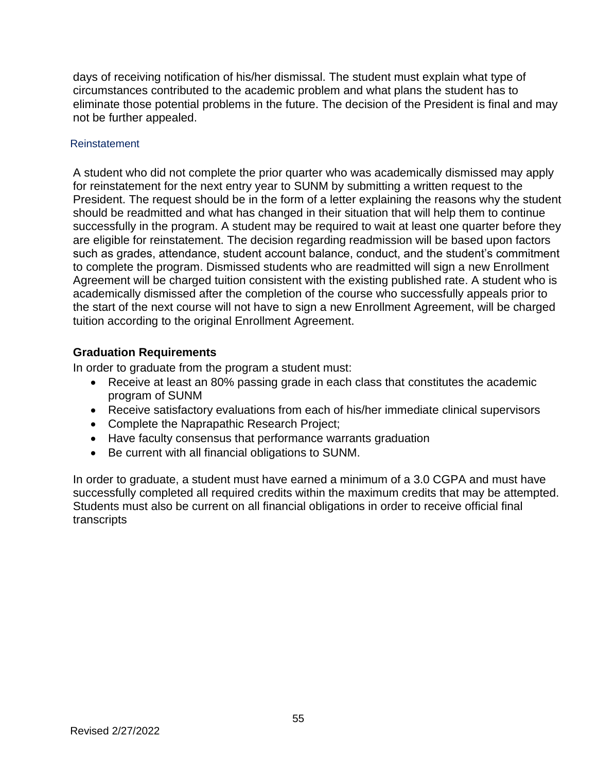days of receiving notification of his/her dismissal. The student must explain what type of circumstances contributed to the academic problem and what plans the student has to eliminate those potential problems in the future. The decision of the President is final and may not be further appealed.

### Reinstatement

A student who did not complete the prior quarter who was academically dismissed may apply for reinstatement for the next entry year to SUNM by submitting a written request to the President. The request should be in the form of a letter explaining the reasons why the student should be readmitted and what has changed in their situation that will help them to continue successfully in the program. A student may be required to wait at least one quarter before they are eligible for reinstatement. The decision regarding readmission will be based upon factors such as grades, attendance, student account balance, conduct, and the student's commitment to complete the program. Dismissed students who are readmitted will sign a new Enrollment Agreement will be charged tuition consistent with the existing published rate. A student who is academically dismissed after the completion of the course who successfully appeals prior to the start of the next course will not have to sign a new Enrollment Agreement, will be charged tuition according to the original Enrollment Agreement.

## Graduation Requirements

In order to graduate from the program a student must:

- Receive at least an 80% passing grade in each class that constitutes the academic program of SUNM
- Receive satisfactory evaluations from each of his/her immediate clinical supervisors
- Complete the Naprapathic Research Project;
- Have faculty consensus that performance warrants graduation
- Be current with all financial obligations to SUNM.

In order to graduate, a student must have earned a minimum of a 3.0 CGPA and must have successfully completed all required credits within the maximum credits that may be attempted. Students must also be current on all financial obligations in order to receive official final transcripts

Revised 2/27/2022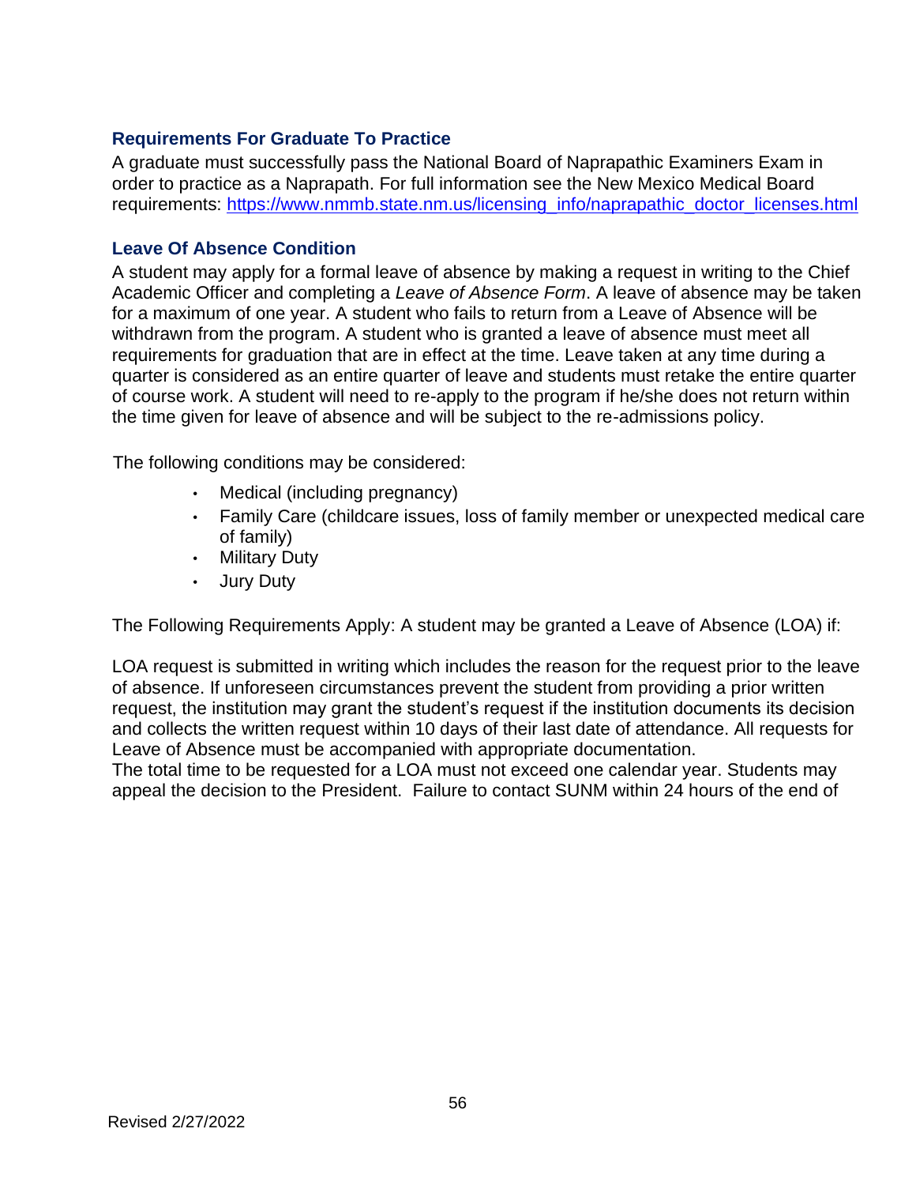### Requirements For Graduate To Practice

A graduate must successfully pass the National Board of Naprapathic Examiners Exam in order to practice as a Naprapath. For full information see the New Mexico Medical Board requirements: [https://www.nmmb.state.nm.us/licensing_info/naprapathic_doctor_licenses.html](https://www.nmmb.state.nm.us/licensing_info/naprapathic_doctor_licenses.html)

### Leave Of Absence Condition

A student may apply for a formal leave of absence by making a request in writing to the Chief Academic Officer and completing a *Leave of Absence Form*. A leave of absence may be taken for a maximum of one year. A student who fails to return from a Leave of Absence will be withdrawn from the program. A student who is granted a leave of absence must meet all requirements for graduation that are in effect at the time. Leave taken at any time during a quarter is considered as an entire quarter of leave and students must retake the entire quarter of course work. A student will need to re-apply to the program if he/she does not return within the time given for leave of absence and will be subject to the re-admissions policy.

The following conditions may be considered:

- Medical (including pregnancy)
- Family Care (childcare issues, loss of family member or unexpected medical care of family)
- Military Duty
- Jury Duty

The Following Requirements Apply: A student may be granted a Leave of Absence (LOA) if:

LOA request is submitted in writing which includes the reason for the request prior to the leave of absence. If unforeseen circumstances prevent the student from providing a prior written request, the institution may grant the student's request if the institution documents its decision and collects the written request within 10 days of their last date of attendance. All requests for Leave of Absence must be accompanied with appropriate documentation.
The total time to be requested for a LOA must not exceed one calendar year. Students may appeal the decision to the President. Failure to contact SUNM within 24 hours of the end of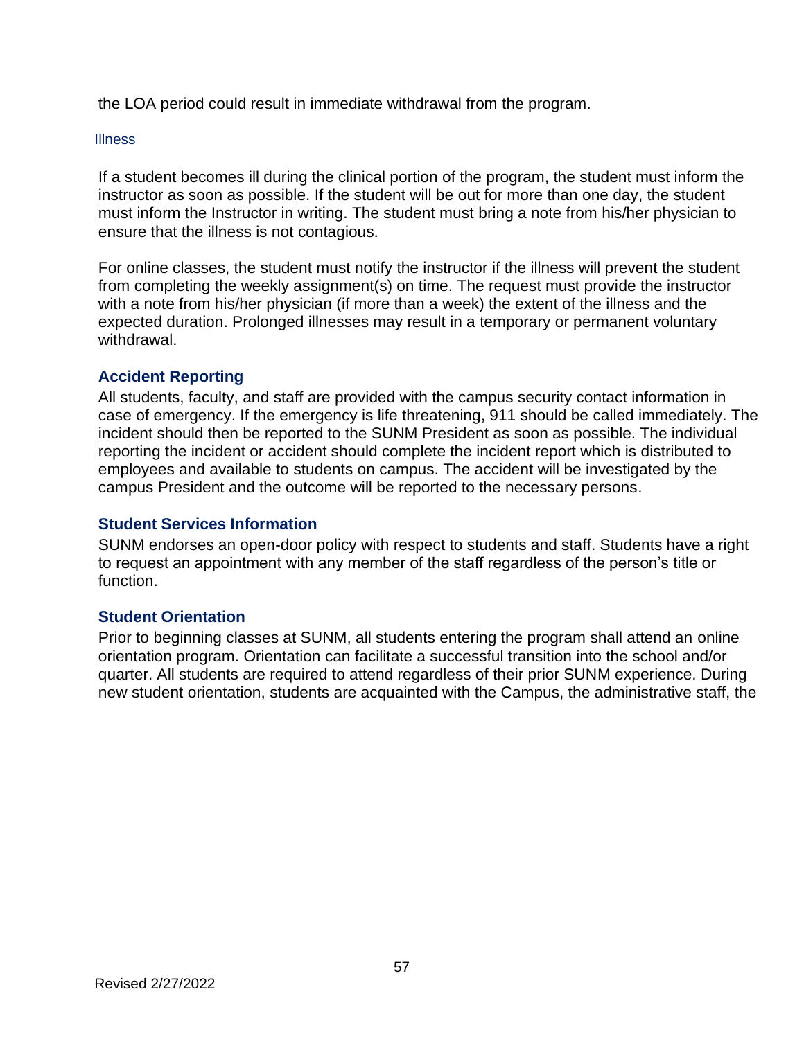the LOA period could result in immediate withdrawal from the program.

### Illness

If a student becomes ill during the clinical portion of the program, the student must inform the instructor as soon as possible. If the student will be out for more than one day, the student must inform the Instructor in writing. The student must bring a note from his/her physician to ensure that the illness is not contagious.

For online classes, the student must notify the instructor if the illness will prevent the student from completing the weekly assignment(s) on time. The request must provide the instructor with a note from his/her physician (if more than a week) the extent of the illness and the expected duration. Prolonged illnesses may result in a temporary or permanent voluntary withdrawal.

## Accident Reporting

All students, faculty, and staff are provided with the campus security contact information in case of emergency. If the emergency is life threatening, 911 should be called immediately. The incident should then be reported to the SUNM President as soon as possible. The individual reporting the incident or accident should complete the incident report which is distributed to employees and available to students on campus. The accident will be investigated by the campus President and the outcome will be reported to the necessary persons.

## Student Services Information

SUNM endorses an open-door policy with respect to students and staff. Students have a right to request an appointment with any member of the staff regardless of the person's title or function.

## Student Orientation

Prior to beginning classes at SUNM, all students entering the program shall attend an online orientation program. Orientation can facilitate a successful transition into the school and/or quarter. All students are required to attend regardless of their prior SUNM experience. During new student orientation, students are acquainted with the Campus, the administrative staff, the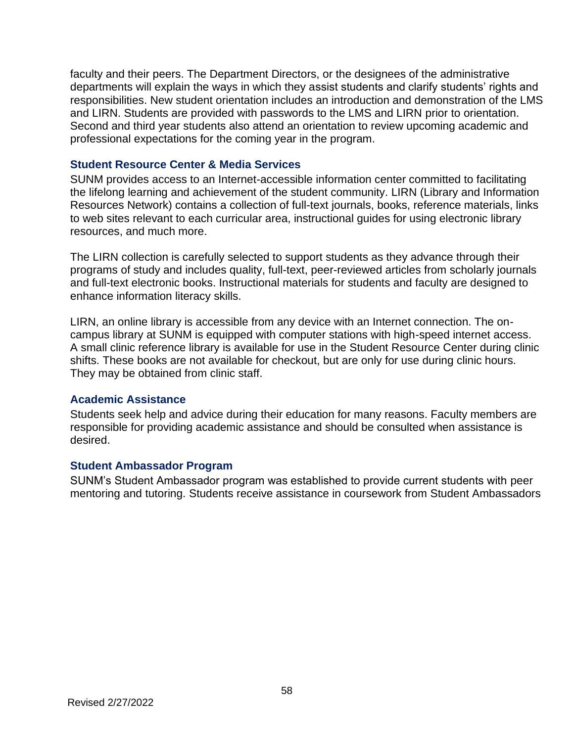faculty and their peers. The Department Directors, or the designees of the administrative departments will explain the ways in which they assist students and clarify students' rights and responsibilities. New student orientation includes an introduction and demonstration of the LMS and LIRN. Students are provided with passwords to the LMS and LIRN prior to orientation. Second and third year students also attend an orientation to review upcoming academic and professional expectations for the coming year in the program.

### Student Resource Center & Media Services

SUNM provides access to an Internet-accessible information center committed to facilitating the lifelong learning and achievement of the student community. LIRN (Library and Information Resources Network) contains a collection of full-text journals, books, reference materials, links to web sites relevant to each curricular area, instructional guides for using electronic library resources, and much more.

The LIRN collection is carefully selected to support students as they advance through their programs of study and includes quality, full-text, peer-reviewed articles from scholarly journals and full-text electronic books. Instructional materials for students and faculty are designed to enhance information literacy skills.

LIRN, an online library is accessible from any device with an Internet connection. The on-campus library at SUNM is equipped with computer stations with high-speed internet access. A small clinic reference library is available for use in the Student Resource Center during clinic shifts. These books are not available for checkout, but are only for use during clinic hours. They may be obtained from clinic staff.

### Academic Assistance

Students seek help and advice during their education for many reasons. Faculty members are responsible for providing academic assistance and should be consulted when assistance is desired.

### Student Ambassador Program

SUNM's Student Ambassador program was established to provide current students with peer mentoring and tutoring. Students receive assistance in coursework from Student Ambassadors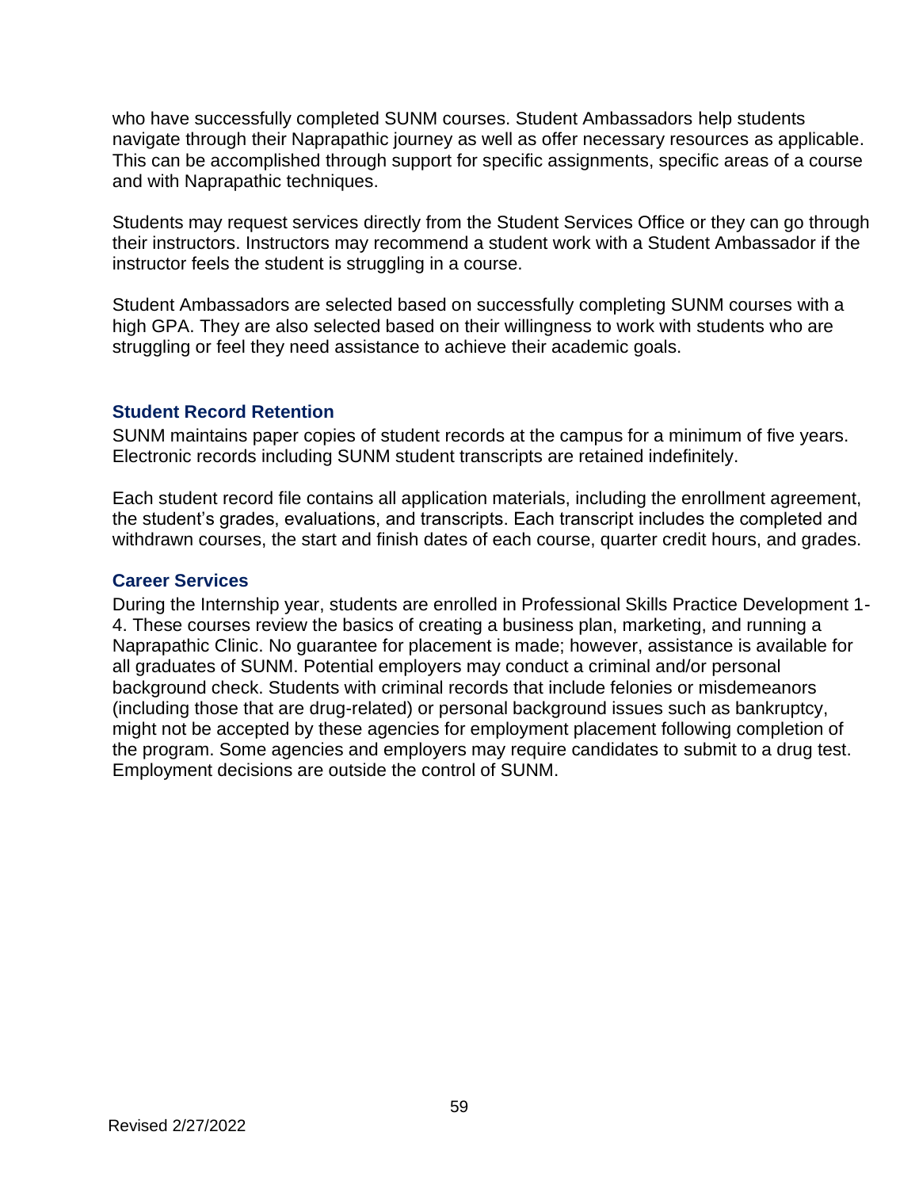who have successfully completed SUNM courses. Student Ambassadors help students navigate through their Naprapathic journey as well as offer necessary resources as applicable. This can be accomplished through support for specific assignments, specific areas of a course and with Naprapathic techniques.

Students may request services directly from the Student Services Office or they can go through their instructors. Instructors may recommend a student work with a Student Ambassador if the instructor feels the student is struggling in a course.

Student Ambassadors are selected based on successfully completing SUNM courses with a high GPA. They are also selected based on their willingness to work with students who are struggling or feel they need assistance to achieve their academic goals.

### Student Record Retention

SUNM maintains paper copies of student records at the campus for a minimum of five years. Electronic records including SUNM student transcripts are retained indefinitely.

Each student record file contains all application materials, including the enrollment agreement, the student's grades, evaluations, and transcripts. Each transcript includes the completed and withdrawn courses, the start and finish dates of each course, quarter credit hours, and grades.

### Career Services

During the Internship year, students are enrolled in Professional Skills Practice Development 1-4. These courses review the basics of creating a business plan, marketing, and running a Naprapathic Clinic. No guarantee for placement is made; however, assistance is available for all graduates of SUNM. Potential employers may conduct a criminal and/or personal background check. Students with criminal records that include felonies or misdemeanors (including those that are drug-related) or personal background issues such as bankruptcy, might not be accepted by these agencies for employment placement following completion of the program. Some agencies and employers may require candidates to submit to a drug test. Employment decisions are outside the control of SUNM.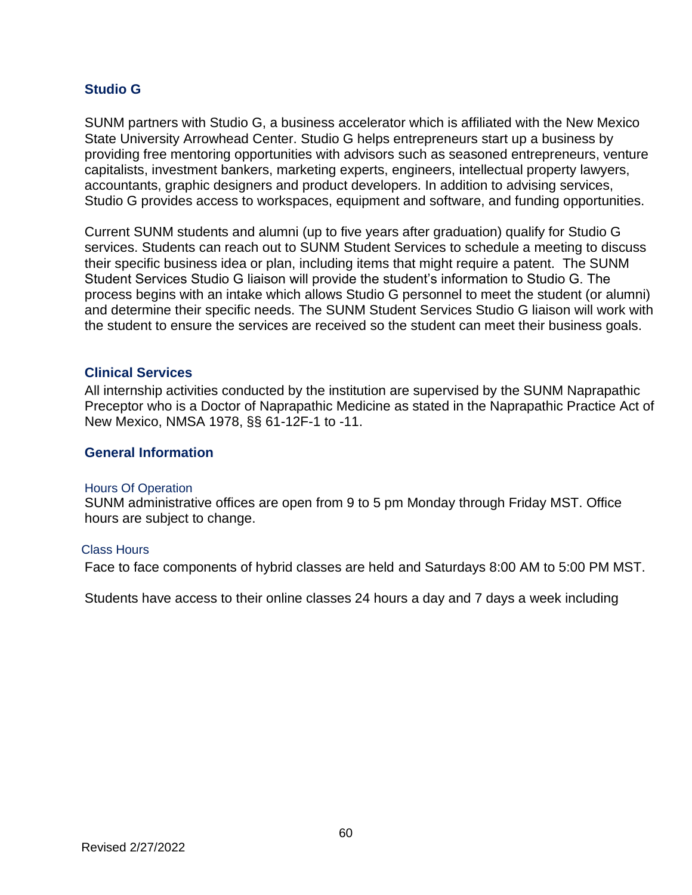## Studio G

SUNM partners with Studio G, a business accelerator which is affiliated with the New Mexico State University Arrowhead Center. Studio G helps entrepreneurs start up a business by providing free mentoring opportunities with advisors such as seasoned entrepreneurs, venture capitalists, investment bankers, marketing experts, engineers, intellectual property lawyers, accountants, graphic designers and product developers. In addition to advising services, Studio G provides access to workspaces, equipment and software, and funding opportunities.

Current SUNM students and alumni (up to five years after graduation) qualify for Studio G services. Students can reach out to SUNM Student Services to schedule a meeting to discuss their specific business idea or plan, including items that might require a patent. The SUNM Student Services Studio G liaison will provide the student's information to Studio G. The process begins with an intake which allows Studio G personnel to meet the student (or alumni) and determine their specific needs. The SUNM Student Services Studio G liaison will work with the student to ensure the services are received so the student can meet their business goals.

## Clinical Services

All internship activities conducted by the institution are supervised by the SUNM Naprapathic Preceptor who is a Doctor of Naprapathic Medicine as stated in the Naprapathic Practice Act of New Mexico, NMSA 1978, §§ 61-12F-1 to -11.

## General Information

### Hours Of Operation

SUNM administrative offices are open from 9 to 5 pm Monday through Friday MST. Office hours are subject to change.

### Class Hours

Face to face components of hybrid classes are held and Saturdays 8:00 AM to 5:00 PM MST.

Students have access to their online classes 24 hours a day and 7 days a week including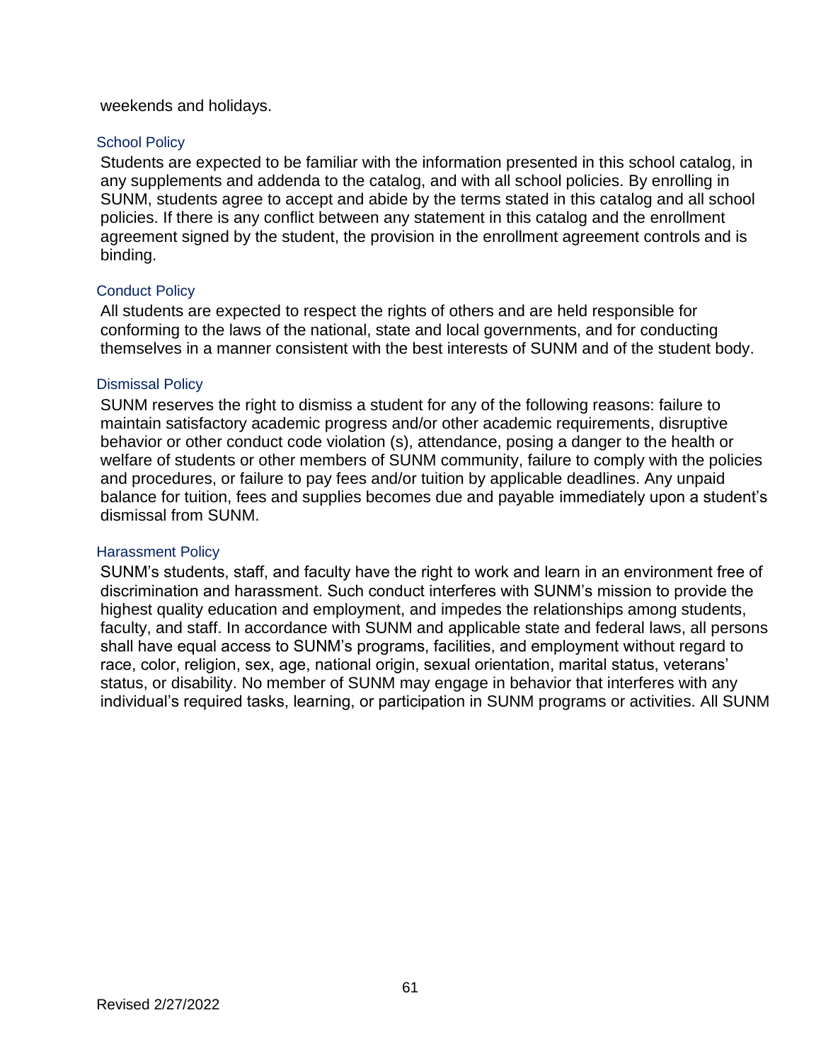weekends and holidays.

### School Policy

Students are expected to be familiar with the information presented in this school catalog, in any supplements and addenda to the catalog, and with all school policies. By enrolling in SUNM, students agree to accept and abide by the terms stated in this catalog and all school policies. If there is any conflict between any statement in this catalog and the enrollment agreement signed by the student, the provision in the enrollment agreement controls and is binding.

### Conduct Policy

All students are expected to respect the rights of others and are held responsible for conforming to the laws of the national, state and local governments, and for conducting themselves in a manner consistent with the best interests of SUNM and of the student body.

### Dismissal Policy

SUNM reserves the right to dismiss a student for any of the following reasons: failure to maintain satisfactory academic progress and/or other academic requirements, disruptive behavior or other conduct code violation (s), attendance, posing a danger to the health or welfare of students or other members of SUNM community, failure to comply with the policies and procedures, or failure to pay fees and/or tuition by applicable deadlines. Any unpaid balance for tuition, fees and supplies becomes due and payable immediately upon a student's dismissal from SUNM.

### Harassment Policy

SUNM's students, staff, and faculty have the right to work and learn in an environment free of discrimination and harassment. Such conduct interferes with SUNM's mission to provide the highest quality education and employment, and impedes the relationships among students, faculty, and staff. In accordance with SUNM and applicable state and federal laws, all persons shall have equal access to SUNM's programs, facilities, and employment without regard to race, color, religion, sex, age, national origin, sexual orientation, marital status, veterans' status, or disability. No member of SUNM may engage in behavior that interferes with any individual's required tasks, learning, or participation in SUNM programs or activities. All SUNM

Revised 2/27/2022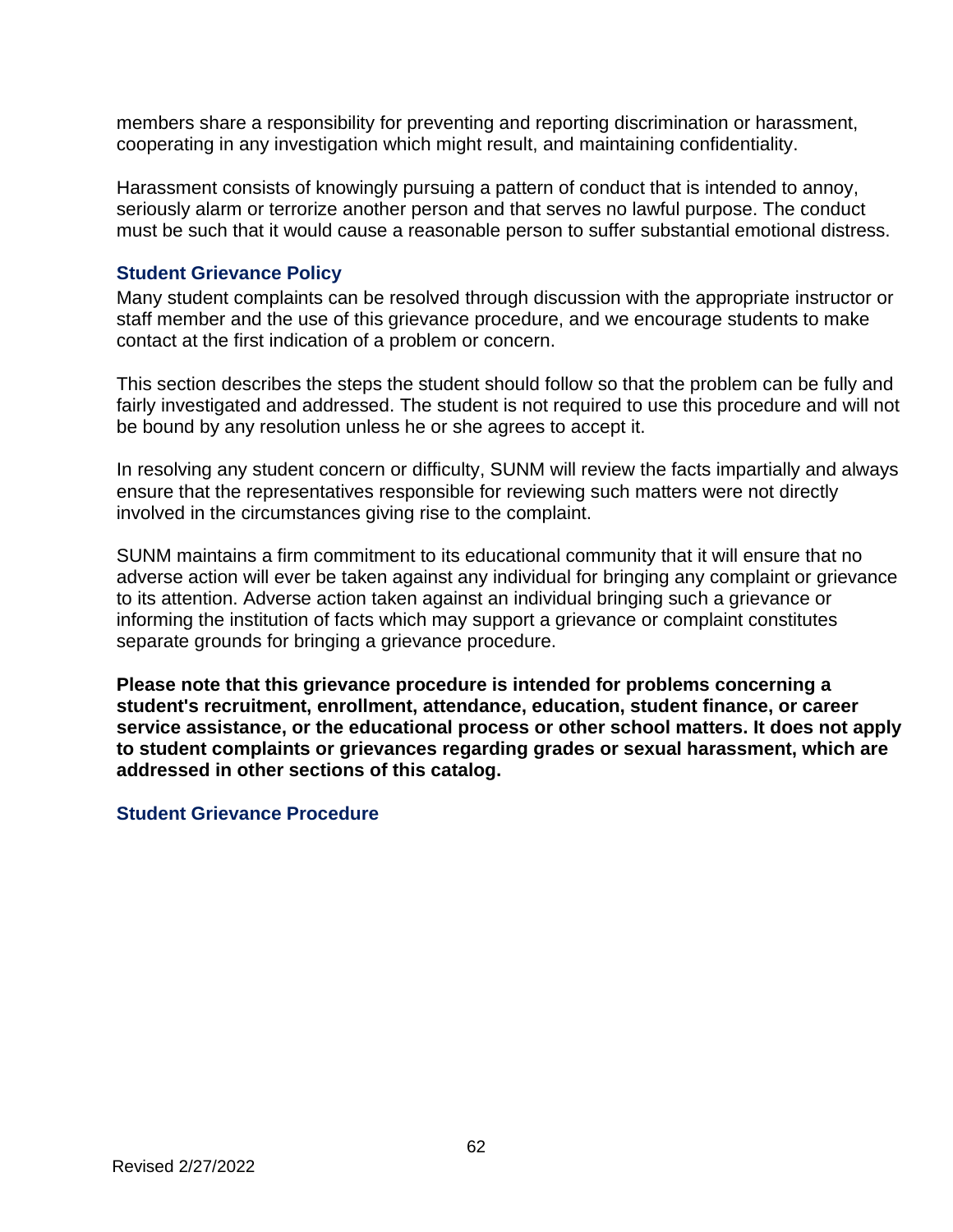members share a responsibility for preventing and reporting discrimination or harassment, cooperating in any investigation which might result, and maintaining confidentiality.

Harassment consists of knowingly pursuing a pattern of conduct that is intended to annoy, seriously alarm or terrorize another person and that serves no lawful purpose. The conduct must be such that it would cause a reasonable person to suffer substantial emotional distress.

### Student Grievance Policy

Many student complaints can be resolved through discussion with the appropriate instructor or staff member and the use of this grievance procedure, and we encourage students to make contact at the first indication of a problem or concern.

This section describes the steps the student should follow so that the problem can be fully and fairly investigated and addressed. The student is not required to use this procedure and will not be bound by any resolution unless he or she agrees to accept it.

In resolving any student concern or difficulty, SUNM will review the facts impartially and always ensure that the representatives responsible for reviewing such matters were not directly involved in the circumstances giving rise to the complaint.

SUNM maintains a firm commitment to its educational community that it will ensure that no adverse action will ever be taken against any individual for bringing any complaint or grievance to its attention. Adverse action taken against an individual bringing such a grievance or informing the institution of facts which may support a grievance or complaint constitutes separate grounds for bringing a grievance procedure.

**Please note that this grievance procedure is intended for problems concerning a student's recruitment, enrollment, attendance, education, student finance, or career service assistance, or the educational process or other school matters. It does not apply to student complaints or grievances regarding grades or sexual harassment, which are addressed in other sections of this catalog.**

### Student Grievance Procedure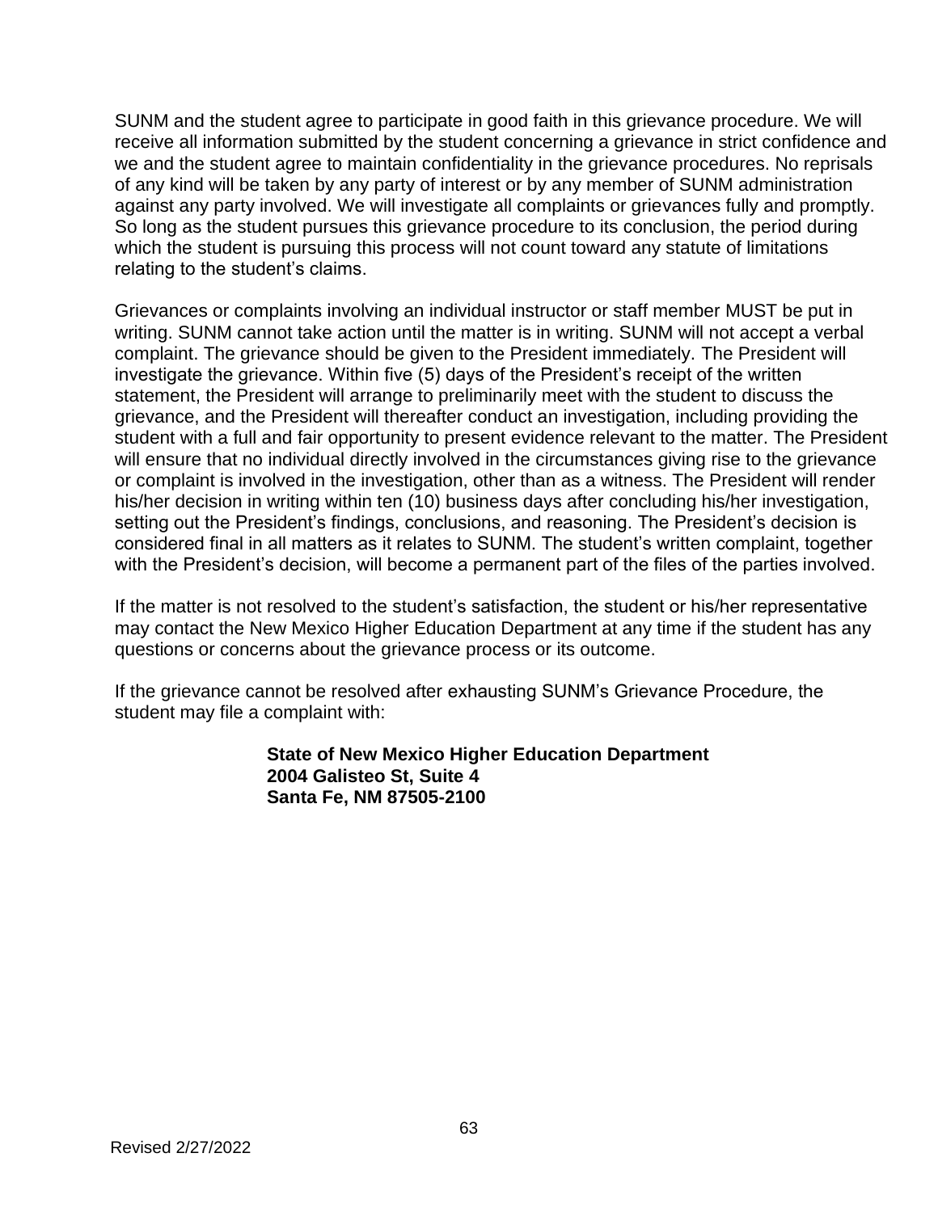SUNM and the student agree to participate in good faith in this grievance procedure. We will receive all information submitted by the student concerning a grievance in strict confidence and we and the student agree to maintain confidentiality in the grievance procedures. No reprisals of any kind will be taken by any party of interest or by any member of SUNM administration against any party involved. We will investigate all complaints or grievances fully and promptly. So long as the student pursues this grievance procedure to its conclusion, the period during which the student is pursuing this process will not count toward any statute of limitations relating to the student’s claims.

Grievances or complaints involving an individual instructor or staff member MUST be put in writing. SUNM cannot take action until the matter is in writing. SUNM will not accept a verbal complaint. The grievance should be given to the President immediately. The President will investigate the grievance. Within five (5) days of the President’s receipt of the written statement, the President will arrange to preliminarily meet with the student to discuss the grievance, and the President will thereafter conduct an investigation, including providing the student with a full and fair opportunity to present evidence relevant to the matter. The President will ensure that no individual directly involved in the circumstances giving rise to the grievance or complaint is involved in the investigation, other than as a witness. The President will render his/her decision in writing within ten (10) business days after concluding his/her investigation, setting out the President’s findings, conclusions, and reasoning. The President’s decision is considered final in all matters as it relates to SUNM. The student’s written complaint, together with the President’s decision, will become a permanent part of the files of the parties involved.

If the matter is not resolved to the student’s satisfaction, the student or his/her representative may contact the New Mexico Higher Education Department at any time if the student has any questions or concerns about the grievance process or its outcome.

If the grievance cannot be resolved after exhausting SUNM’s Grievance Procedure, the student may file a complaint with:

**State of New Mexico Higher Education Department**
**2004 Galisteo St, Suite 4**
**Santa Fe, NM 87505-2100**

Revised 2/27/2022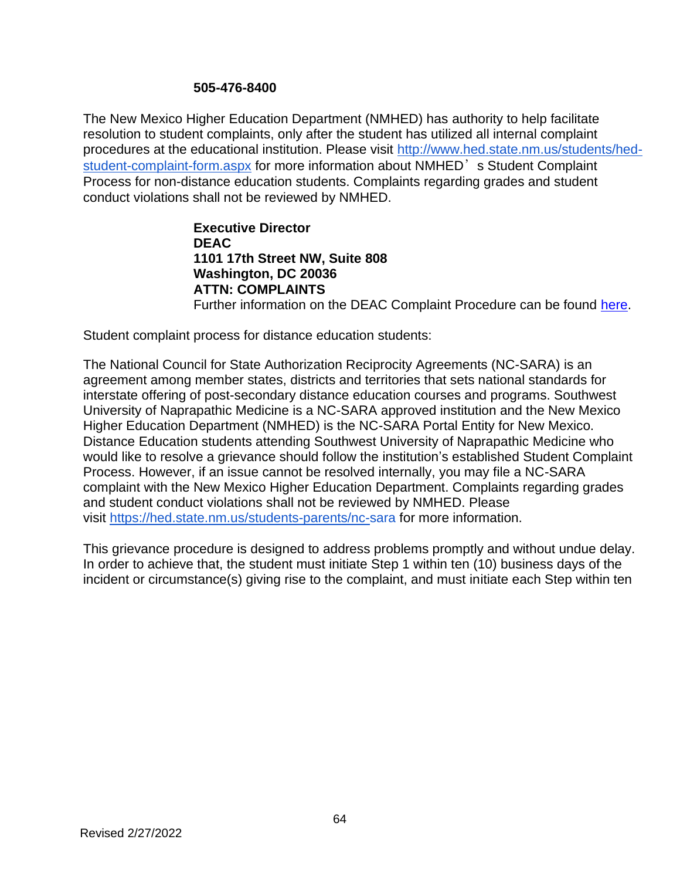**505-476-8400**

The New Mexico Higher Education Department (NMHED) has authority to help facilitate resolution to student complaints, only after the student has utilized all internal complaint procedures at the educational institution. Please visit [http://www.hed.state.nm.us/students/hed-student-complaint-form.aspx](http://www.hed.state.nm.us/students/hed-student-complaint-form.aspx) for more information about NMHED's Student Complaint Process for non-distance education students. Complaints regarding grades and student conduct violations shall not be reviewed by NMHED.

**Executive Director**
**DEAC**
**1101 17th Street NW, Suite 808**
**Washington, DC 20036**
**ATTN: COMPLAINTS**
Further information on the DEAC Complaint Procedure can be found here.

Student complaint process for distance education students:

The National Council for State Authorization Reciprocity Agreements (NC-SARA) is an agreement among member states, districts and territories that sets national standards for interstate offering of post-secondary distance education courses and programs. Southwest University of Naprapathic Medicine is a NC-SARA approved institution and the New Mexico Higher Education Department (NMHED) is the NC-SARA Portal Entity for New Mexico. Distance Education students attending Southwest University of Naprapathic Medicine who would like to resolve a grievance should follow the institution's established Student Complaint Process. However, if an issue cannot be resolved internally, you may file a NC-SARA complaint with the New Mexico Higher Education Department. Complaints regarding grades and student conduct violations shall not be reviewed by NMHED. Please visit [https://hed.state.nm.us/students-parents/nc-sara](https://hed.state.nm.us/students-parents/nc-sara) for more information.

This grievance procedure is designed to address problems promptly and without undue delay. In order to achieve that, the student must initiate Step 1 within ten (10) business days of the incident or circumstance(s) giving rise to the complaint, and must initiate each Step within ten

Revised 2/27/2022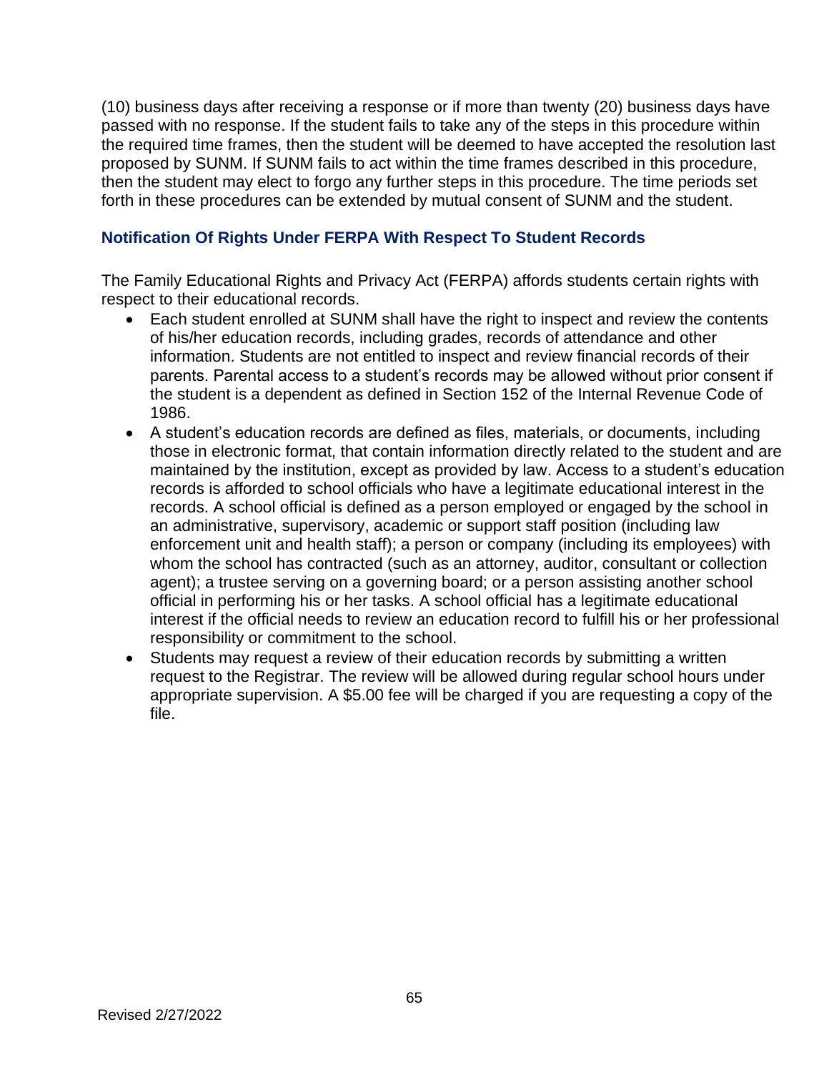(10) business days after receiving a response or if more than twenty (20) business days have passed with no response. If the student fails to take any of the steps in this procedure within the required time frames, then the student will be deemed to have accepted the resolution last proposed by SUNM. If SUNM fails to act within the time frames described in this procedure, then the student may elect to forgo any further steps in this procedure. The time periods set forth in these procedures can be extended by mutual consent of SUNM and the student.

### Notification Of Rights Under FERPA With Respect To Student Records

The Family Educational Rights and Privacy Act (FERPA) affords students certain rights with respect to their educational records.

- Each student enrolled at SUNM shall have the right to inspect and review the contents of his/her education records, including grades, records of attendance and other information. Students are not entitled to inspect and review financial records of their parents. Parental access to a student's records may be allowed without prior consent if the student is a dependent as defined in Section 152 of the Internal Revenue Code of 1986.
- A student's education records are defined as files, materials, or documents, including those in electronic format, that contain information directly related to the student and are maintained by the institution, except as provided by law. Access to a student's education records is afforded to school officials who have a legitimate educational interest in the records. A school official is defined as a person employed or engaged by the school in an administrative, supervisory, academic or support staff position (including law enforcement unit and health staff); a person or company (including its employees) with whom the school has contracted (such as an attorney, auditor, consultant or collection agent); a trustee serving on a governing board; or a person assisting another school official in performing his or her tasks. A school official has a legitimate educational interest if the official needs to review an education record to fulfill his or her professional responsibility or commitment to the school.
- Students may request a review of their education records by submitting a written request to the Registrar. The review will be allowed during regular school hours under appropriate supervision. A $5.00 fee will be charged if you are requesting a copy of the file.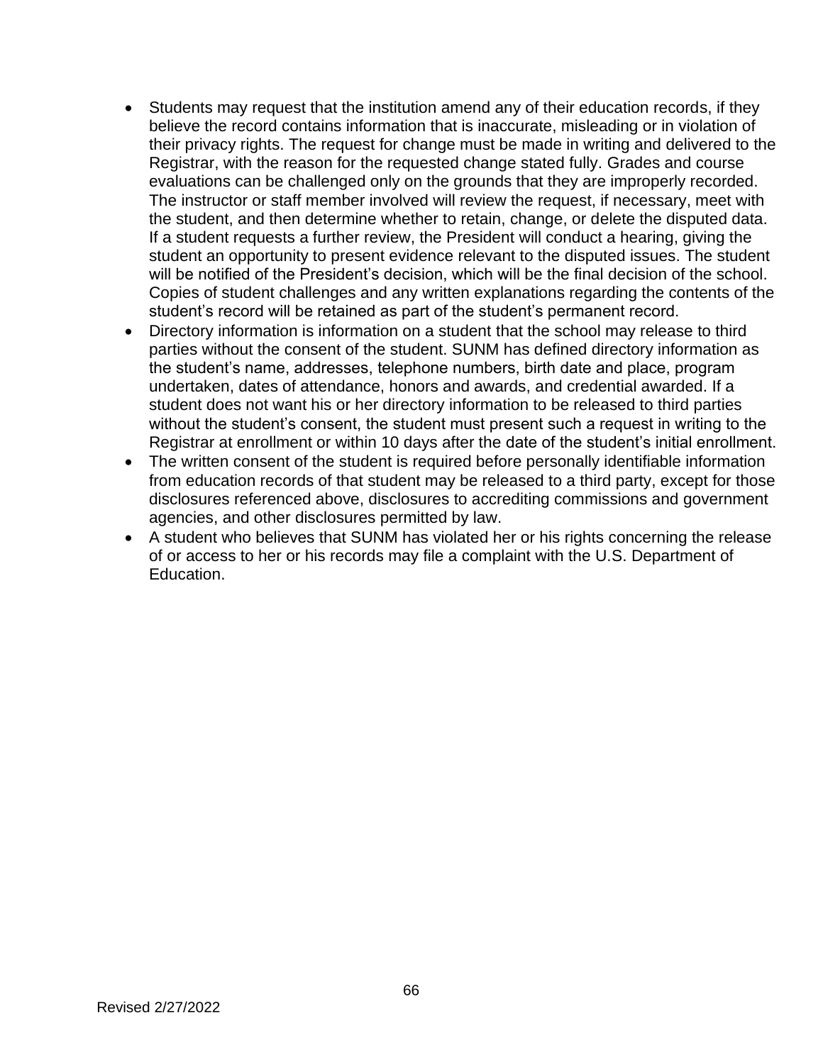- Students may request that the institution amend any of their education records, if they believe the record contains information that is inaccurate, misleading or in violation of their privacy rights. The request for change must be made in writing and delivered to the Registrar, with the reason for the requested change stated fully. Grades and course evaluations can be challenged only on the grounds that they are improperly recorded. The instructor or staff member involved will review the request, if necessary, meet with the student, and then determine whether to retain, change, or delete the disputed data. If a student requests a further review, the President will conduct a hearing, giving the student an opportunity to present evidence relevant to the disputed issues. The student will be notified of the President's decision, which will be the final decision of the school. Copies of student challenges and any written explanations regarding the contents of the student's record will be retained as part of the student's permanent record.
- Directory information is information on a student that the school may release to third parties without the consent of the student. SUNM has defined directory information as the student's name, addresses, telephone numbers, birth date and place, program undertaken, dates of attendance, honors and awards, and credential awarded. If a student does not want his or her directory information to be released to third parties without the student's consent, the student must present such a request in writing to the Registrar at enrollment or within 10 days after the date of the student's initial enrollment.
- The written consent of the student is required before personally identifiable information from education records of that student may be released to a third party, except for those disclosures referenced above, disclosures to accrediting commissions and government agencies, and other disclosures permitted by law.
- A student who believes that SUNM has violated her or his rights concerning the release of or access to her or his records may file a complaint with the U.S. Department of Education.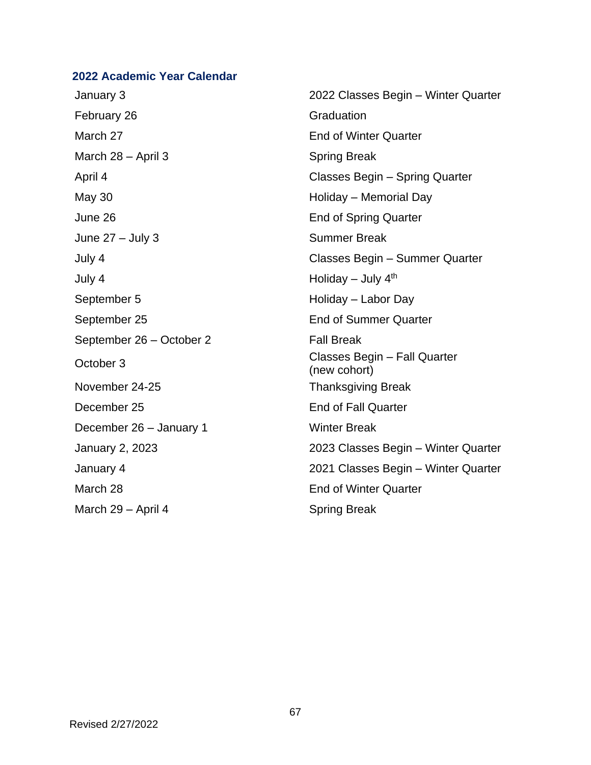## 2022 Academic Year Calendar

| | |
|---|---|
| January 3 | 2022 Classes Begin – Winter Quarter |
| February 26 | Graduation |
| March 27 | End of Winter Quarter |
| March 28 – April 3 | Spring Break |
| April 4 | Classes Begin – Spring Quarter |
| May 30 | Holiday – Memorial Day |
| June 26 | End of Spring Quarter |
| June 27 – July 3 | Summer Break |
| July 4 | Classes Begin – Summer Quarter |
| July 4 | Holiday – July 4th |
| September 5 | Holiday – Labor Day |
| September 25 | End of Summer Quarter |
| September 26 – October 2 | Fall Break |
| October 3 | Classes Begin – Fall Quarter (new cohort) |
| November 24-25 | Thanksgiving Break |
| December 25 | End of Fall Quarter |
| December 26 – January 1 | Winter Break |
| January 2, 2023 | 2023 Classes Begin – Winter Quarter |
| January 4 | 2021 Classes Begin – Winter Quarter |
| March 28 | End of Winter Quarter |
| March 29 – April 4 | Spring Break |

Revised 2/27/2022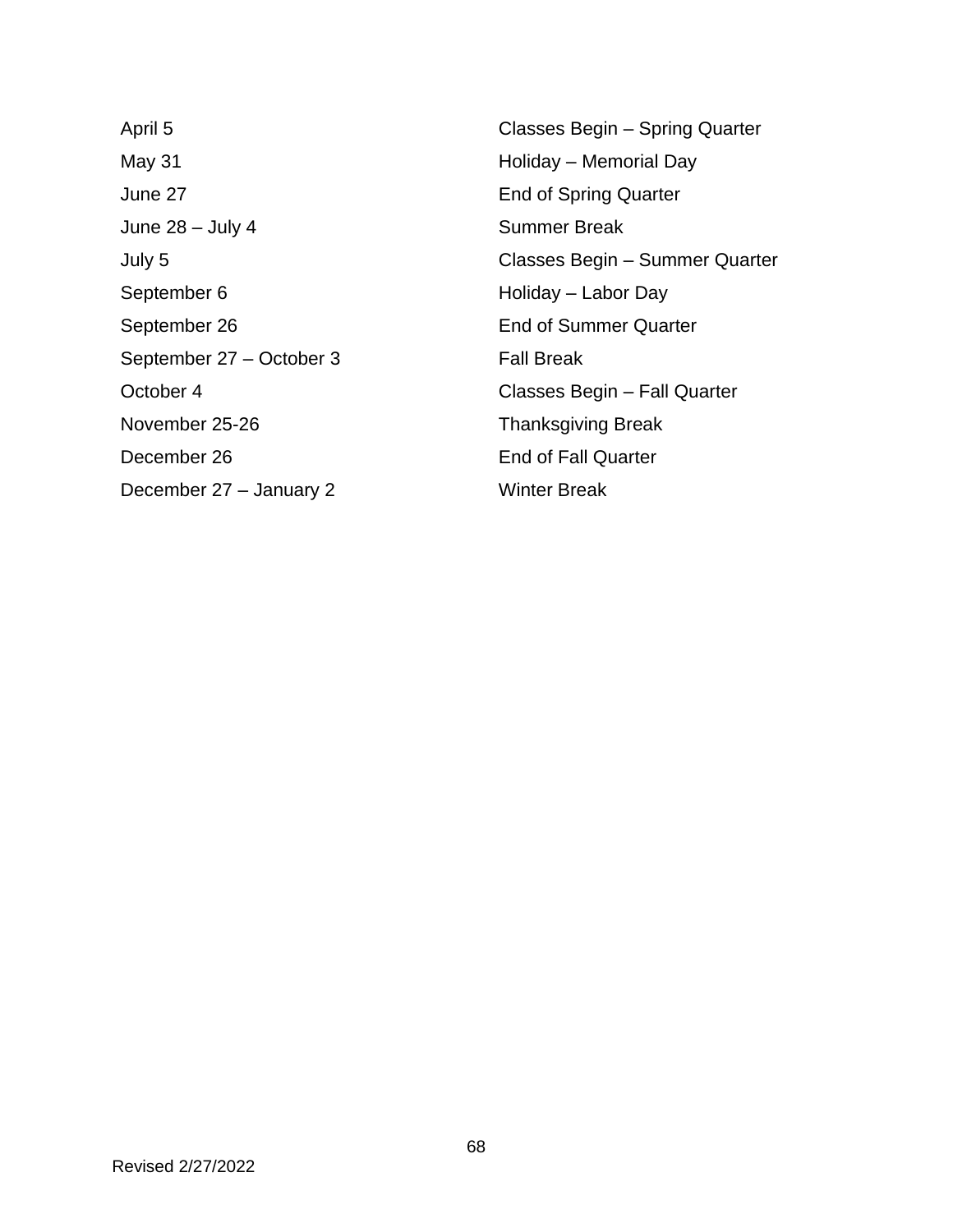| | |
|---|---|
| April 5 | Classes Begin – Spring Quarter |
| May 31 | Holiday – Memorial Day |
| June 27 | End of Spring Quarter |
| June 28 – July 4 | Summer Break |
| July 5 | Classes Begin – Summer Quarter |
| September 6 | Holiday – Labor Day |
| September 26 | End of Summer Quarter |
| September 27 – October 3 | Fall Break |
| October 4 | Classes Begin – Fall Quarter |
| November 25-26 | Thanksgiving Break |
| December 26 | End of Fall Quarter |
| December 27 – January 2 | Winter Break |

Revised 2/27/2022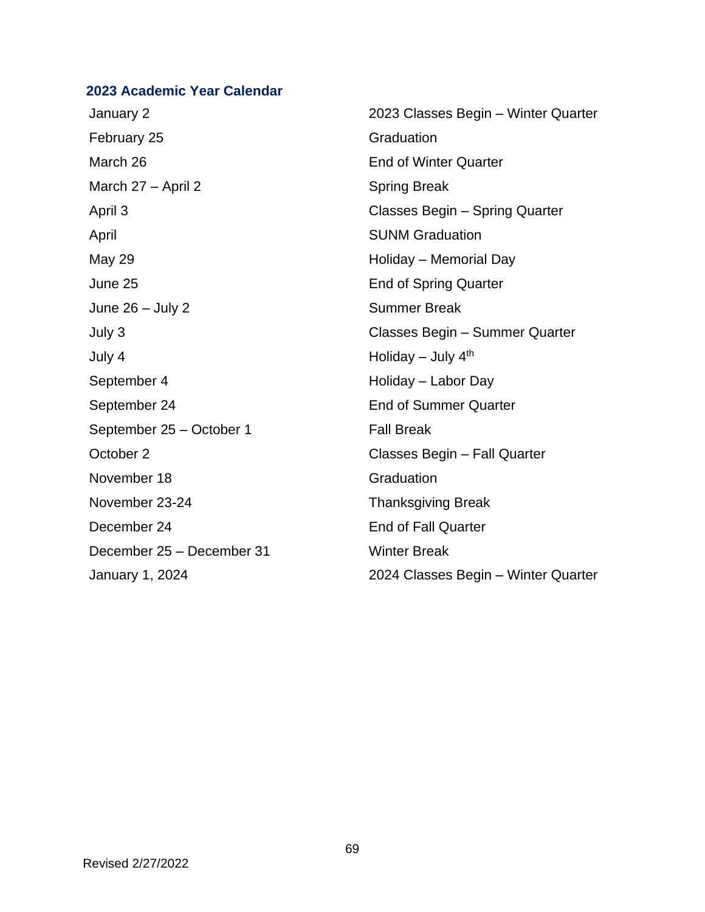## 2023 Academic Year Calendar

| | |
|---|---|
| January 2 | 2023 Classes Begin – Winter Quarter |
| February 25 | Graduation |
| March 26 | End of Winter Quarter |
| March 27 – April 2 | Spring Break |
| April 3 | Classes Begin – Spring Quarter |
| April | SUNM Graduation |
| May 29 | Holiday – Memorial Day |
| June 25 | End of Spring Quarter |
| June 26 – July 2 | Summer Break |
| July 3 | Classes Begin – Summer Quarter |
| July 4 | Holiday – July 4th |
| September 4 | Holiday – Labor Day |
| September 24 | End of Summer Quarter |
| September 25 – October 1 | Fall Break |
| October 2 | Classes Begin – Fall Quarter |
| November 18 | Graduation |
| November 23-24 | Thanksgiving Break |
| December 24 | End of Fall Quarter |
| December 25 – December 31 | Winter Break |
| January 1, 2024 | 2024 Classes Begin – Winter Quarter |

Revised 2/27/2022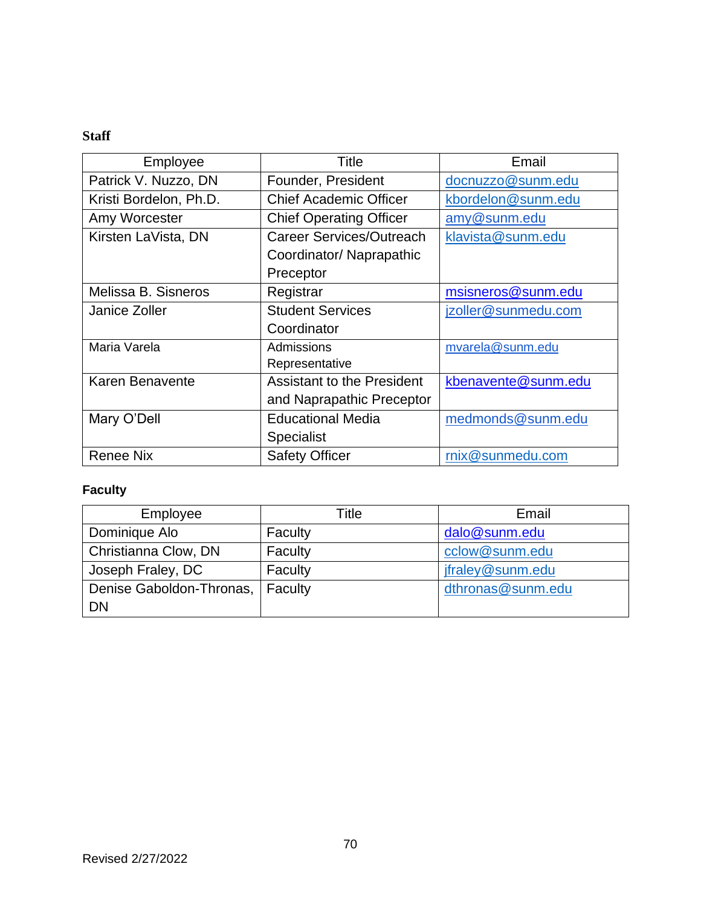**Staff**

| Employee | Title | Email |
|---|---|---|
| Patrick V. Nuzzo, DN | Founder, President | docnuzzo@sunm.edu |
| Kristi Bordelon, Ph.D. | Chief Academic Officer | kbordelon@sunm.edu |
| Amy Worcester | Chief Operating Officer | amy@sunm.edu |
| Kirsten LaVista, DN | Career Services/Outreach Coordinator/ Naprapathic Preceptor | klavista@sunm.edu |
| Melissa B. Sisneros | Registrar | msisneros@sunm.edu |
| Janice Zoller | Student Services Coordinator | jzoller@sunmedu.com |
| Maria Varela | Admissions Representative | mvarela@sunm.edu |
| Karen Benavente | Assistant to the President and Naprapathic Preceptor | kbenavente@sunm.edu |
| Mary O'Dell | Educational Media Specialist | medmonds@sunm.edu |
| Renee Nix | Safety Officer | rnix@sunmedu.com |

**Faculty**

| Employee | Title | Email |
|---|---|---|
| Dominique Alo | Faculty | dalo@sunm.edu |
| Christianna Clow, DN | Faculty | cclow@sunm.edu |
| Joseph Fraley, DC | Faculty | jfraley@sunm.edu |
| Denise Gaboldon-Thronas, DN | Faculty | dthronas@sunm.edu |

Revised 2/27/2022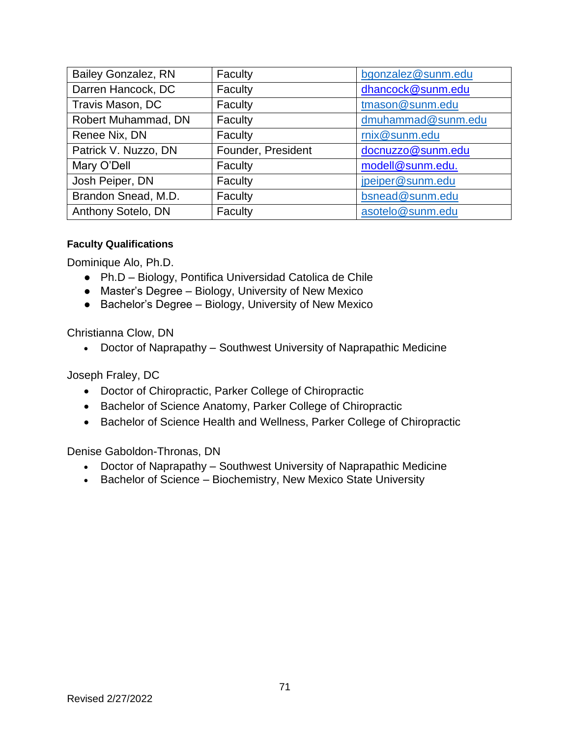| Bailey Gonzalez, RN | Faculty | bgonzalez@sunm.edu |
|---|---|---|
| Darren Hancock, DC | Faculty | dhancock@sunm.edu |
| Travis Mason, DC | Faculty | tmason@sunm.edu |
| Robert Muhammad, DN | Faculty | dmuhammad@sunm.edu |
| Renee Nix, DN | Faculty | rnix@sunm.edu |
| Patrick V. Nuzzo, DN | Founder, President | docnuzzo@sunm.edu |
| Mary O'Dell | Faculty | modell@sunm.edu. |
| Josh Peiper, DN | Faculty | jpeiper@sunm.edu |
| Brandon Snead, M.D. | Faculty | bsnead@sunm.edu |
| Anthony Sotelo, DN | Faculty | asotelo@sunm.edu |

**Faculty Qualifications**

Dominique Alo, Ph.D.

- Ph.D – Biology, Pontifica Universidad Catolica de Chile
- Master's Degree – Biology, University of New Mexico
- Bachelor's Degree – Biology, University of New Mexico

Christianna Clow, DN

- Doctor of Naprapathy – Southwest University of Naprapathic Medicine

Joseph Fraley, DC

- Doctor of Chiropractic, Parker College of Chiropractic
- Bachelor of Science Anatomy, Parker College of Chiropractic
- Bachelor of Science Health and Wellness, Parker College of Chiropractic

Denise Gaboldon-Thronas, DN

- Doctor of Naprapathy – Southwest University of Naprapathic Medicine
- Bachelor of Science – Biochemistry, New Mexico State University

Revised 2/27/2022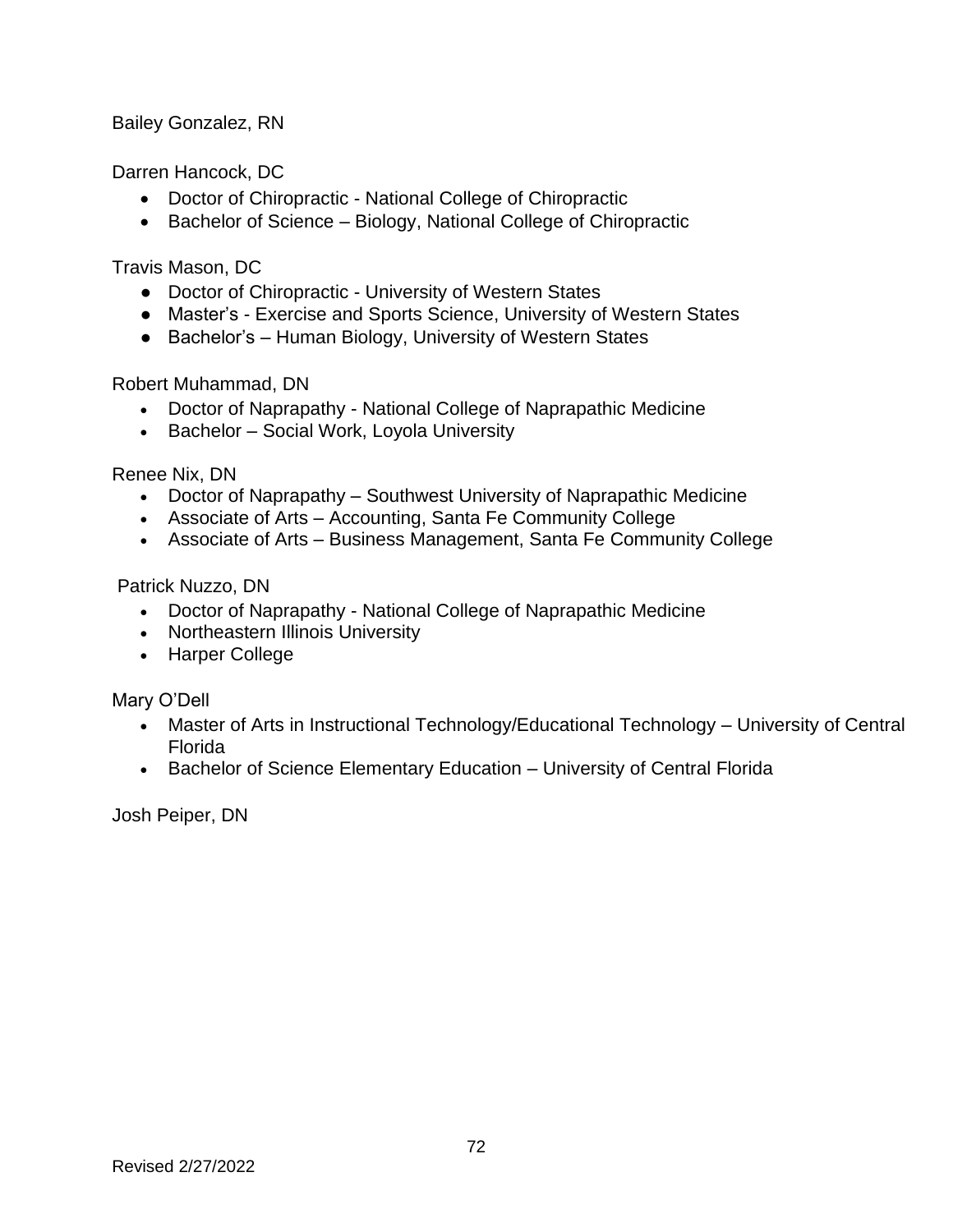Bailey Gonzalez, RN

Darren Hancock, DC

- Doctor of Chiropractic - National College of Chiropractic
- Bachelor of Science – Biology, National College of Chiropractic

Travis Mason, DC

- Doctor of Chiropractic - University of Western States
- Master's - Exercise and Sports Science, University of Western States
- Bachelor's – Human Biology, University of Western States

Robert Muhammad, DN

- Doctor of Naprapathy - National College of Naprapathic Medicine
- Bachelor – Social Work, Loyola University

Renee Nix, DN

- Doctor of Naprapathy – Southwest University of Naprapathic Medicine
- Associate of Arts – Accounting, Santa Fe Community College
- Associate of Arts – Business Management, Santa Fe Community College

Patrick Nuzzo, DN

- Doctor of Naprapathy - National College of Naprapathic Medicine
- Northeastern Illinois University
- Harper College

Mary O'Dell

- Master of Arts in Instructional Technology/Educational Technology – University of Central Florida
- Bachelor of Science Elementary Education – University of Central Florida

Josh Peiper, DN

Revised 2/27/2022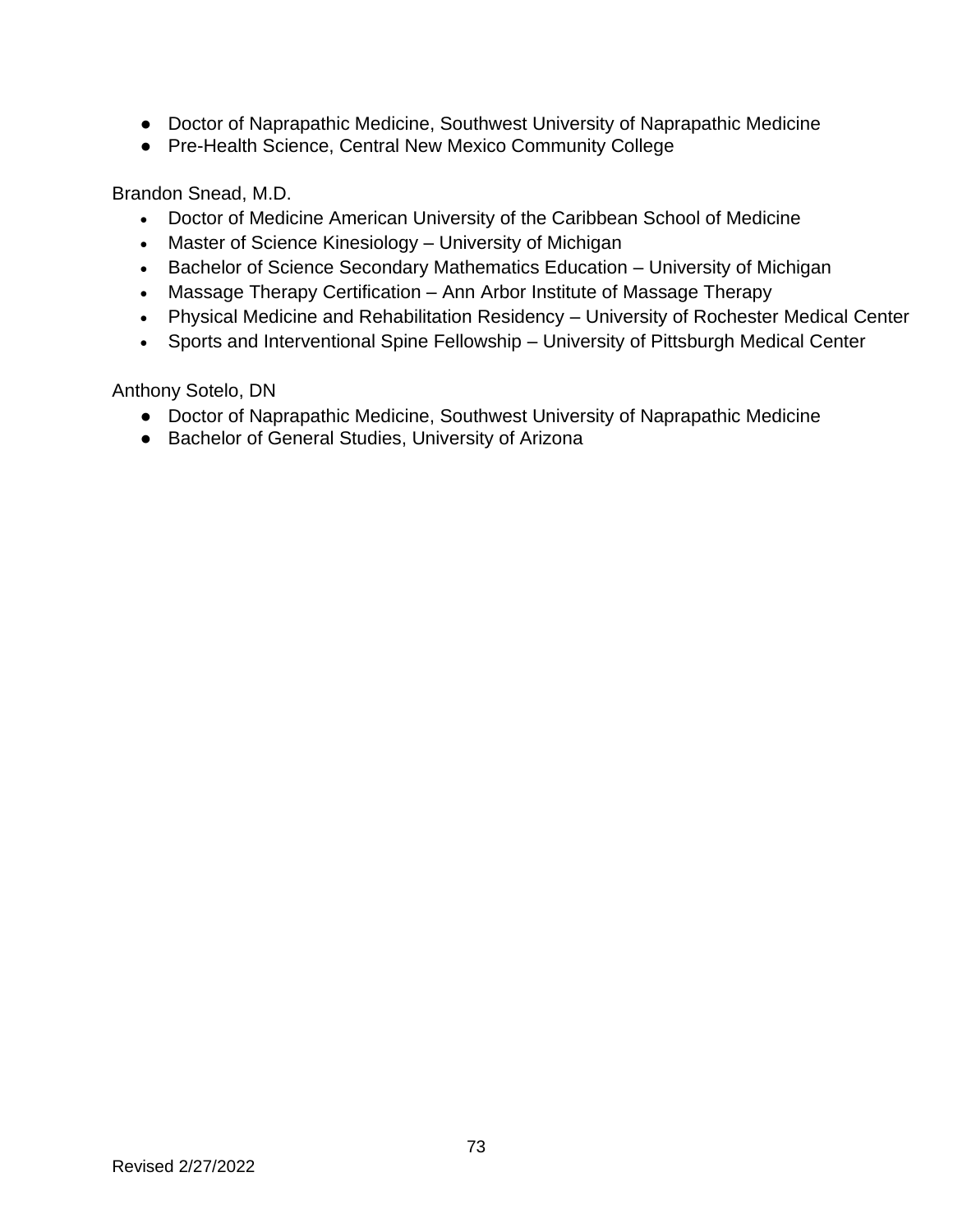- Doctor of Naprapathic Medicine, Southwest University of Naprapathic Medicine
- Pre-Health Science, Central New Mexico Community College

Brandon Snead, M.D.

- Doctor of Medicine American University of the Caribbean School of Medicine
- Master of Science Kinesiology – University of Michigan
- Bachelor of Science Secondary Mathematics Education – University of Michigan
- Massage Therapy Certification – Ann Arbor Institute of Massage Therapy
- Physical Medicine and Rehabilitation Residency – University of Rochester Medical Center
- Sports and Interventional Spine Fellowship – University of Pittsburgh Medical Center

Anthony Sotelo, DN

- Doctor of Naprapathic Medicine, Southwest University of Naprapathic Medicine
- Bachelor of General Studies, University of Arizona

Revised 2/27/2022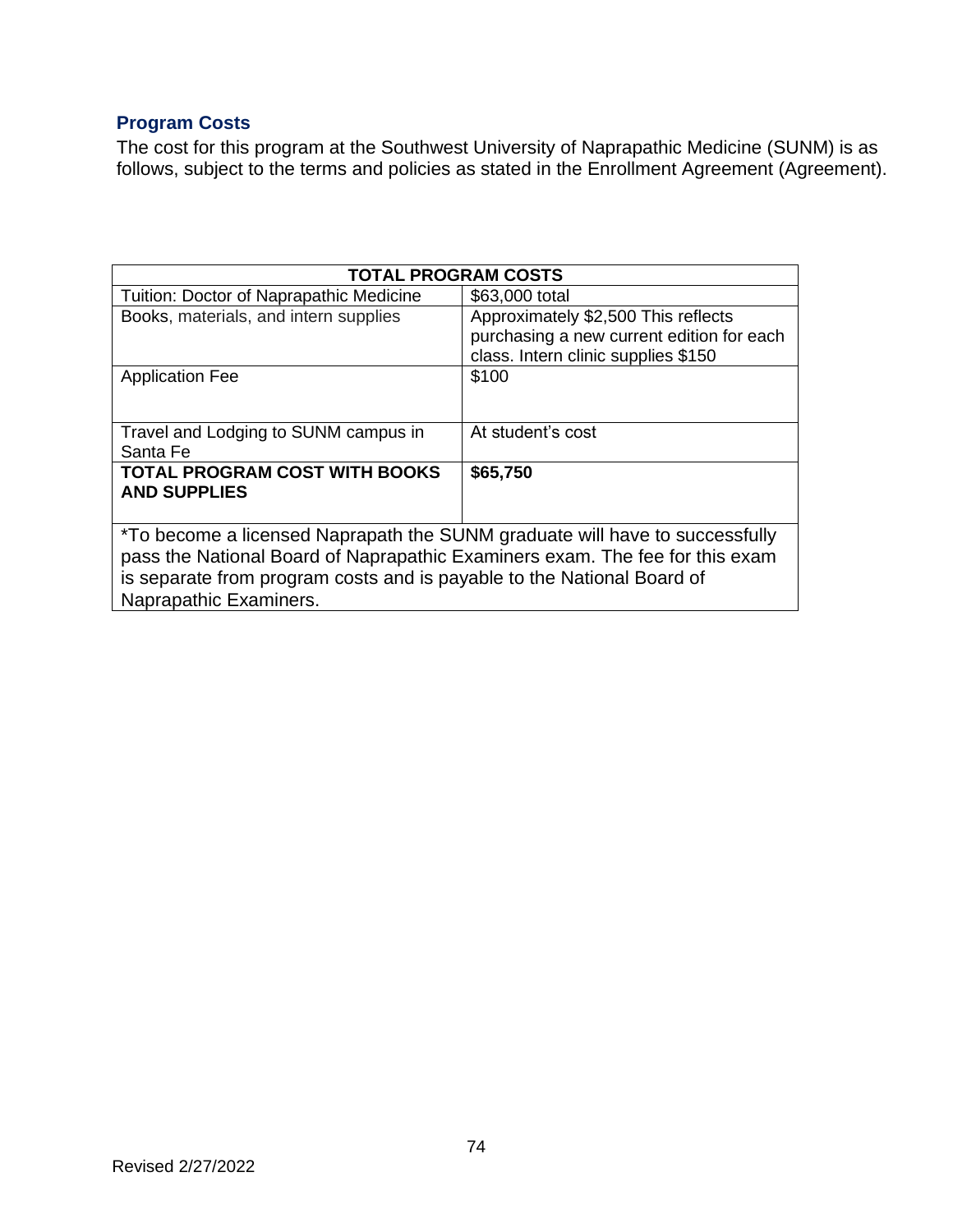## Program Costs

The cost for this program at the Southwest University of Naprapathic Medicine (SUNM) is as follows, subject to the terms and policies as stated in the Enrollment Agreement (Agreement).

| TOTAL PROGRAM COSTS | |
|---|---|
| Tuition: Doctor of Naprapathic Medicine | $63,000 total |
| Books, materials, and intern supplies | Approximately $2,500 This reflects purchasing a new current edition for each class. Intern clinic supplies $150 |
| Application Fee | $100 |
| Travel and Lodging to SUNM campus in Santa Fe | At student's cost |
| **TOTAL PROGRAM COST WITH BOOKS AND SUPPLIES** | **$65,750** |
| *To become a licensed Naprapath the SUNM graduate will have to successfully pass the National Board of Naprapathic Examiners exam. The fee for this exam is separate from program costs and is payable to the National Board of Naprapathic Examiners. | |

Revised 2/27/2022